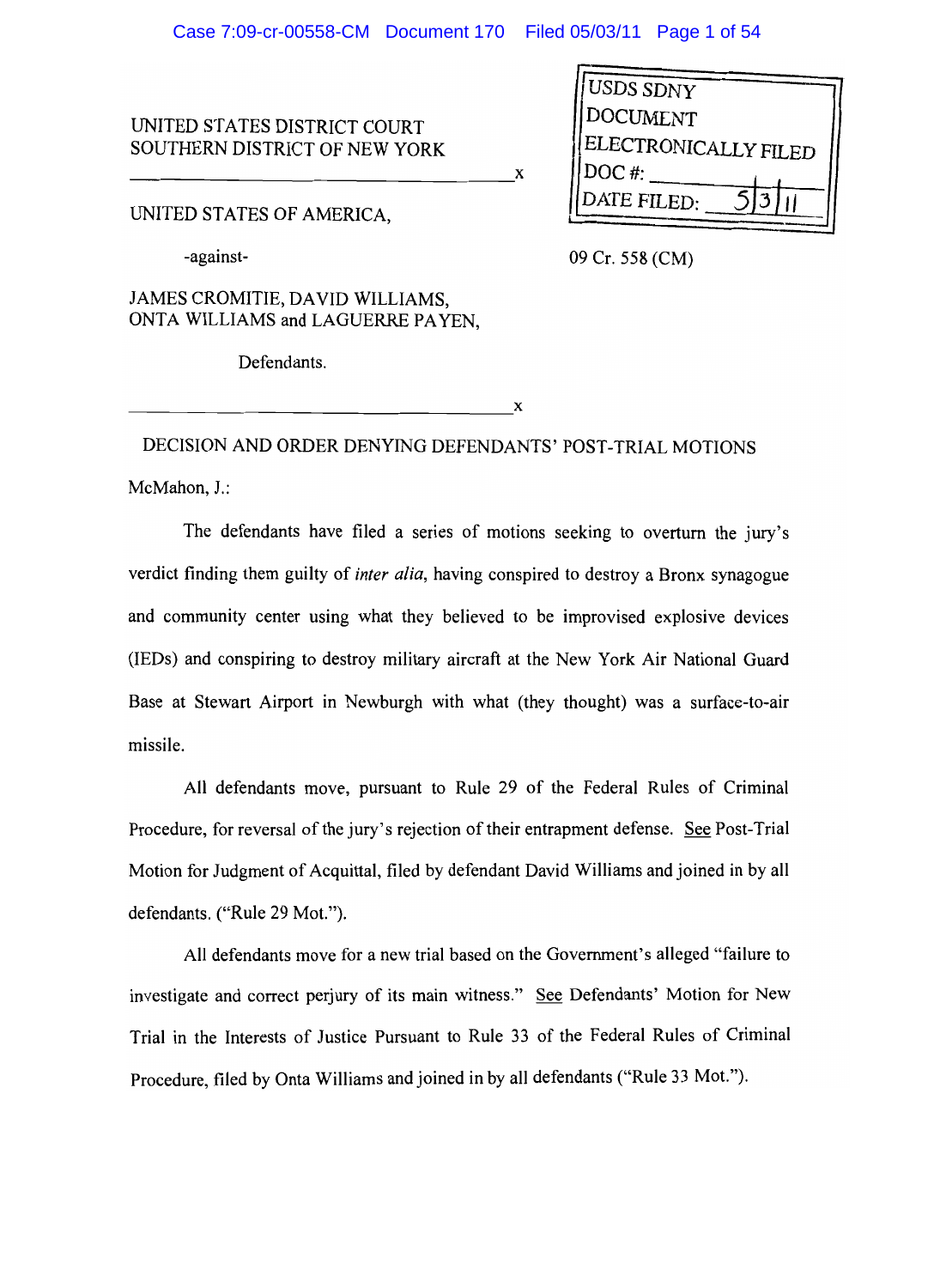UNITED STATES DISTRICT COURT
SOUTHERN DISTRICT OF NEW YORK

| USDS SDNY |
|---|
| DOCUMENT |
| ELECTRONICALLY FILED |
| DOC #: |
| DATE FILED: 5/3/11 |

---------------------------------------------------------------x

UNITED STATES OF AMERICA,

-against-

JAMES CROMITIE, DAVID WILLIAMS, ONTA WILLIAMS and LAGUERRE PAYEN,

Defendants.

09 Cr. 558 (CM)

---------------------------------------------------------------x

DECISION AND ORDER DENYING DEFENDANTS' POST-TRIAL MOTIONS

McMahon, J.:

The defendants have filed a series of motions seeking to overturn the jury's verdict finding them guilty of *inter alia*, having conspired to destroy a Bronx synagogue and community center using what they believed to be improvised explosive devices (IEDs) and conspiring to destroy military aircraft at the New York Air National Guard Base at Stewart Airport in Newburgh with what (they thought) was a surface-to-air missile.

All defendants move, pursuant to Rule 29 of the Federal Rules of Criminal Procedure, for reversal of the jury's rejection of their entrapment defense. See Post-Trial Motion for Judgment of Acquittal, filed by defendant David Williams and joined in by all defendants. ("Rule 29 Mot.").

All defendants move for a new trial based on the Government's alleged "failure to investigate and correct perjury of its main witness." See Defendants' Motion for New Trial in the Interests of Justice Pursuant to Rule 33 of the Federal Rules of Criminal Procedure, filed by Onta Williams and joined in by all defendants ("Rule 33 Mot.").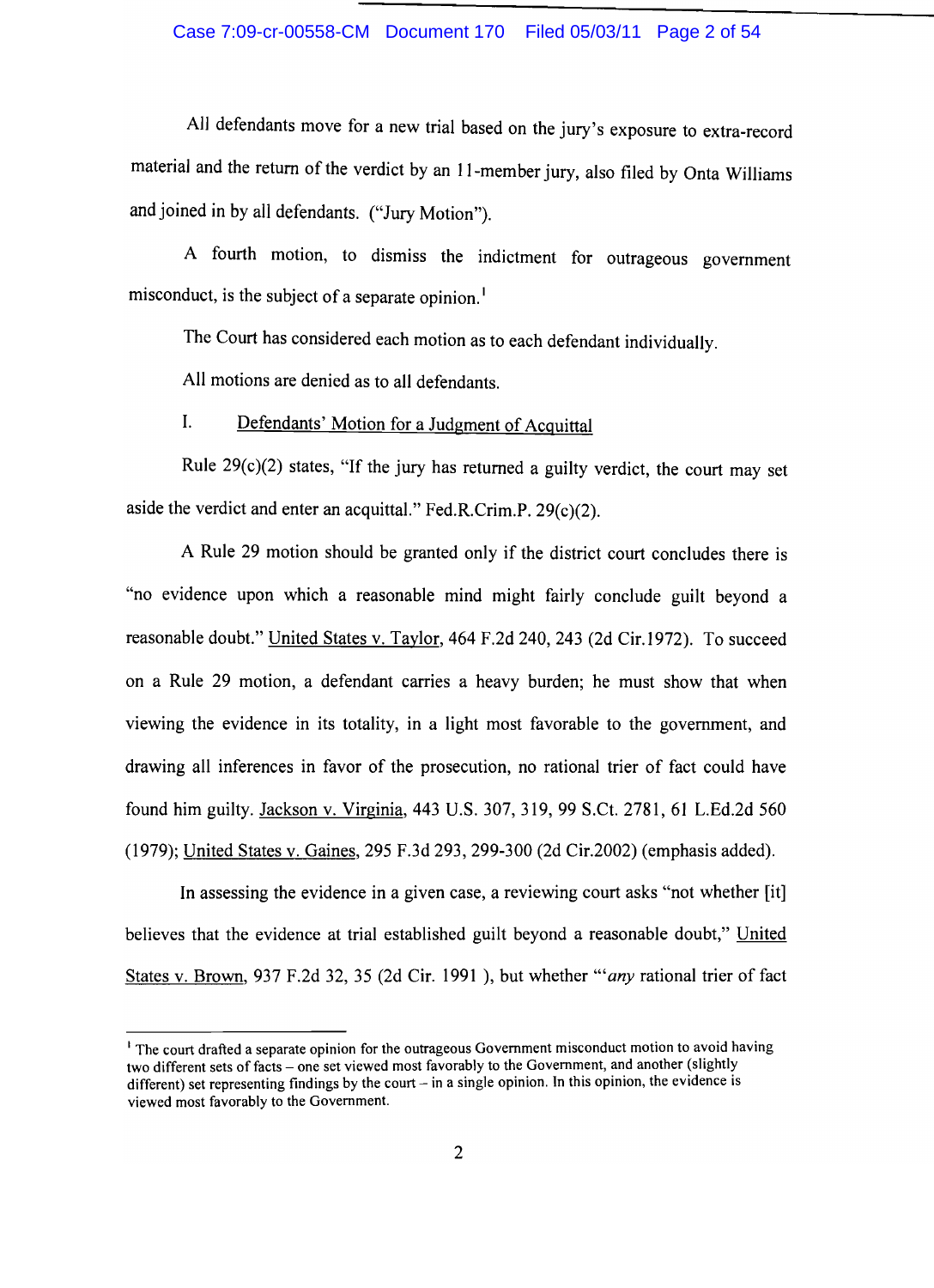All defendants move for a new trial based on the jury's exposure to extra-record material and the return of the verdict by an 11-member jury, also filed by Onta Williams and joined in by all defendants. ("Jury Motion").

A fourth motion, to dismiss the indictment for outrageous government misconduct, is the subject of a separate opinion.[1]

The Court has considered each motion as to each defendant individually.

All motions are denied as to all defendants.

## I. Defendants' Motion for a Judgment of Acquittal

Rule 29(c)(2) states, "If the jury has returned a guilty verdict, the court may set aside the verdict and enter an acquittal." Fed.R.Crim.P. 29(c)(2).

A Rule 29 motion should be granted only if the district court concludes there is "no evidence upon which a reasonable mind might fairly conclude guilt beyond a reasonable doubt." United States v. Taylor, 464 F.2d 240, 243 (2d Cir.1972). To succeed on a Rule 29 motion, a defendant carries a heavy burden; he must show that when viewing the evidence in its totality, in a light most favorable to the government, and drawing all inferences in favor of the prosecution, no rational trier of fact could have found him guilty. Jackson v. Virginia, 443 U.S. 307, 319, 99 S.Ct. 2781, 61 L.Ed.2d 560 (1979); United States v. Gaines, 295 F.3d 293, 299-300 (2d Cir.2002) (emphasis added).

In assessing the evidence in a given case, a reviewing court asks "not whether [it] believes that the evidence at trial established guilt beyond a reasonable doubt," United States v. Brown, 937 F.2d 32, 35 (2d Cir. 1991 ), but whether "'*any* rational trier of fact

---

[1] The court drafted a separate opinion for the outrageous Government misconduct motion to avoid having two different sets of facts – one set viewed most favorably to the Government, and another (slightly different) set representing findings by the court – in a single opinion. In this opinion, the evidence is viewed most favorably to the Government.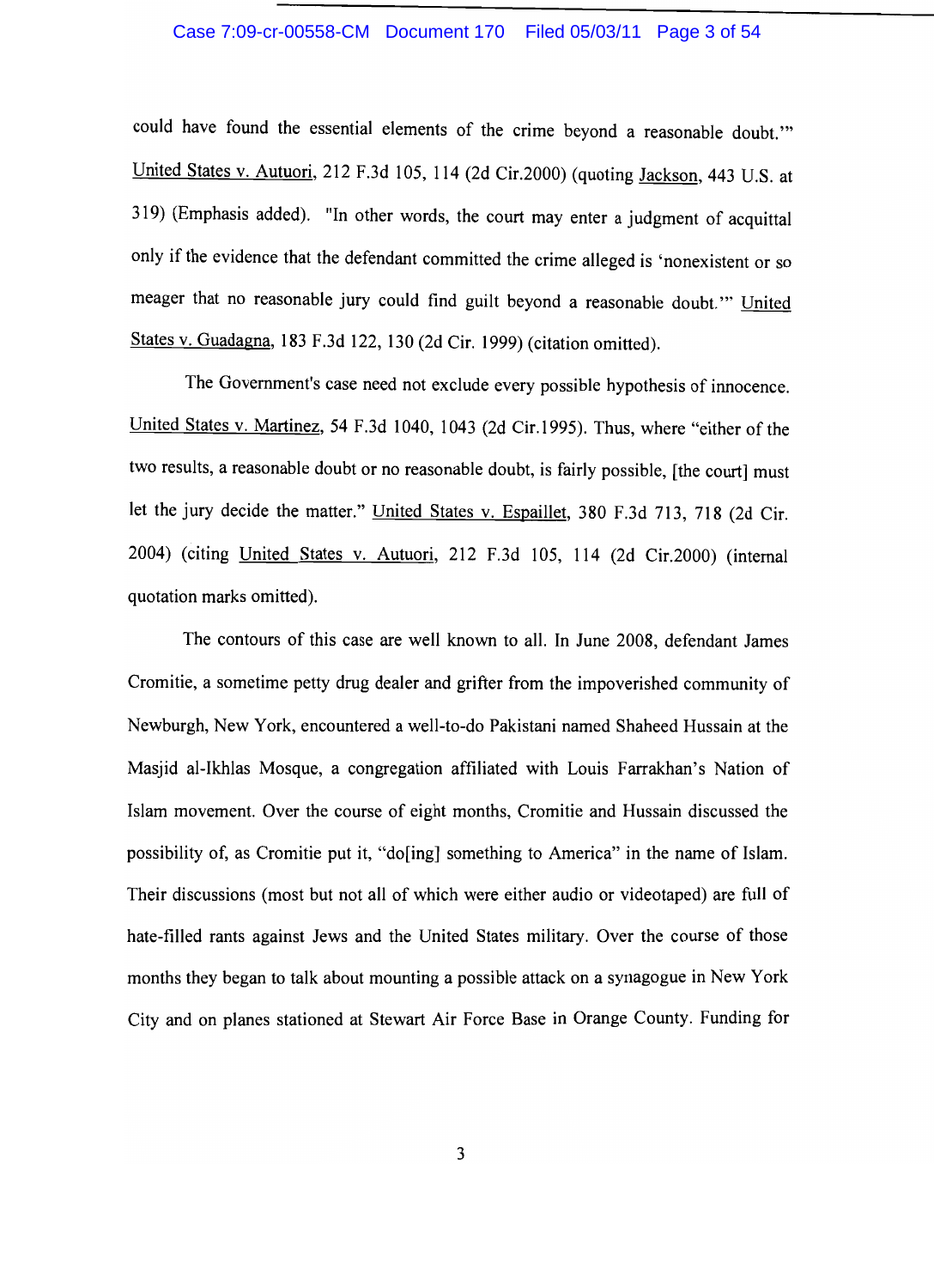could have found the essential elements of the crime beyond a reasonable doubt.'" United States v. Autuori, 212 F.3d 105, 114 (2d Cir.2000) (quoting Jackson, 443 U.S. at 319) (Emphasis added). "In other words, the court may enter a judgment of acquittal only if the evidence that the defendant committed the crime alleged is 'nonexistent or so meager that no reasonable jury could find guilt beyond a reasonable doubt.'" United States v. Guadagna, 183 F.3d 122, 130 (2d Cir. 1999) (citation omitted).

The Government's case need not exclude every possible hypothesis of innocence. United States v. Martinez, 54 F.3d 1040, 1043 (2d Cir.1995). Thus, where "either of the two results, a reasonable doubt or no reasonable doubt, is fairly possible, [the court] must let the jury decide the matter." United States v. Espaillet, 380 F.3d 713, 718 (2d Cir. 2004) (citing United States v. Autuori, 212 F.3d 105, 114 (2d Cir.2000) (internal quotation marks omitted).

The contours of this case are well known to all. In June 2008, defendant James Cromitie, a sometime petty drug dealer and grifter from the impoverished community of Newburgh, New York, encountered a well-to-do Pakistani named Shaheed Hussain at the Masjid al-Ikhlas Mosque, a congregation affiliated with Louis Farrakhan's Nation of Islam movement. Over the course of eight months, Cromitie and Hussain discussed the possibility of, as Cromitie put it, "do[ing] something to America" in the name of Islam. Their discussions (most but not all of which were either audio or videotaped) are full of hate-filled rants against Jews and the United States military. Over the course of those months they began to talk about mounting a possible attack on a synagogue in New York City and on planes stationed at Stewart Air Force Base in Orange County. Funding for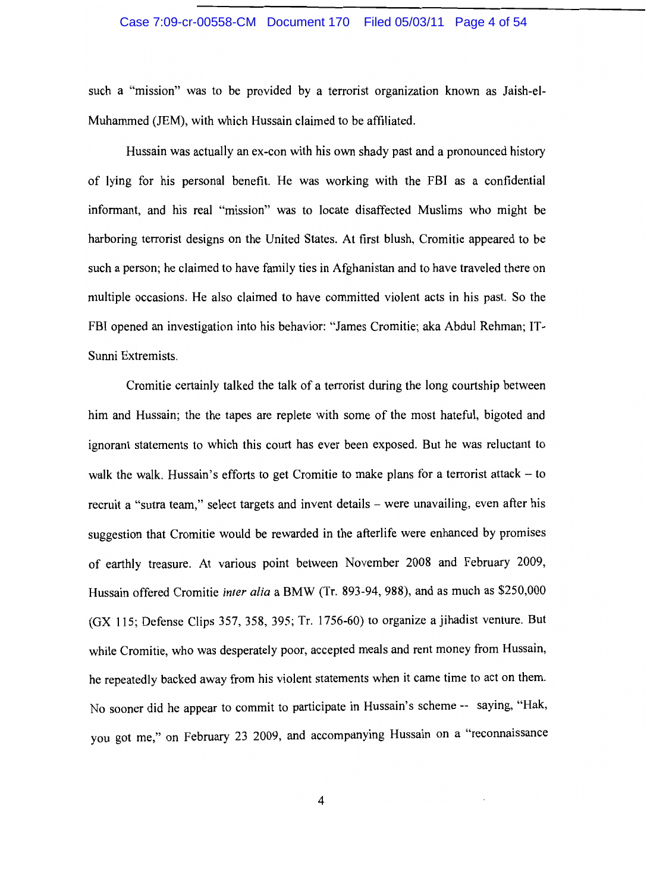such a "mission" was to be provided by a terrorist organization known as Jaish-el-Muhammed (JEM), with which Hussain claimed to be affiliated.

Hussain was actually an ex-con with his own shady past and a pronounced history of lying for his personal benefit. He was working with the FBI as a confidential informant, and his real "mission" was to locate disaffected Muslims who might be harboring terrorist designs on the United States. At first blush, Cromitie appeared to be such a person; he claimed to have family ties in Afghanistan and to have traveled there on multiple occasions. He also claimed to have committed violent acts in his past. So the FBI opened an investigation into his behavior: "James Cromitie; aka Abdul Rehman; IT-Sunni Extremists.

Cromitie certainly talked the talk of a terrorist during the long courtship between him and Hussain; the the tapes are replete with some of the most hateful, bigoted and ignorant statements to which this court has ever been exposed. But he was reluctant to walk the walk. Hussain's efforts to get Cromitie to make plans for a terrorist attack – to recruit a "sutra team," select targets and invent details – were unavailing, even after his suggestion that Cromitie would be rewarded in the afterlife were enhanced by promises of earthly treasure. At various point between November 2008 and February 2009, Hussain offered Cromitie *inter alia* a BMW (Tr. 893-94, 988), and as much as $250,000 (GX 115; Defense Clips 357, 358, 395; Tr. 1756-60) to organize a jihadist venture. But while Cromitie, who was desperately poor, accepted meals and rent money from Hussain, he repeatedly backed away from his violent statements when it came time to act on them. No sooner did he appear to commit to participate in Hussain's scheme -- saying, "Hak, you got me," on February 23 2009, and accompanying Hussain on a "reconnaissance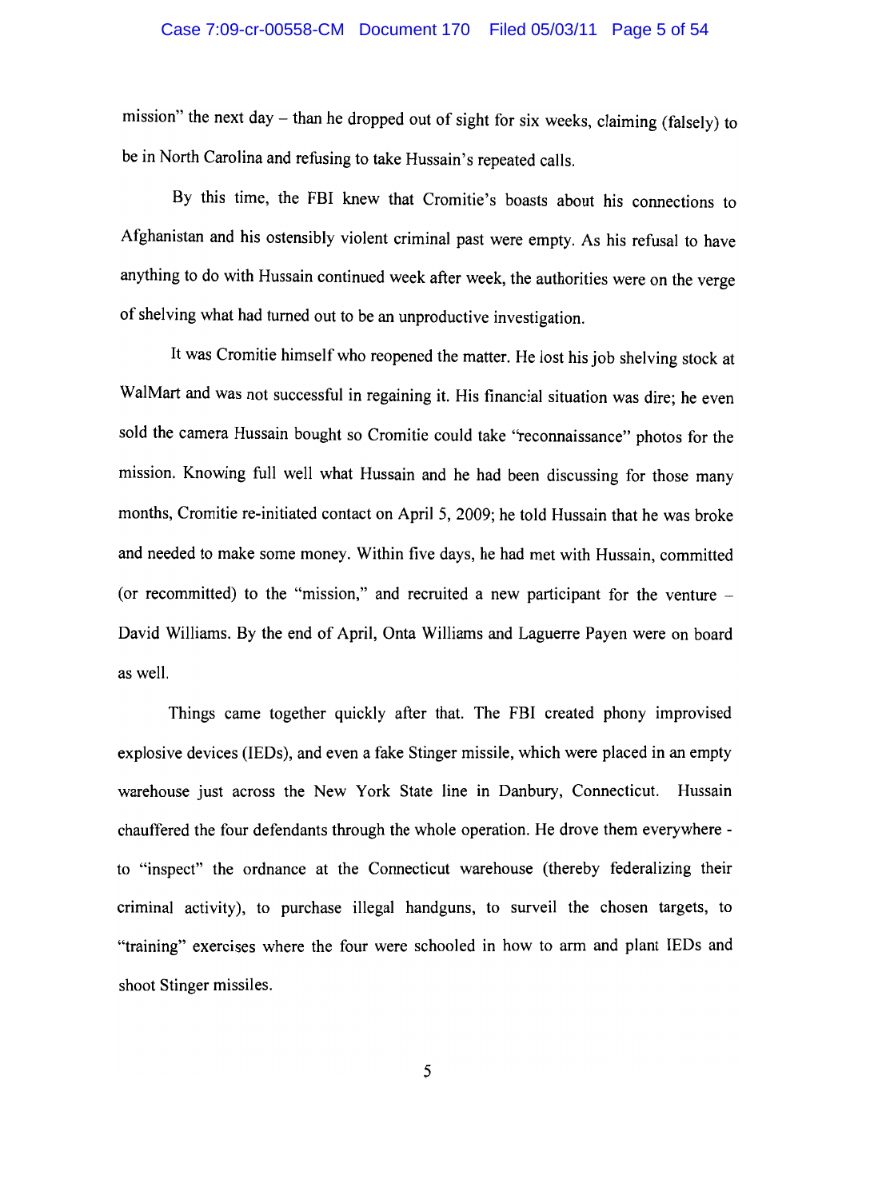mission" the next day – than he dropped out of sight for six weeks, claiming (falsely) to be in North Carolina and refusing to take Hussain's repeated calls.

By this time, the FBI knew that Cromitie's boasts about his connections to Afghanistan and his ostensibly violent criminal past were empty. As his refusal to have anything to do with Hussain continued week after week, the authorities were on the verge of shelving what had turned out to be an unproductive investigation.

It was Cromitie himself who reopened the matter. He lost his job shelving stock at WalMart and was not successful in regaining it. His financial situation was dire; he even sold the camera Hussain bought so Cromitie could take "reconnaissance" photos for the mission. Knowing full well what Hussain and he had been discussing for those many months, Cromitie re-initiated contact on April 5, 2009; he told Hussain that he was broke and needed to make some money. Within five days, he had met with Hussain, committed (or recommitted) to the "mission," and recruited a new participant for the venture – David Williams. By the end of April, Onta Williams and Laguerre Payen were on board as well.

Things came together quickly after that. The FBI created phony improvised explosive devices (IEDs), and even a fake Stinger missile, which were placed in an empty warehouse just across the New York State line in Danbury, Connecticut. Hussain chauffered the four defendants through the whole operation. He drove them everywhere - to "inspect" the ordnance at the Connecticut warehouse (thereby federalizing their criminal activity), to purchase illegal handguns, to surveil the chosen targets, to "training" exercises where the four were schooled in how to arm and plant IEDs and shoot Stinger missiles.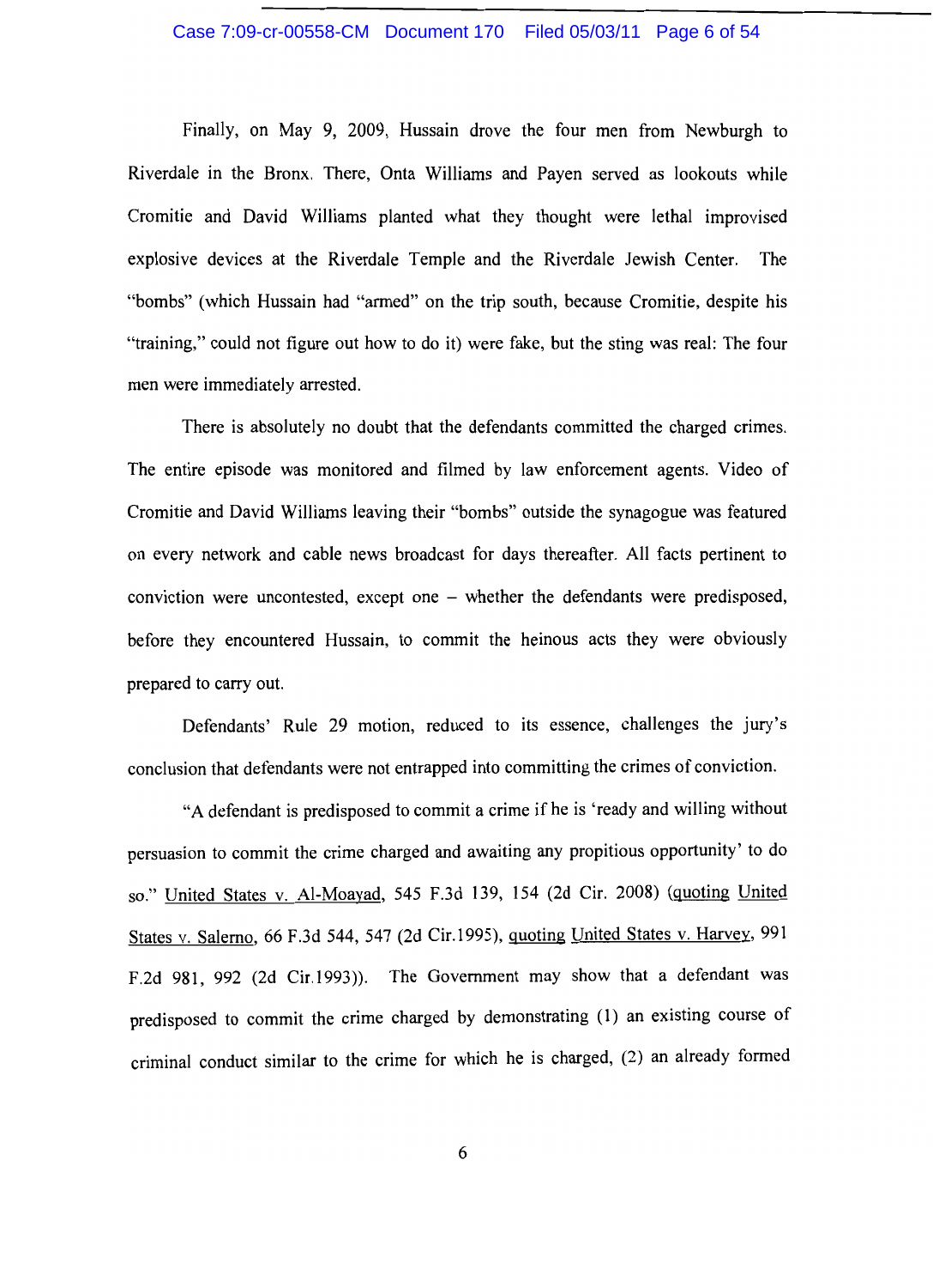Finally, on May 9, 2009, Hussain drove the four men from Newburgh to Riverdale in the Bronx. There, Onta Williams and Payen served as lookouts while Cromitie and David Williams planted what they thought were lethal improvised explosive devices at the Riverdale Temple and the Riverdale Jewish Center. The "bombs" (which Hussain had "armed" on the trip south, because Cromitie, despite his "training," could not figure out how to do it) were fake, but the sting was real: The four men were immediately arrested.

There is absolutely no doubt that the defendants committed the charged crimes. The entire episode was monitored and filmed by law enforcement agents. Video of Cromitie and David Williams leaving their "bombs" outside the synagogue was featured on every network and cable news broadcast for days thereafter. All facts pertinent to conviction were uncontested, except one – whether the defendants were predisposed, before they encountered Hussain, to commit the heinous acts they were obviously prepared to carry out.

Defendants' Rule 29 motion, reduced to its essence, challenges the jury's conclusion that defendants were not entrapped into committing the crimes of conviction.

"A defendant is predisposed to commit a crime if he is 'ready and willing without persuasion to commit the crime charged and awaiting any propitious opportunity' to do so." United States v. Al-Moayad, 545 F.3d 139, 154 (2d Cir. 2008) (quoting United States v. Salerno, 66 F.3d 544, 547 (2d Cir.1995), quoting United States v. Harvey, 991 F.2d 981, 992 (2d Cir.1993)). The Government may show that a defendant was predisposed to commit the crime charged by demonstrating (1) an existing course of criminal conduct similar to the crime for which he is charged, (2) an already formed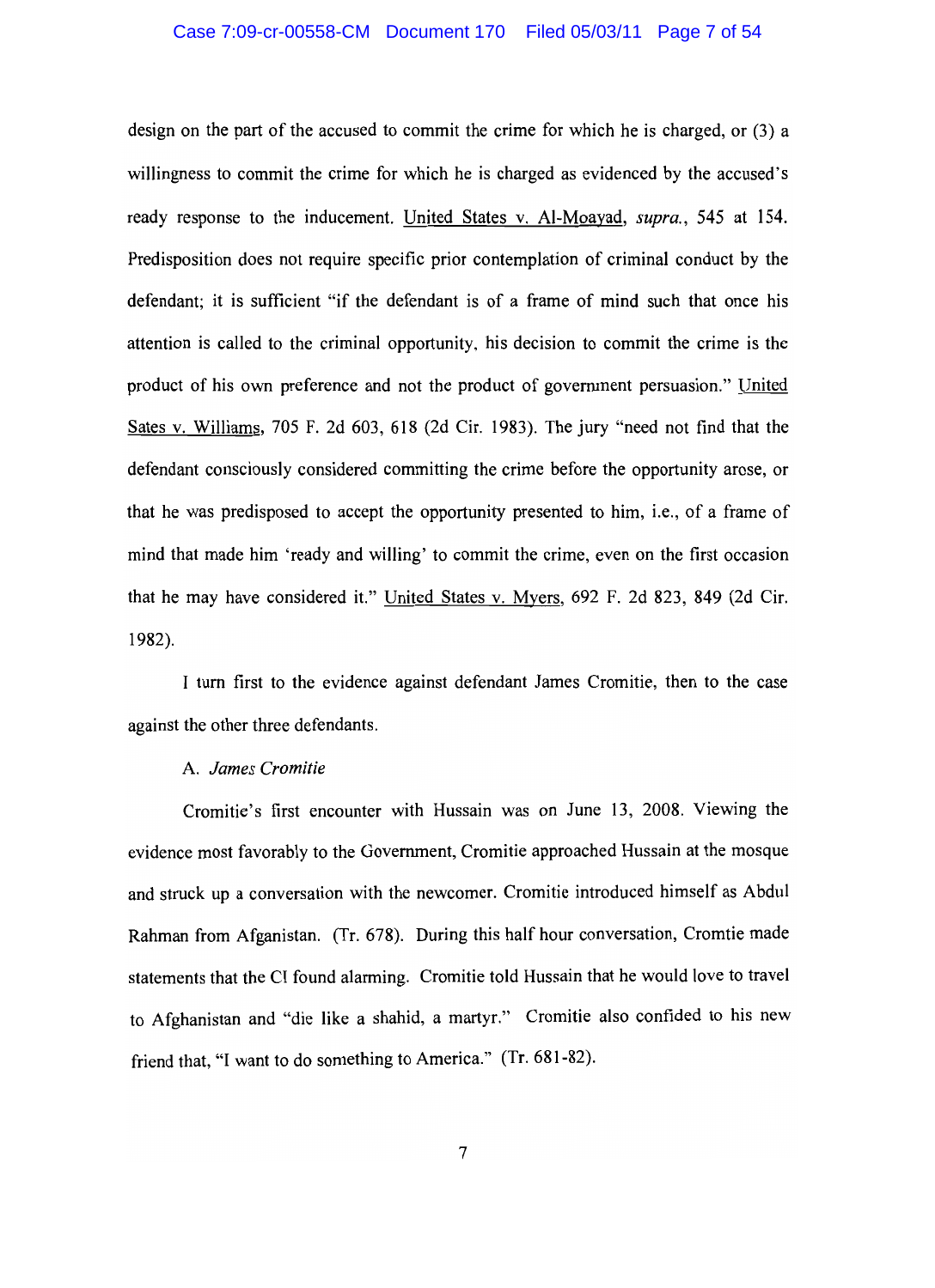design on the part of the accused to commit the crime for which he is charged, or (3) a willingness to commit the crime for which he is charged as evidenced by the accused's ready response to the inducement. United States v. Al-Moayad, *supra.*, 545 at 154. Predisposition does not require specific prior contemplation of criminal conduct by the defendant; it is sufficient "if the defendant is of a frame of mind such that once his attention is called to the criminal opportunity, his decision to commit the crime is the product of his own preference and not the product of government persuasion." United Sates v. Williams, 705 F. 2d 603, 618 (2d Cir. 1983). The jury "need not find that the defendant consciously considered committing the crime before the opportunity arose, or that he was predisposed to accept the opportunity presented to him, i.e., of a frame of mind that made him 'ready and willing' to commit the crime, even on the first occasion that he may have considered it." United States v. Myers, 692 F. 2d 823, 849 (2d Cir. 1982).

I turn first to the evidence against defendant James Cromitie, then to the case against the other three defendants.

A. *James Cromitie*

Cromitie's first encounter with Hussain was on June 13, 2008. Viewing the evidence most favorably to the Government, Cromitie approached Hussain at the mosque and struck up a conversation with the newcomer. Cromitie introduced himself as Abdul Rahman from Afganistan. (Tr. 678). During this half hour conversation, Cromtie made statements that the CI found alarming. Cromitie told Hussain that he would love to travel to Afghanistan and "die like a shahid, a martyr." Cromitie also confided to his new friend that, "I want to do something to America." (Tr. 681-82).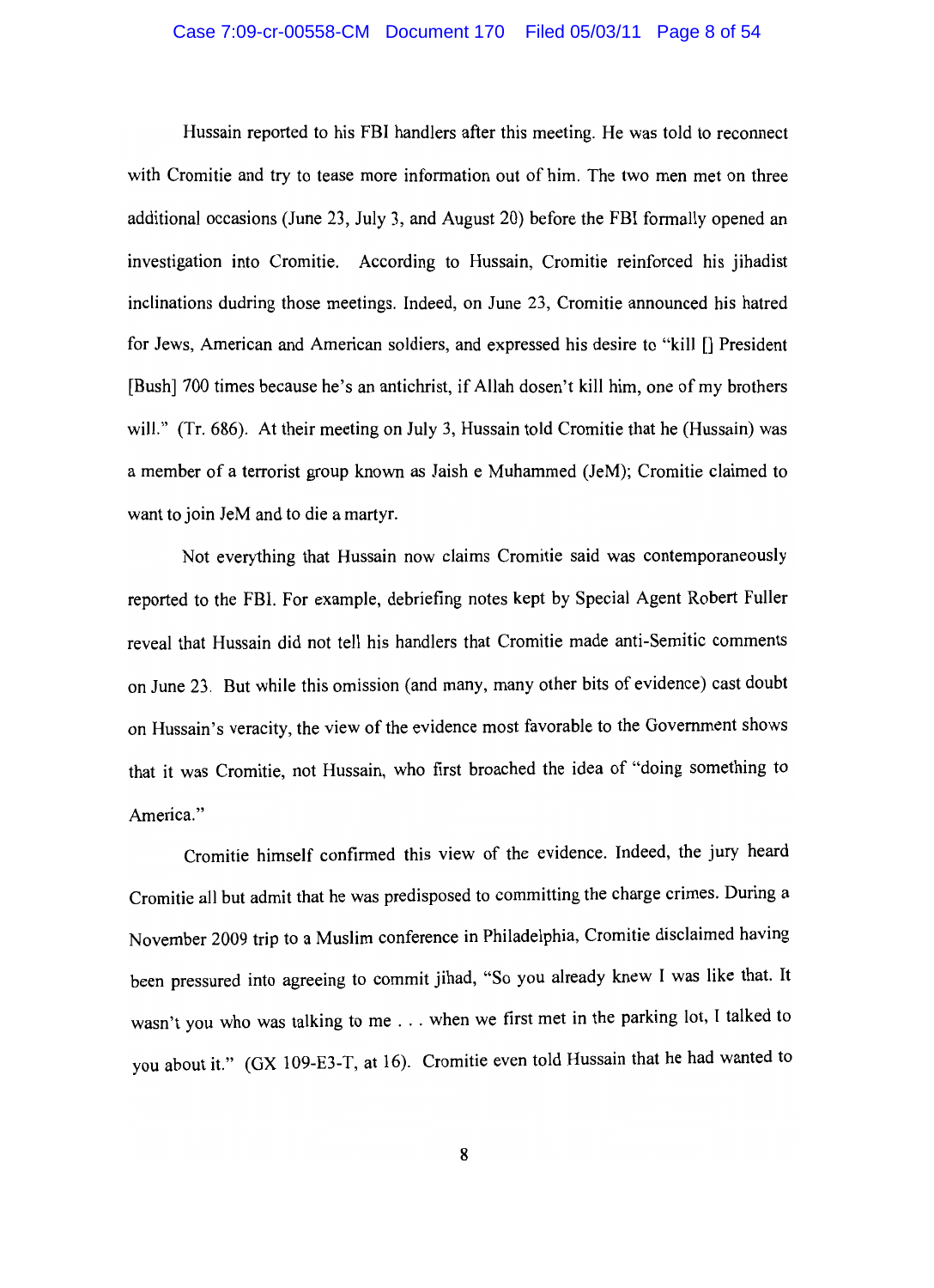Hussain reported to his FBI handlers after this meeting. He was told to reconnect with Cromitie and try to tease more information out of him. The two men met on three additional occasions (June 23, July 3, and August 20) before the FBI formally opened an investigation into Cromitie. According to Hussain, Cromitie reinforced his jihadist inclinations dudring those meetings. Indeed, on June 23, Cromitie announced his hatred for Jews, American and American soldiers, and expressed his desire to "kill [] President [Bush] 700 times because he's an antichrist, if Allah dosen't kill him, one of my brothers will." (Tr. 686). At their meeting on July 3, Hussain told Cromitie that he (Hussain) was a member of a terrorist group known as Jaish e Muhammed (JeM); Cromitie claimed to want to join JeM and to die a martyr.

Not everything that Hussain now claims Cromitie said was contemporaneously reported to the FBI. For example, debriefing notes kept by Special Agent Robert Fuller reveal that Hussain did not tell his handlers that Cromitie made anti-Semitic comments on June 23. But while this omission (and many, many other bits of evidence) cast doubt on Hussain's veracity, the view of the evidence most favorable to the Government shows that it was Cromitie, not Hussain, who first broached the idea of "doing something to America."

Cromitie himself confirmed this view of the evidence. Indeed, the jury heard Cromitie all but admit that he was predisposed to committing the charge crimes. During a November 2009 trip to a Muslim conference in Philadelphia, Cromitie disclaimed having been pressured into agreeing to commit jihad, "So you already knew I was like that. It wasn't you who was talking to me . . . when we first met in the parking lot, I talked to you about it." (GX 109-E3-T, at 16). Cromitie even told Hussain that he had wanted to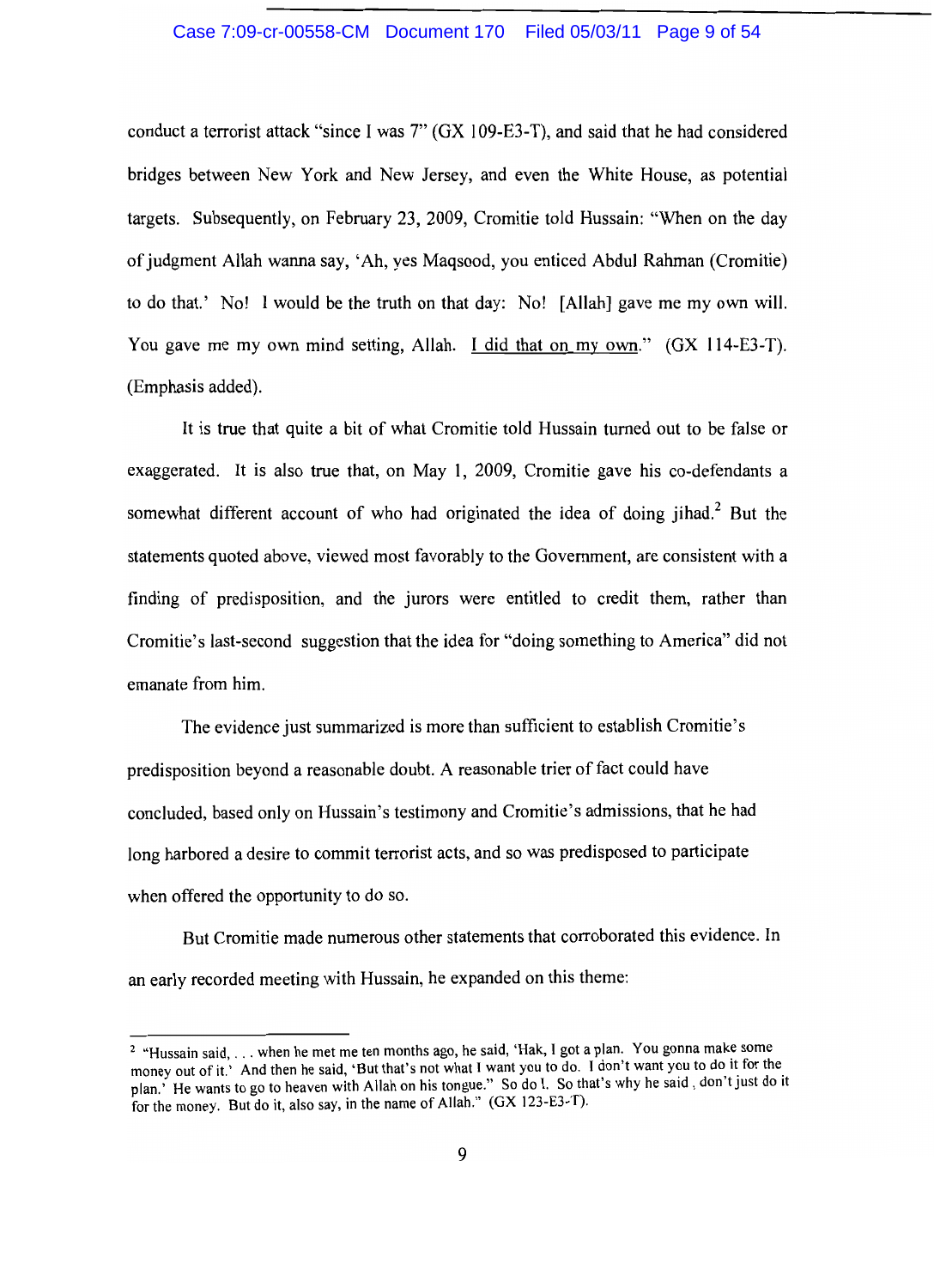conduct a terrorist attack "since I was 7" (GX 109-E3-T), and said that he had considered bridges between New York and New Jersey, and even the White House, as potential targets. Subsequently, on February 23, 2009, Cromitie told Hussain: "When on the day of judgment Allah wanna say, 'Ah, yes Maqsood, you enticed Abdul Rahman (Cromitie) to do that.' No! I would be the truth on that day: No! [Allah] gave me my own will. You gave me my own mind setting, Allah. <u>I did that on my own</u>." (GX 114-E3-T). (Emphasis added).

It is true that quite a bit of what Cromitie told Hussain turned out to be false or exaggerated. It is also true that, on May 1, 2009, Cromitie gave his co-defendants a somewhat different account of who had originated the idea of doing jihad.[2] But the statements quoted above, viewed most favorably to the Government, are consistent with a finding of predisposition, and the jurors were entitled to credit them, rather than Cromitie's last-second suggestion that the idea for "doing something to America" did not emanate from him.

The evidence just summarized is more than sufficient to establish Cromitie's predisposition beyond a reasonable doubt. A reasonable trier of fact could have concluded, based only on Hussain's testimony and Cromitie's admissions, that he had long harbored a desire to commit terrorist acts, and so was predisposed to participate when offered the opportunity to do so.

But Cromitie made numerous other statements that corroborated this evidence. In an early recorded meeting with Hussain, he expanded on this theme:

---

[2] "Hussain said, . . . when he met me ten months ago, he said, 'Hak, I got a plan. You gonna make some money out of it.' And then he said, 'But that's not what I want you to do. I don't want you to do it for the plan.' He wants to go to heaven with Allah on his tongue." So do I. So that's why he said, don't just do it for the money. But do it, also say, in the name of Allah." (GX 123-E3-T).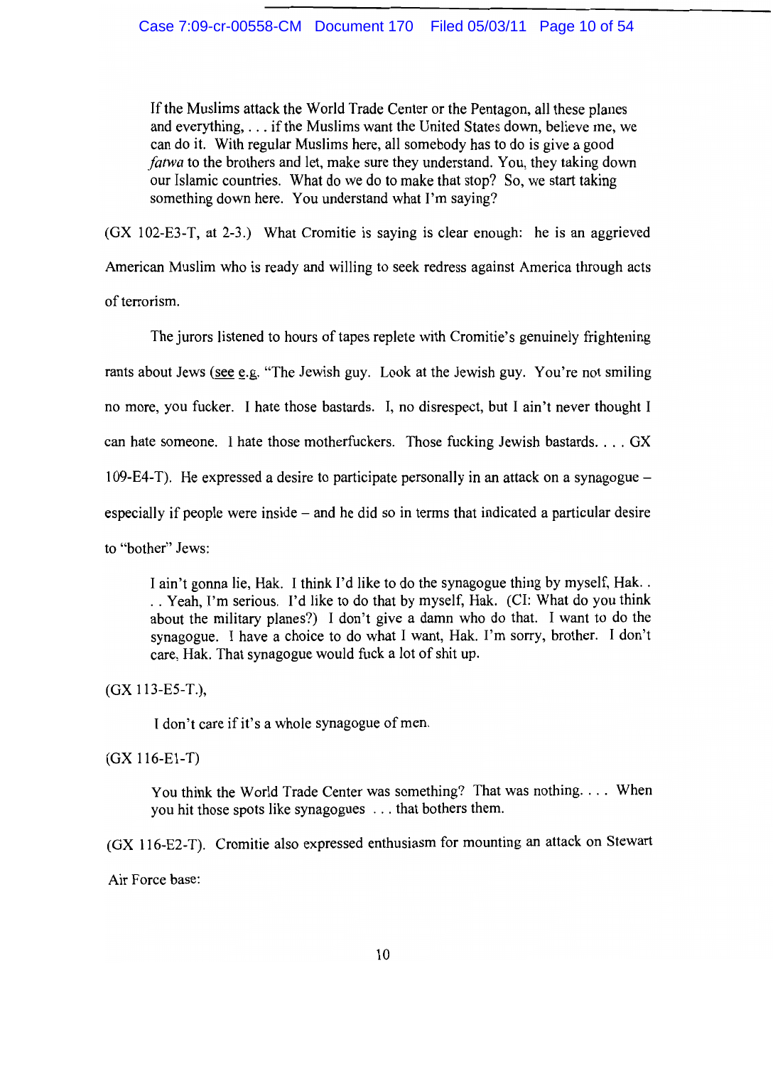> If the Muslims attack the World Trade Center or the Pentagon, all these planes and everything, . . . if the Muslims want the United States down, believe me, we can do it. With regular Muslims here, all somebody has to do is give a good *fatwa* to the brothers and let, make sure they understand. You, they taking down our Islamic countries. What do we do to make that stop? So, we start taking something down here. You understand what I'm saying?

(GX 102-E3-T, at 2-3.) What Cromitie is saying is clear enough: he is an aggrieved American Muslim who is ready and willing to seek redress against America through acts of terrorism.

The jurors listened to hours of tapes replete with Cromitie's genuinely frightening rants about Jews (see e.g. "The Jewish guy. Look at the Jewish guy. You're not smiling no more, you fucker. I hate those bastards. I, no disrespect, but I ain't never thought I can hate someone. I hate those motherfuckers. Those fucking Jewish bastards. . . . GX 109-E4-T). He expressed a desire to participate personally in an attack on a synagogue – especially if people were inside – and he did so in terms that indicated a particular desire to "bother" Jews:

> I ain't gonna lie, Hak. I think I'd like to do the synagogue thing by myself, Hak. . . . Yeah, I'm serious. I'd like to do that by myself, Hak. (CI: What do you think about the military planes?) I don't give a damn who do that. I want to do the synagogue. I have a choice to do what I want, Hak. I'm sorry, brother. I don't care, Hak. That synagogue would fuck a lot of shit up.

(GX 113-E5-T.),

> I don't care if it's a whole synagogue of men.

(GX 116-E1-T)

> You think the World Trade Center was something? That was nothing. . . . When you hit those spots like synagogues . . . that bothers them.

(GX 116-E2-T). Cromitie also expressed enthusiasm for mounting an attack on Stewart Air Force base: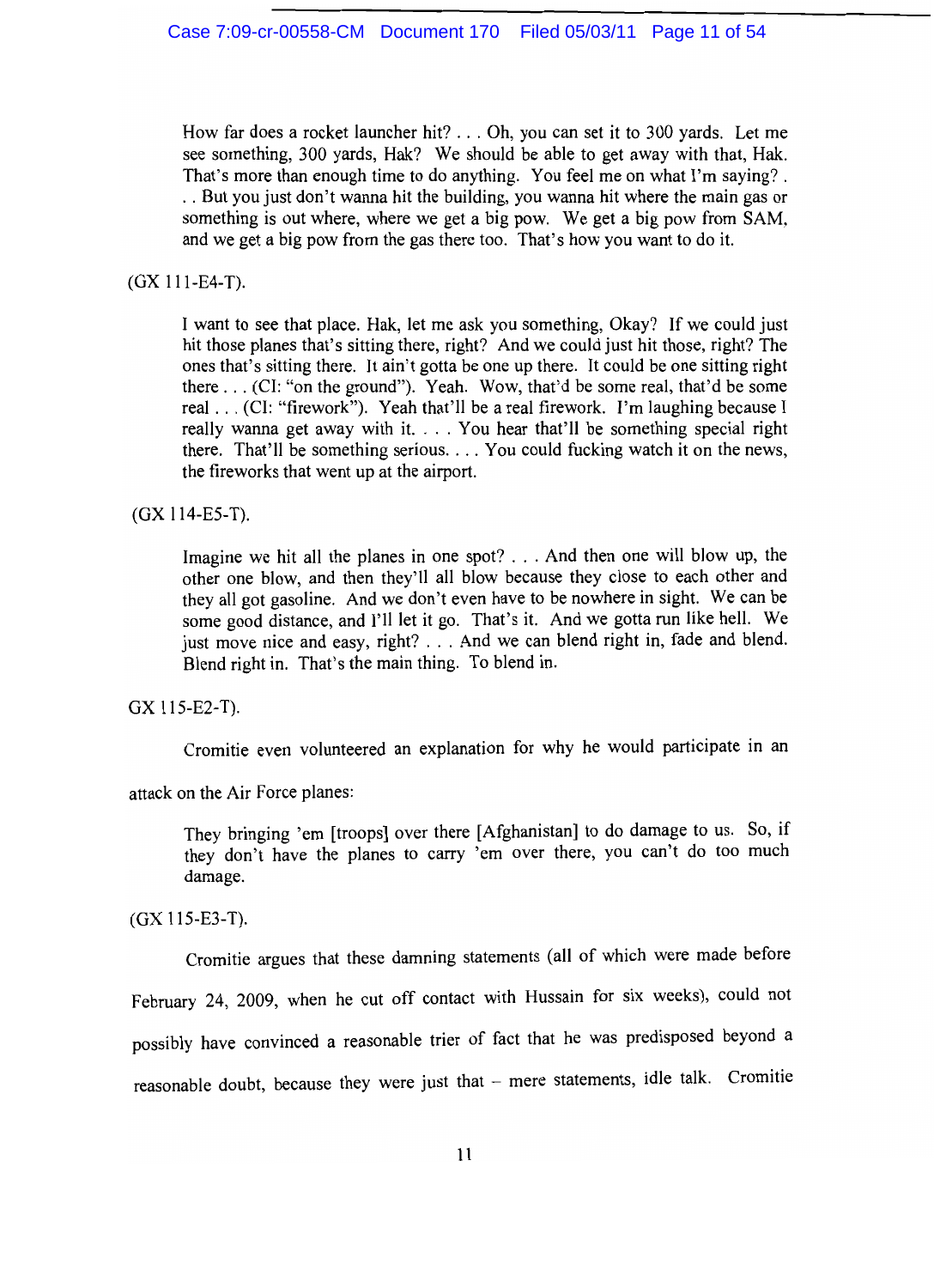> How far does a rocket launcher hit? . . . Oh, you can set it to 300 yards. Let me see something, 300 yards, Hak? We should be able to get away with that, Hak. That's more than enough time to do anything. You feel me on what I'm saying? . . . But you just don't wanna hit the building, you wanna hit where the main gas or something is out where, where we get a big pow. We get a big pow from SAM, and we get a big pow from the gas there too. That's how you want to do it.

(GX 111-E4-T).

> I want to see that place. Hak, let me ask you something, Okay? If we could just hit those planes that's sitting there, right? And we could just hit those, right? The ones that's sitting there. It ain't gotta be one up there. It could be one sitting right there . . . (CI: "on the ground"). Yeah. Wow, that'd be some real, that'd be some real . . . (CI: "firework"). Yeah that'll be a real firework. I'm laughing because I really wanna get away with it. . . . You hear that'll be something special right there. That'll be something serious. . . . You could fucking watch it on the news, the fireworks that went up at the airport.

(GX 114-E5-T).

> Imagine we hit all the planes in one spot? . . . And then one will blow up, the other one blow, and then they'll all blow because they close to each other and they all got gasoline. And we don't even have to be nowhere in sight. We can be some good distance, and I'll let it go. That's it. And we gotta run like hell. We just move nice and easy, right? . . . And we can blend right in, fade and blend. Blend right in. That's the main thing. To blend in.

GX 115-E2-T).

Cromitie even volunteered an explanation for why he would participate in an attack on the Air Force planes:

> They bringing 'em [troops] over there [Afghanistan] to do damage to us. So, if they don't have the planes to carry 'em over there, you can't do too much damage.

(GX 115-E3-T).

Cromitie argues that these damning statements (all of which were made before February 24, 2009, when he cut off contact with Hussain for six weeks), could not possibly have convinced a reasonable trier of fact that he was predisposed beyond a reasonable doubt, because they were just that – mere statements, idle talk. Cromitie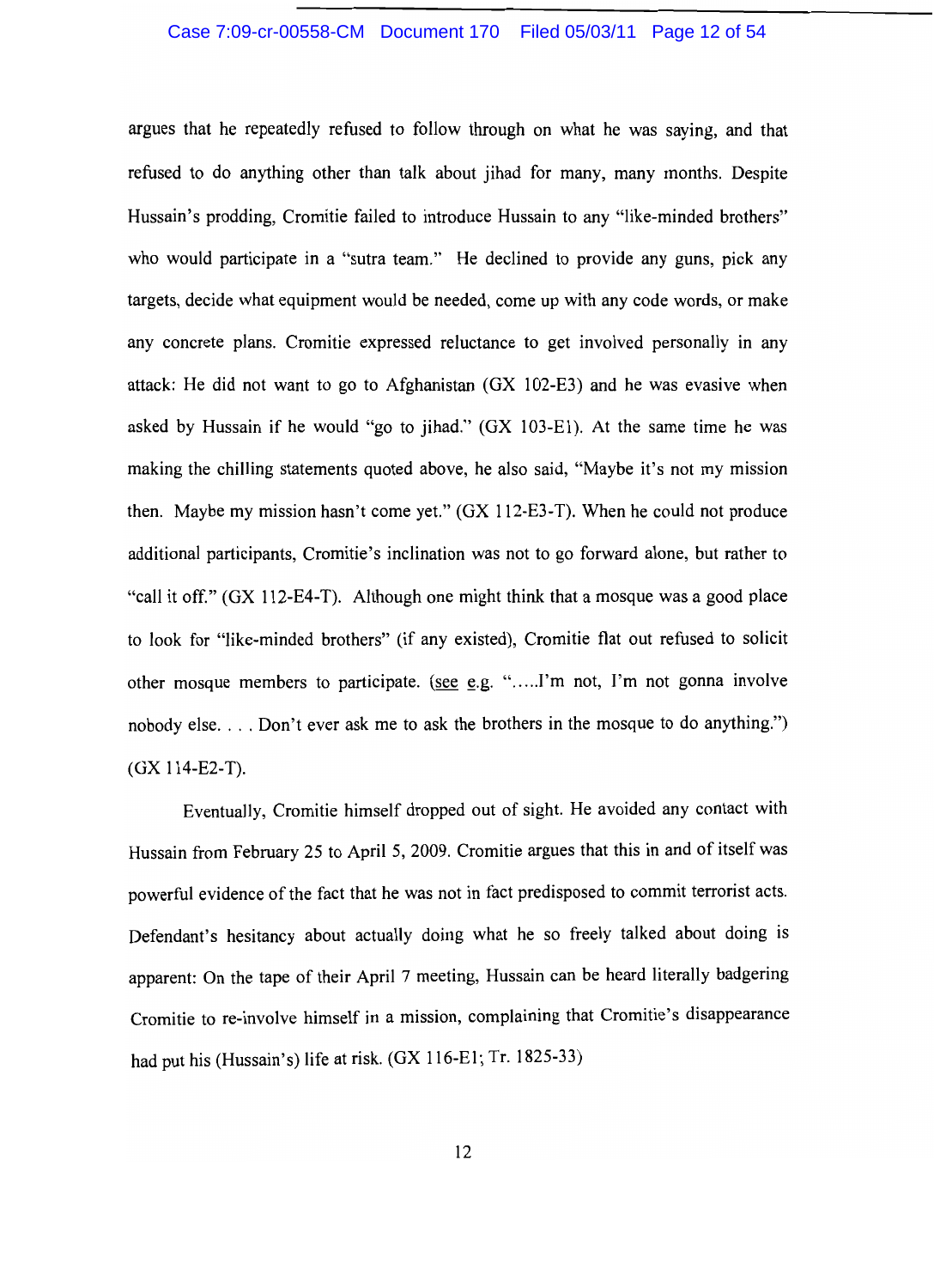argues that he repeatedly refused to follow through on what he was saying, and that refused to do anything other than talk about jihad for many, many months. Despite Hussain's prodding, Cromitie failed to introduce Hussain to any "like-minded brothers" who would participate in a "sutra team." He declined to provide any guns, pick any targets, decide what equipment would be needed, come up with any code words, or make any concrete plans. Cromitie expressed reluctance to get involved personally in any attack: He did not want to go to Afghanistan (GX 102-E3) and he was evasive when asked by Hussain if he would "go to jihad." (GX 103-E1). At the same time he was making the chilling statements quoted above, he also said, "Maybe it's not my mission then. Maybe my mission hasn't come yet." (GX 112-E3-T). When he could not produce additional participants, Cromitie's inclination was not to go forward alone, but rather to "call it off." (GX 112-E4-T). Although one might think that a mosque was a good place to look for "like-minded brothers" (if any existed), Cromitie flat out refused to solicit other mosque members to participate. (see e.g. ".....I'm not, I'm not gonna involve nobody else. . . . Don't ever ask me to ask the brothers in the mosque to do anything.") (GX 114-E2-T).

Eventually, Cromitie himself dropped out of sight. He avoided any contact with Hussain from February 25 to April 5, 2009. Cromitie argues that this in and of itself was powerful evidence of the fact that he was not in fact predisposed to commit terrorist acts. Defendant's hesitancy about actually doing what he so freely talked about doing is apparent: On the tape of their April 7 meeting, Hussain can be heard literally badgering Cromitie to re-involve himself in a mission, complaining that Cromitie's disappearance had put his (Hussain's) life at risk. (GX 116-E1; Tr. 1825-33)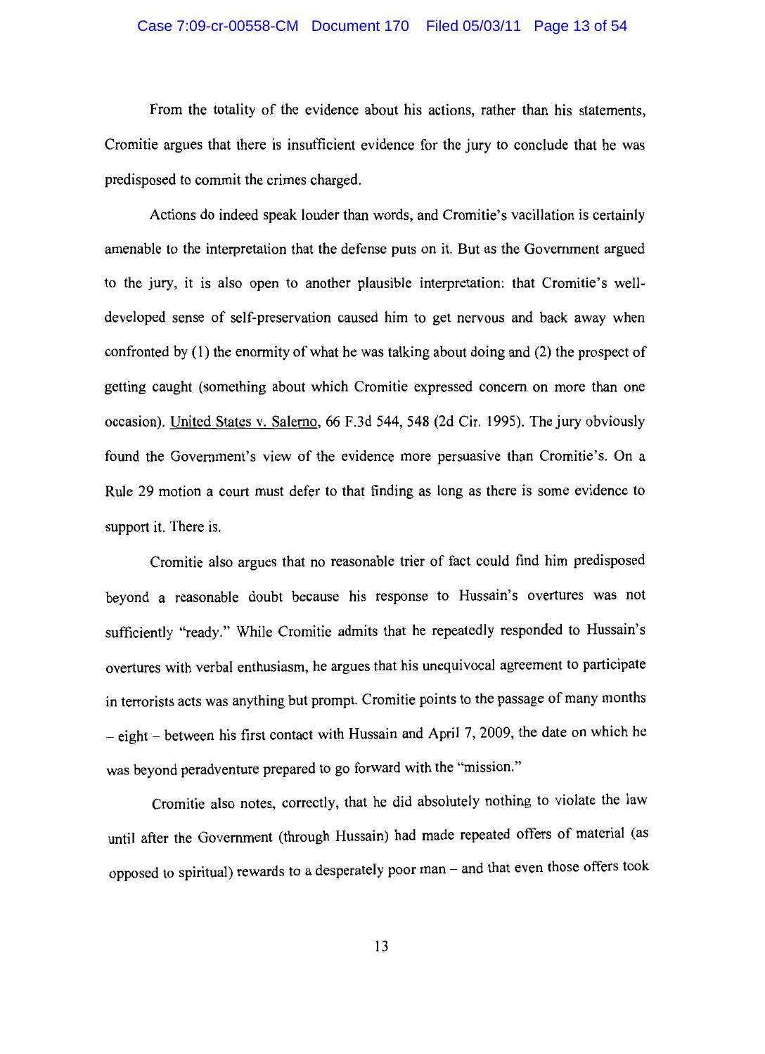From the totality of the evidence about his actions, rather than his statements, Cromitie argues that there is insufficient evidence for the jury to conclude that he was predisposed to commit the crimes charged.

Actions do indeed speak louder than words, and Cromitie's vacillation is certainly amenable to the interpretation that the defense puts on it. But as the Government argued to the jury, it is also open to another plausible interpretation: that Cromitie's well-developed sense of self-preservation caused him to get nervous and back away when confronted by (1) the enormity of what he was talking about doing and (2) the prospect of getting caught (something about which Cromitie expressed concern on more than one occasion). United States v. Salerno, 66 F.3d 544, 548 (2d Cir. 1995). The jury obviously found the Government's view of the evidence more persuasive than Cromitie's. On a Rule 29 motion a court must defer to that finding as long as there is some evidence to support it. There is.

Cromitie also argues that no reasonable trier of fact could find him predisposed beyond a reasonable doubt because his response to Hussain's overtures was not sufficiently "ready." While Cromitie admits that he repeatedly responded to Hussain's overtures with verbal enthusiasm, he argues that his unequivocal agreement to participate in terrorists acts was anything but prompt. Cromitie points to the passage of many months – eight – between his first contact with Hussain and April 7, 2009, the date on which he was beyond peradventure prepared to go forward with the "mission."

Cromitie also notes, correctly, that he did absolutely nothing to violate the law until after the Government (through Hussain) had made repeated offers of material (as opposed to spiritual) rewards to a desperately poor man – and that even those offers took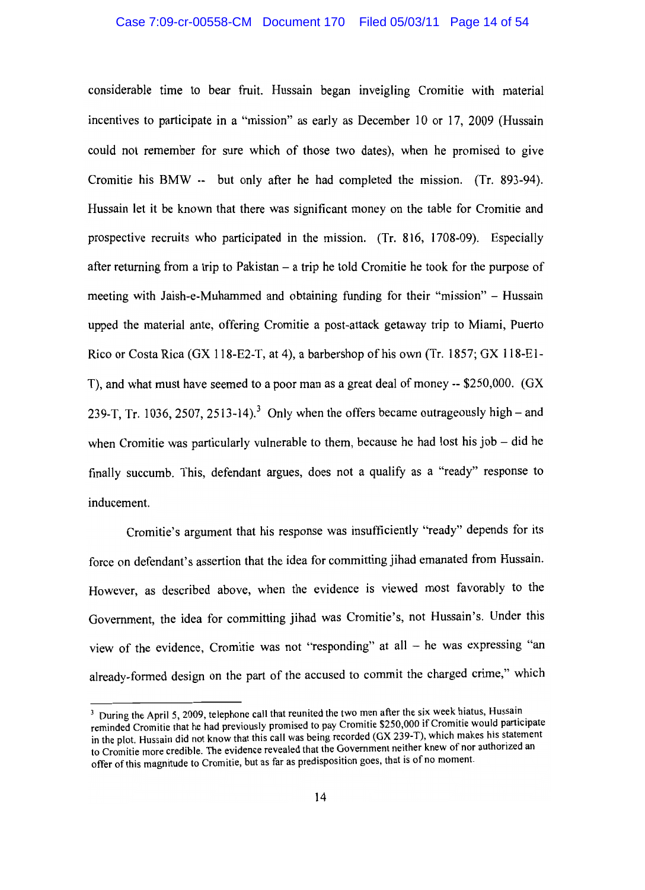considerable time to bear fruit. Hussain began inveigling Cromitie with material incentives to participate in a "mission" as early as December 10 or 17, 2009 (Hussain could not remember for sure which of those two dates), when he promised to give Cromitie his BMW -- but only after he had completed the mission. (Tr. 893-94). Hussain let it be known that there was significant money on the table for Cromitie and prospective recruits who participated in the mission. (Tr. 816, 1708-09). Especially after returning from a trip to Pakistan – a trip he told Cromitie he took for the purpose of meeting with Jaish-e-Muhammed and obtaining funding for their "mission" – Hussain upped the material ante, offering Cromitie a post-attack getaway trip to Miami, Puerto Rico or Costa Rica (GX 118-E2-T, at 4), a barbershop of his own (Tr. 1857; GX 118-E1-T), and what must have seemed to a poor man as a great deal of money -- $250,000. (GX 239-T, Tr. 1036, 2507, 2513-14).[3] Only when the offers became outrageously high – and when Cromitie was particularly vulnerable to them, because he had lost his job – did he finally succumb. This, defendant argues, does not a qualify as a "ready" response to inducement.

Cromitie's argument that his response was insufficiently "ready" depends for its force on defendant's assertion that the idea for committing jihad emanated from Hussain. However, as described above, when the evidence is viewed most favorably to the Government, the idea for committing jihad was Cromitie's, not Hussain's. Under this view of the evidence, Cromitie was not "responding" at all – he was expressing "an already-formed design on the part of the accused to commit the charged crime," which

---

[3] During the April 5, 2009, telephone call that reunited the two men after the six week hiatus, Hussain reminded Cromitie that he had previously promised to pay Cromitie $250,000 if Cromitie would participate in the plot. Hussain did not know that this call was being recorded (GX 239-T), which makes his statement to Cromitie more credible. The evidence revealed that the Government neither knew of nor authorized an offer of this magnitude to Cromitie, but as far as predisposition goes, that is of no moment.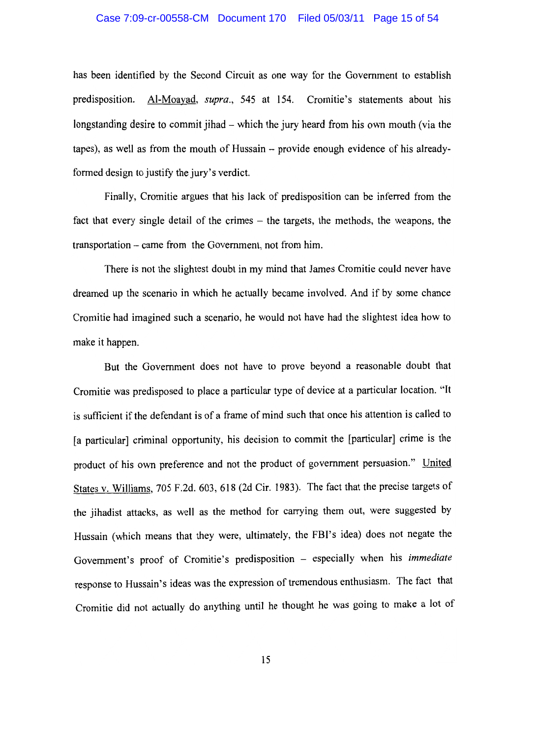has been identified by the Second Circuit as one way for the Government to establish predisposition. Al-Moayad, *supra.*, 545 at 154. Cromitie's statements about his longstanding desire to commit jihad – which the jury heard from his own mouth (via the tapes), as well as from the mouth of Hussain – provide enough evidence of his already-formed design to justify the jury's verdict.

Finally, Cromitie argues that his lack of predisposition can be inferred from the fact that every single detail of the crimes – the targets, the methods, the weapons, the transportation – came from the Government, not from him.

There is not the slightest doubt in my mind that James Cromitie could never have dreamed up the scenario in which he actually became involved. And if by some chance Cromitie had imagined such a scenario, he would not have had the slightest idea how to make it happen.

But the Government does not have to prove beyond a reasonable doubt that Cromitie was predisposed to place a particular type of device at a particular location. "It is sufficient if the defendant is of a frame of mind such that once his attention is called to [a particular] criminal opportunity, his decision to commit the [particular] crime is the product of his own preference and not the product of government persuasion." United States v. Williams, 705 F.2d. 603, 618 (2d Cir. 1983). The fact that the precise targets of the jihadist attacks, as well as the method for carrying them out, were suggested by Hussain (which means that they were, ultimately, the FBI's idea) does not negate the Government's proof of Cromitie's predisposition – especially when his *immediate* response to Hussain's ideas was the expression of tremendous enthusiasm. The fact that Cromitie did not actually do anything until he thought he was going to make a lot of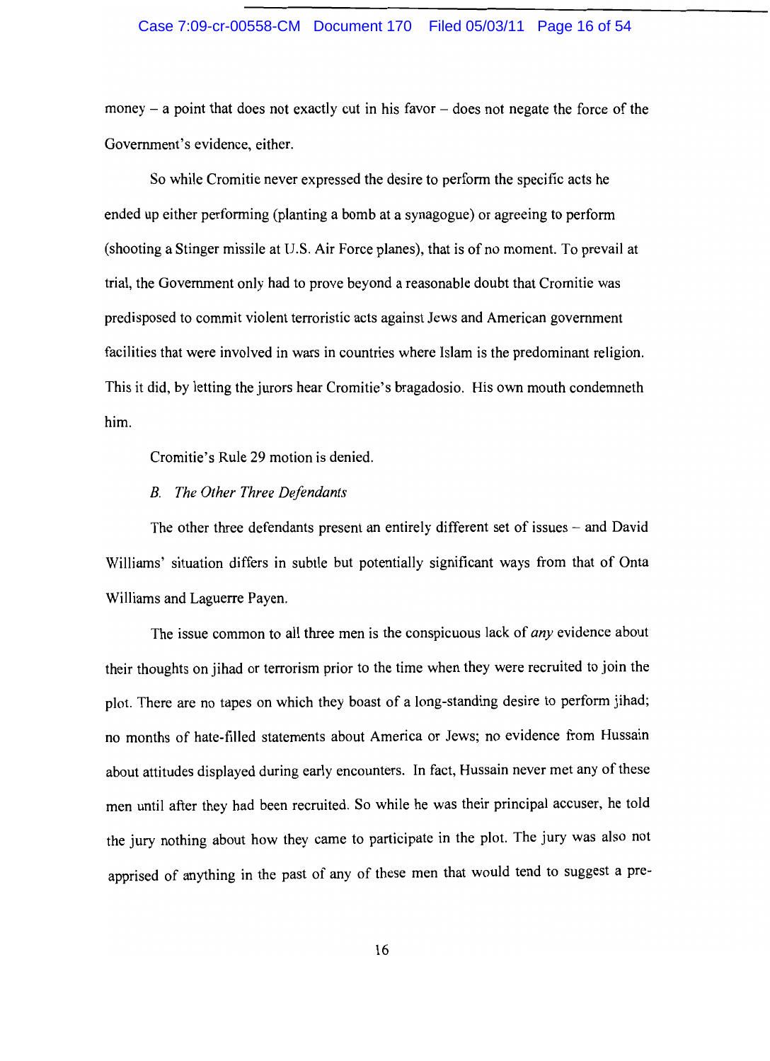money – a point that does not exactly cut in his favor – does not negate the force of the Government's evidence, either.

So while Cromitie never expressed the desire to perform the specific acts he ended up either performing (planting a bomb at a synagogue) or agreeing to perform (shooting a Stinger missile at U.S. Air Force planes), that is of no moment. To prevail at trial, the Government only had to prove beyond a reasonable doubt that Cromitie was predisposed to commit violent terroristic acts against Jews and American government facilities that were involved in wars in countries where Islam is the predominant religion. This it did, by letting the jurors hear Cromitie's bragadosio. His own mouth condemneth him.

Cromitie's Rule 29 motion is denied.

*B. The Other Three Defendants*

The other three defendants present an entirely different set of issues – and David Williams' situation differs in subtle but potentially significant ways from that of Onta Williams and Laguerre Payen.

The issue common to all three men is the conspicuous lack of *any* evidence about their thoughts on jihad or terrorism prior to the time when they were recruited to join the plot. There are no tapes on which they boast of a long-standing desire to perform jihad; no months of hate-filled statements about America or Jews; no evidence from Hussain about attitudes displayed during early encounters. In fact, Hussain never met any of these men until after they had been recruited. So while he was their principal accuser, he told the jury nothing about how they came to participate in the plot. The jury was also not apprised of anything in the past of any of these men that would tend to suggest a pre-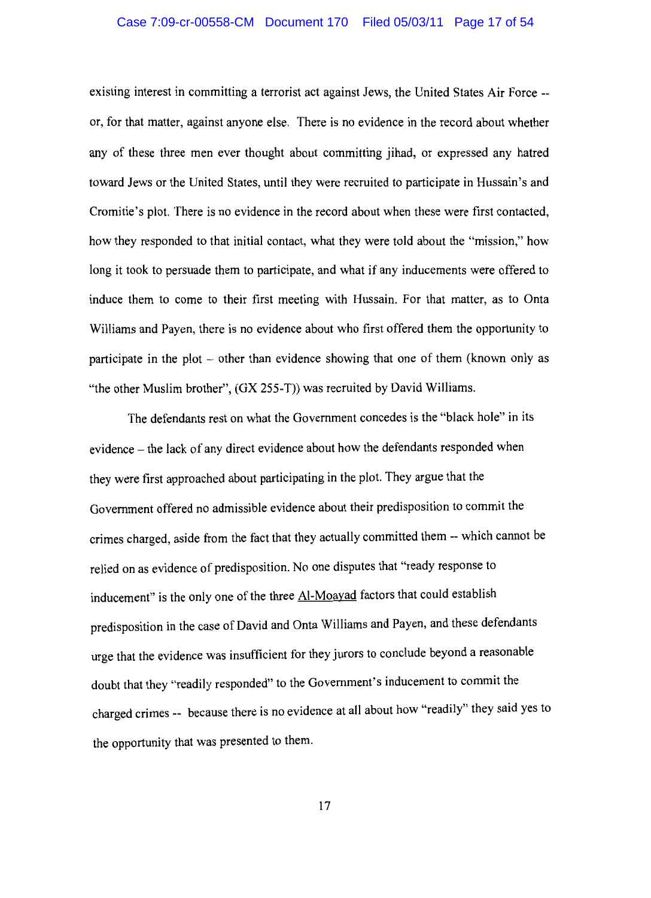existing interest in committing a terrorist act against Jews, the United States Air Force -- or, for that matter, against anyone else. There is no evidence in the record about whether any of these three men ever thought about committing jihad, or expressed any hatred toward Jews or the United States, until they were recruited to participate in Hussain's and Cromitie's plot. There is no evidence in the record about when these were first contacted, how they responded to that initial contact, what they were told about the "mission," how long it took to persuade them to participate, and what if any inducements were offered to induce them to come to their first meeting with Hussain. For that matter, as to Onta Williams and Payen, there is no evidence about who first offered them the opportunity to participate in the plot – other than evidence showing that one of them (known only as "the other Muslim brother", (GX 255-T)) was recruited by David Williams.

The defendants rest on what the Government concedes is the "black hole" in its evidence – the lack of any direct evidence about how the defendants responded when they were first approached about participating in the plot. They argue that the Government offered no admissible evidence about their predisposition to commit the crimes charged, aside from the fact that they actually committed them -- which cannot be relied on as evidence of predisposition. No one disputes that "ready response to inducement" is the only one of the three Al-Moayad factors that could establish predisposition in the case of David and Onta Williams and Payen, and these defendants urge that the evidence was insufficient for they jurors to conclude beyond a reasonable doubt that they "readily responded" to the Government's inducement to commit the charged crimes -- because there is no evidence at all about how "readily" they said yes to the opportunity that was presented to them.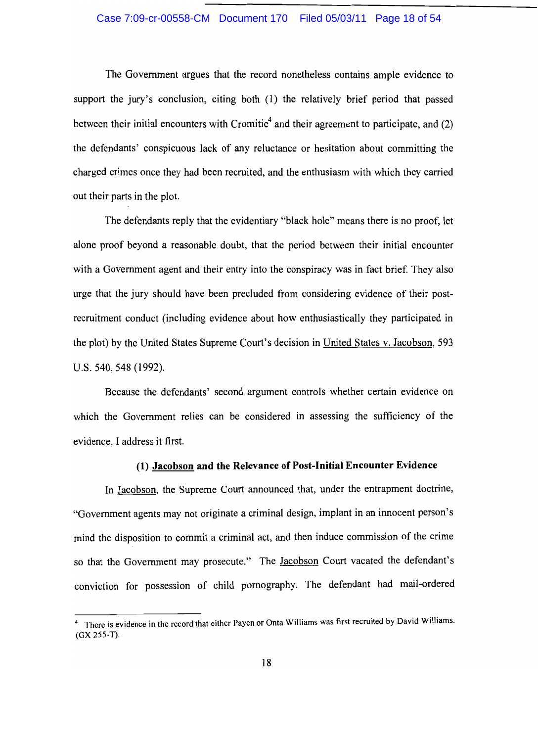The Government argues that the record nonetheless contains ample evidence to support the jury's conclusion, citing both (1) the relatively brief period that passed between their initial encounters with Cromitie[4] and their agreement to participate, and (2) the defendants' conspicuous lack of any reluctance or hesitation about committing the charged crimes once they had been recruited, and the enthusiasm with which they carried out their parts in the plot.

The defendants reply that the evidentiary "black hole" means there is no proof, let alone proof beyond a reasonable doubt, that the period between their initial encounter with a Government agent and their entry into the conspiracy was in fact brief. They also urge that the jury should have been precluded from considering evidence of their post-recruitment conduct (including evidence about how enthusiastically they participated in the plot) by the United States Supreme Court's decision in United States v. Jacobson, 593 U.S. 540, 548 (1992).

Because the defendants' second argument controls whether certain evidence on which the Government relies can be considered in assessing the sufficiency of the evidence, I address it first.

**(1) Jacobson and the Relevance of Post-Initial Encounter Evidence**

In Jacobson, the Supreme Court announced that, under the entrapment doctrine, "Government agents may not originate a criminal design, implant in an innocent person's mind the disposition to commit a criminal act, and then induce commission of the crime so that the Government may prosecute." The Jacobson Court vacated the defendant's conviction for possession of child pornography. The defendant had mail-ordered

---

[4] There is evidence in the record that either Payen or Onta Williams was first recruited by David Williams. (GX 255-T).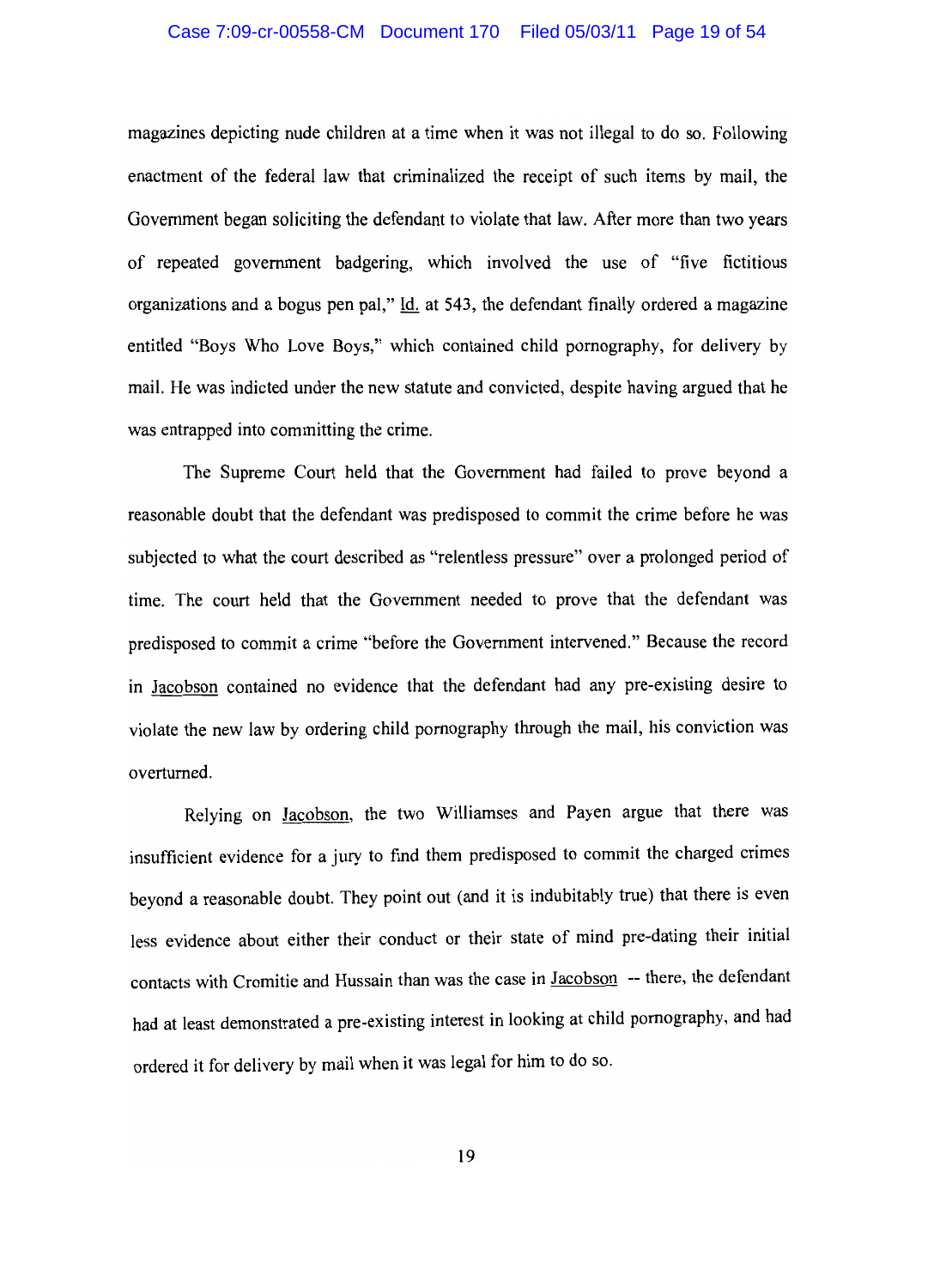magazines depicting nude children at a time when it was not illegal to do so. Following enactment of the federal law that criminalized the receipt of such items by mail, the Government began soliciting the defendant to violate that law. After more than two years of repeated government badgering, which involved the use of "five fictitious organizations and a bogus pen pal," Id. at 543, the defendant finally ordered a magazine entitled "Boys Who Love Boys," which contained child pornography, for delivery by mail. He was indicted under the new statute and convicted, despite having argued that he was entrapped into committing the crime.

The Supreme Court held that the Government had failed to prove beyond a reasonable doubt that the defendant was predisposed to commit the crime before he was subjected to what the court described as "relentless pressure" over a prolonged period of time. The court held that the Government needed to prove that the defendant was predisposed to commit a crime "before the Government intervened." Because the record in Jacobson contained no evidence that the defendant had any pre-existing desire to violate the new law by ordering child pornography through the mail, his conviction was overturned.

Relying on Jacobson, the two Williamses and Payen argue that there was insufficient evidence for a jury to find them predisposed to commit the charged crimes beyond a reasonable doubt. They point out (and it is indubitably true) that there is even less evidence about either their conduct or their state of mind pre-dating their initial contacts with Cromitie and Hussain than was the case in Jacobson -- there, the defendant had at least demonstrated a pre-existing interest in looking at child pornography, and had ordered it for delivery by mail when it was legal for him to do so.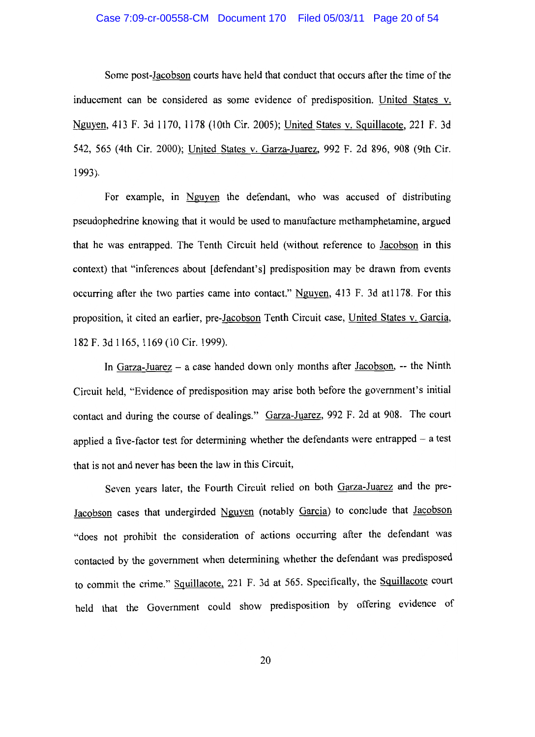Some post-Jacobson courts have held that conduct that occurs after the time of the inducement can be considered as some evidence of predisposition. United States v. Nguyen, 413 F. 3d 1170, 1178 (10th Cir. 2005); United States v. Squillacote, 221 F. 3d 542, 565 (4th Cir. 2000); United States v. Garza-Juarez, 992 F. 2d 896, 908 (9th Cir. 1993).

For example, in Nguyen the defendant, who was accused of distributing pseudophedrine knowing that it would be used to manufacture methamphetamine, argued that he was entrapped. The Tenth Circuit held (without reference to Jacobson in this context) that "inferences about [defendant's] predisposition may be drawn from events occurring after the two parties came into contact." Nguyen, 413 F. 3d at1178. For this proposition, it cited an earlier, pre-Jacobson Tenth Circuit case, United States v. Garcia, 182 F. 3d 1165, 1169 (10 Cir. 1999).

In Garza-Juarez – a case handed down only months after Jacobson, -- the Ninth Circuit held, "Evidence of predisposition may arise both before the government's initial contact and during the course of dealings." Garza-Juarez, 992 F. 2d at 908. The court applied a five-factor test for determining whether the defendants were entrapped – a test that is not and never has been the law in this Circuit,

Seven years later, the Fourth Circuit relied on both Garza-Juarez and the pre-Jacobson cases that undergirded Nguyen (notably Garcia) to conclude that Jacobson "does not prohibit the consideration of actions occurring after the defendant was contacted by the government when determining whether the defendant was predisposed to commit the crime." Squillacote, 221 F. 3d at 565. Specifically, the Squillacote court held that the Government could show predisposition by offering evidence of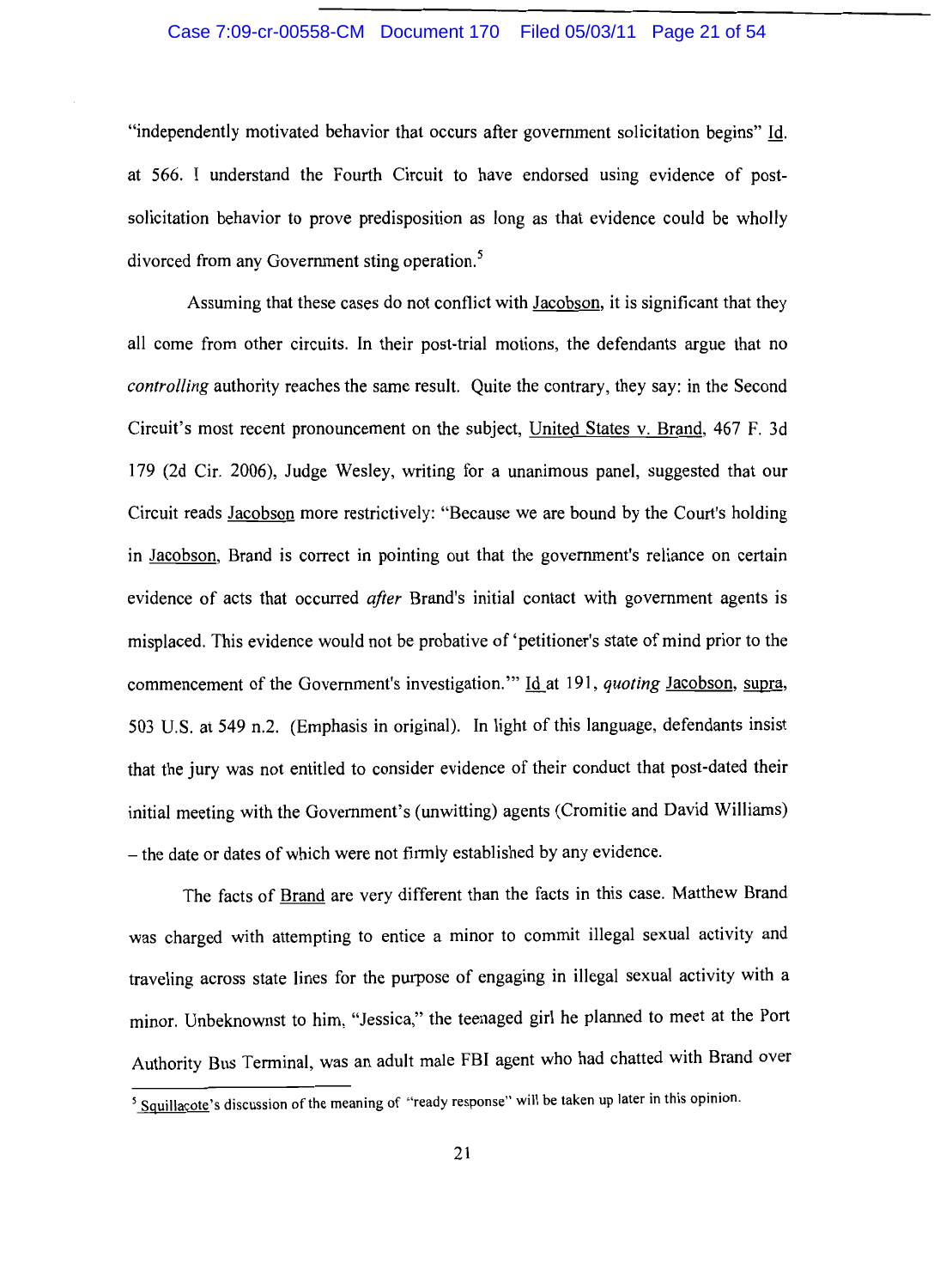"independently motivated behavior that occurs after government solicitation begins" Id. at 566. I understand the Fourth Circuit to have endorsed using evidence of post-solicitation behavior to prove predisposition as long as that evidence could be wholly divorced from any Government sting operation.[5]

Assuming that these cases do not conflict with Jacobson, it is significant that they all come from other circuits. In their post-trial motions, the defendants argue that no *controlling* authority reaches the same result. Quite the contrary, they say: in the Second Circuit's most recent pronouncement on the subject, United States v. Brand, 467 F. 3d 179 (2d Cir. 2006), Judge Wesley, writing for a unanimous panel, suggested that our Circuit reads Jacobson more restrictively: "Because we are bound by the Court's holding in Jacobson, Brand is correct in pointing out that the government's reliance on certain evidence of acts that occurred *after* Brand's initial contact with government agents is misplaced. This evidence would not be probative of 'petitioner's state of mind prior to the commencement of the Government's investigation.'" Id at 191, *quoting* Jacobson, supra, 503 U.S. at 549 n.2. (Emphasis in original). In light of this language, defendants insist that the jury was not entitled to consider evidence of their conduct that post-dated their initial meeting with the Government's (unwitting) agents (Cromitie and David Williams) – the date or dates of which were not firmly established by any evidence.

The facts of Brand are very different than the facts in this case. Matthew Brand was charged with attempting to entice a minor to commit illegal sexual activity and traveling across state lines for the purpose of engaging in illegal sexual activity with a minor. Unbeknownst to him, "Jessica," the teenaged girl he planned to meet at the Port Authority Bus Terminal, was an adult male FBI agent who had chatted with Brand over

[5] Squillacote's discussion of the meaning of "ready response" will be taken up later in this opinion.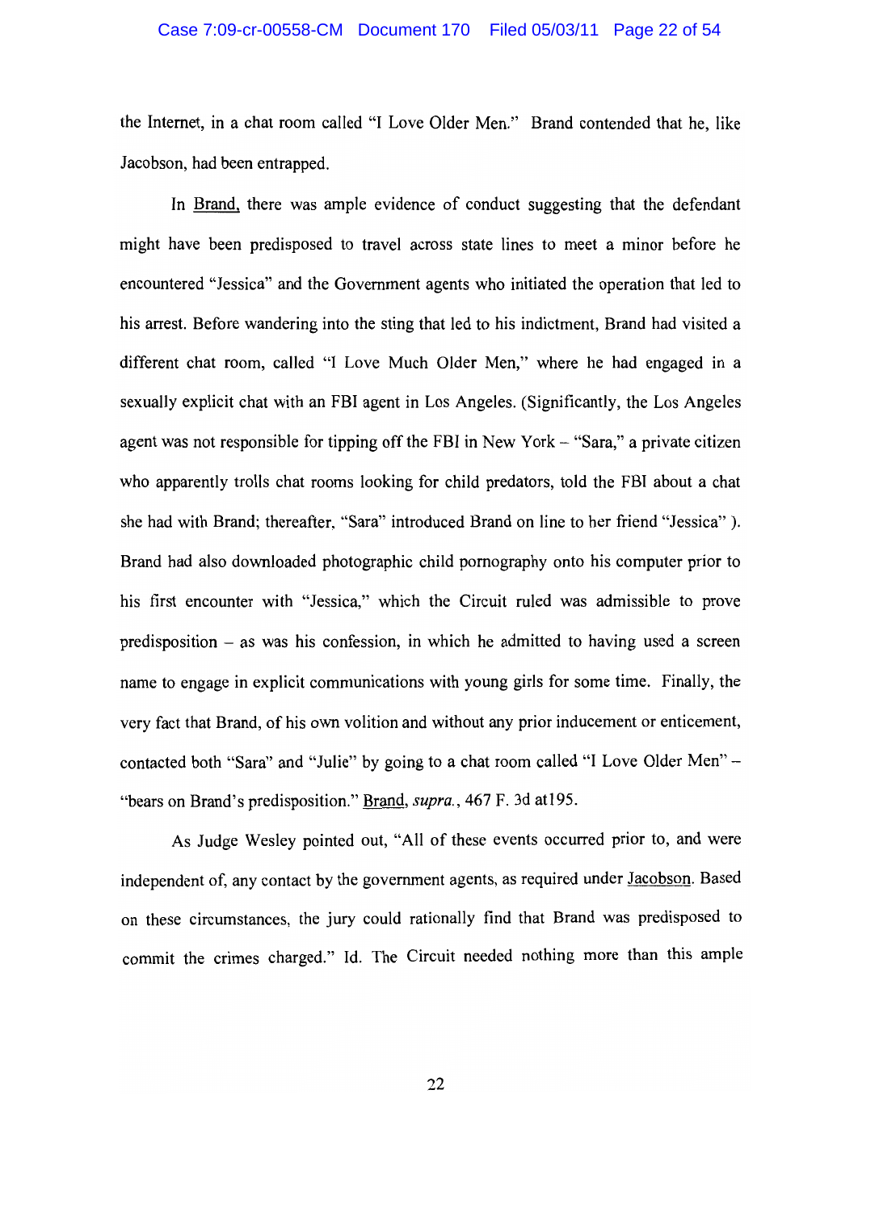the Internet, in a chat room called "I Love Older Men." Brand contended that he, like Jacobson, had been entrapped.

In Brand, there was ample evidence of conduct suggesting that the defendant might have been predisposed to travel across state lines to meet a minor before he encountered "Jessica" and the Government agents who initiated the operation that led to his arrest. Before wandering into the sting that led to his indictment, Brand had visited a different chat room, called "I Love Much Older Men," where he had engaged in a sexually explicit chat with an FBI agent in Los Angeles. (Significantly, the Los Angeles agent was not responsible for tipping off the FBI in New York – "Sara," a private citizen who apparently trolls chat rooms looking for child predators, told the FBI about a chat she had with Brand; thereafter, "Sara" introduced Brand on line to her friend "Jessica" ). Brand had also downloaded photographic child pornography onto his computer prior to his first encounter with "Jessica," which the Circuit ruled was admissible to prove predisposition – as was his confession, in which he admitted to having used a screen name to engage in explicit communications with young girls for some time. Finally, the very fact that Brand, of his own volition and without any prior inducement or enticement, contacted both "Sara" and "Julie" by going to a chat room called "I Love Older Men" – "bears on Brand's predisposition." Brand, *supra.*, 467 F. 3d at195.

As Judge Wesley pointed out, "All of these events occurred prior to, and were independent of, any contact by the government agents, as required under Jacobson. Based on these circumstances, the jury could rationally find that Brand was predisposed to commit the crimes charged." Id. The Circuit needed nothing more than this ample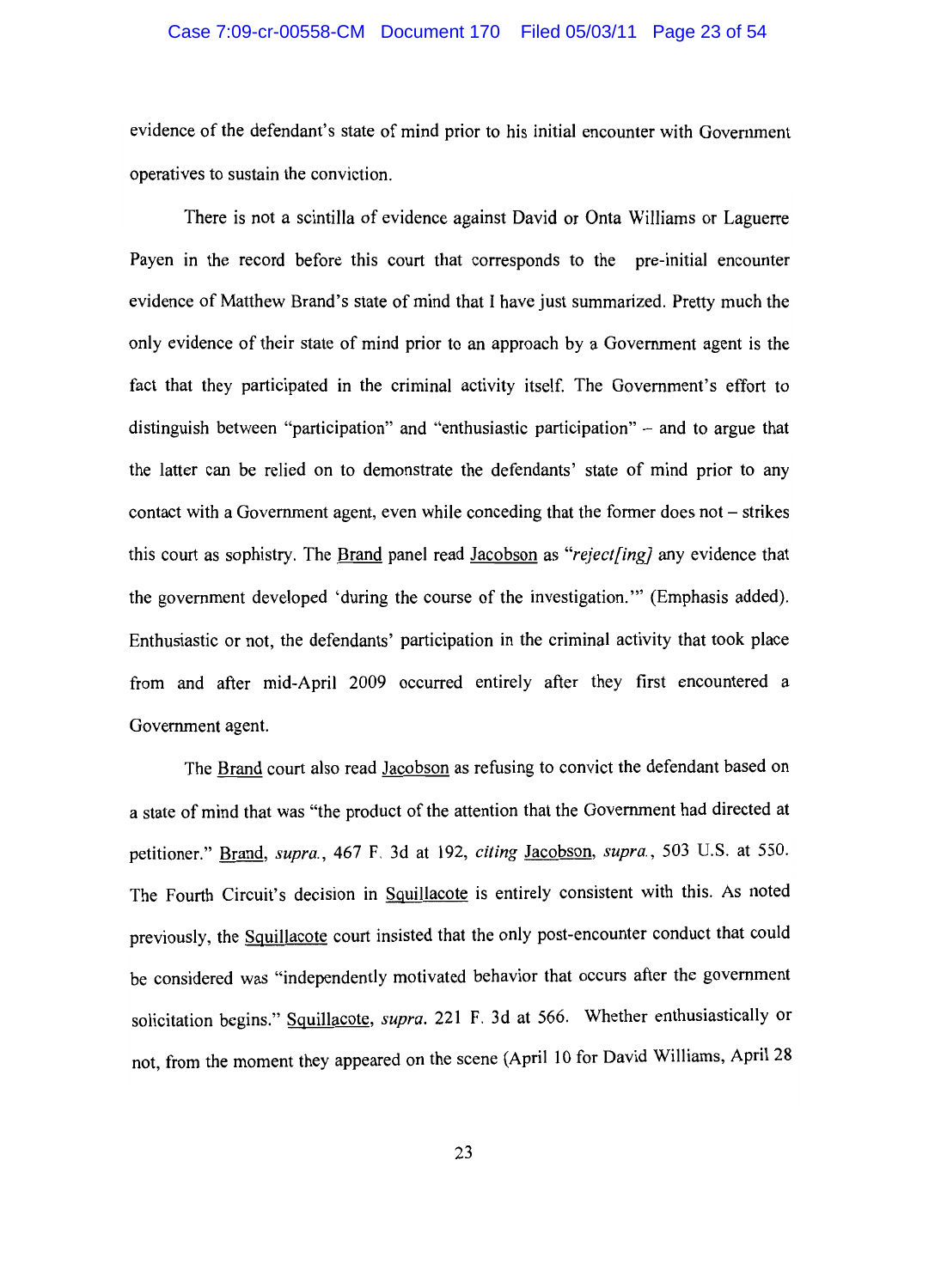evidence of the defendant's state of mind prior to his initial encounter with Government operatives to sustain the conviction.

There is not a scintilla of evidence against David or Onta Williams or Laguerre Payen in the record before this court that corresponds to the pre-initial encounter evidence of Matthew Brand's state of mind that I have just summarized. Pretty much the only evidence of their state of mind prior to an approach by a Government agent is the fact that they participated in the criminal activity itself. The Government's effort to distinguish between "participation" and "enthusiastic participation" – and to argue that the latter can be relied on to demonstrate the defendants' state of mind prior to any contact with a Government agent, even while conceding that the former does not – strikes this court as sophistry. The Brand panel read Jacobson as "*reject[ing]* any evidence that the government developed 'during the course of the investigation.'" (Emphasis added). Enthusiastic or not, the defendants' participation in the criminal activity that took place from and after mid-April 2009 occurred entirely after they first encountered a Government agent.

The Brand court also read Jacobson as refusing to convict the defendant based on a state of mind that was "the product of the attention that the Government had directed at petitioner." Brand, *supra.*, 467 F. 3d at 192, *citing* Jacobson, *supra.*, 503 U.S. at 550. The Fourth Circuit's decision in Squillacote is entirely consistent with this. As noted previously, the Squillacote court insisted that the only post-encounter conduct that could be considered was "independently motivated behavior that occurs after the government solicitation begins." Squillacote, *supra.* 221 F. 3d at 566. Whether enthusiastically or not, from the moment they appeared on the scene (April 10 for David Williams, April 28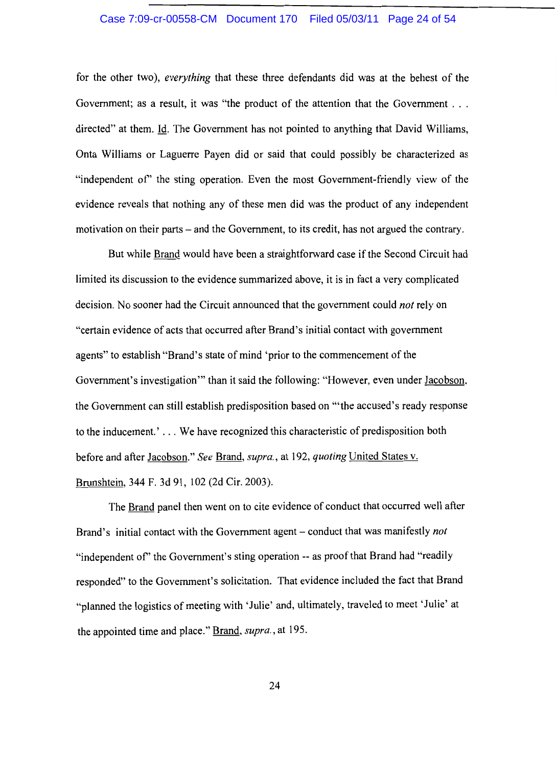for the other two), *everything* that these three defendants did was at the behest of the Government; as a result, it was "the product of the attention that the Government . . . directed" at them. Id. The Government has not pointed to anything that David Williams, Onta Williams or Laguerre Payen did or said that could possibly be characterized as "independent of" the sting operation. Even the most Government-friendly view of the evidence reveals that nothing any of these men did was the product of any independent motivation on their parts – and the Government, to its credit, has not argued the contrary.

But while Brand would have been a straightforward case if the Second Circuit had limited its discussion to the evidence summarized above, it is in fact a very complicated decision. No sooner had the Circuit announced that the government could *not* rely on "certain evidence of acts that occurred after Brand's initial contact with government agents" to establish "Brand's state of mind 'prior to the commencement of the Government's investigation'" than it said the following: "However, even under Jacobson, the Government can still establish predisposition based on "'the accused's ready response to the inducement.' . . . We have recognized this characteristic of predisposition both before and after Jacobson." *See* Brand, *supra.*, at 192, *quoting* United States v. Brunshtein, 344 F. 3d 91, 102 (2d Cir. 2003).

The Brand panel then went on to cite evidence of conduct that occurred well after Brand's initial contact with the Government agent – conduct that was manifestly *not* "independent of" the Government's sting operation -- as proof that Brand had "readily responded" to the Government's solicitation. That evidence included the fact that Brand "planned the logistics of meeting with 'Julie' and, ultimately, traveled to meet 'Julie' at the appointed time and place." Brand, *supra.*, at 195.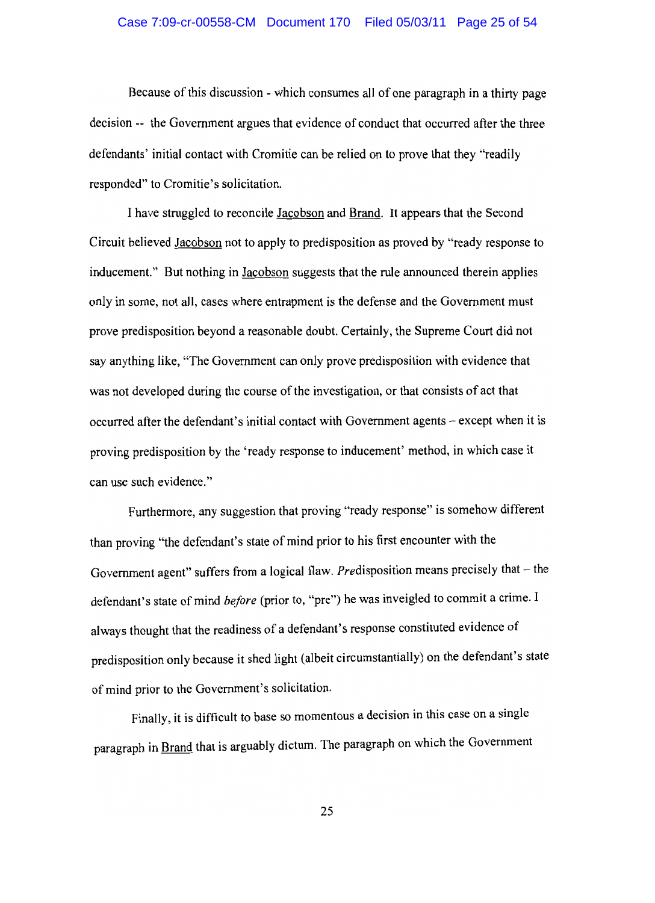Because of this discussion - which consumes all of one paragraph in a thirty page decision -- the Government argues that evidence of conduct that occurred after the three defendants' initial contact with Cromitie can be relied on to prove that they "readily responded" to Cromitie's solicitation.

I have struggled to reconcile Jacobson and Brand. It appears that the Second Circuit believed Jacobson not to apply to predisposition as proved by "ready response to inducement." But nothing in Jacobson suggests that the rule announced therein applies only in some, not all, cases where entrapment is the defense and the Government must prove predisposition beyond a reasonable doubt. Certainly, the Supreme Court did not say anything like, "The Government can only prove predisposition with evidence that was not developed during the course of the investigation, or that consists of act that occurred after the defendant's initial contact with Government agents – except when it is proving predisposition by the 'ready response to inducement' method, in which case it can use such evidence."

Furthermore, any suggestion that proving "ready response" is somehow different than proving "the defendant's state of mind prior to his first encounter with the Government agent" suffers from a logical flaw. *Pre*disposition means precisely that – the defendant's state of mind *before* (prior to, "pre") he was inveigled to commit a crime. I always thought that the readiness of a defendant's response constituted evidence of predisposition only because it shed light (albeit circumstantially) on the defendant's state of mind prior to the Government's solicitation.

Finally, it is difficult to base so momentous a decision in this case on a single paragraph in Brand that is arguably dictum. The paragraph on which the Government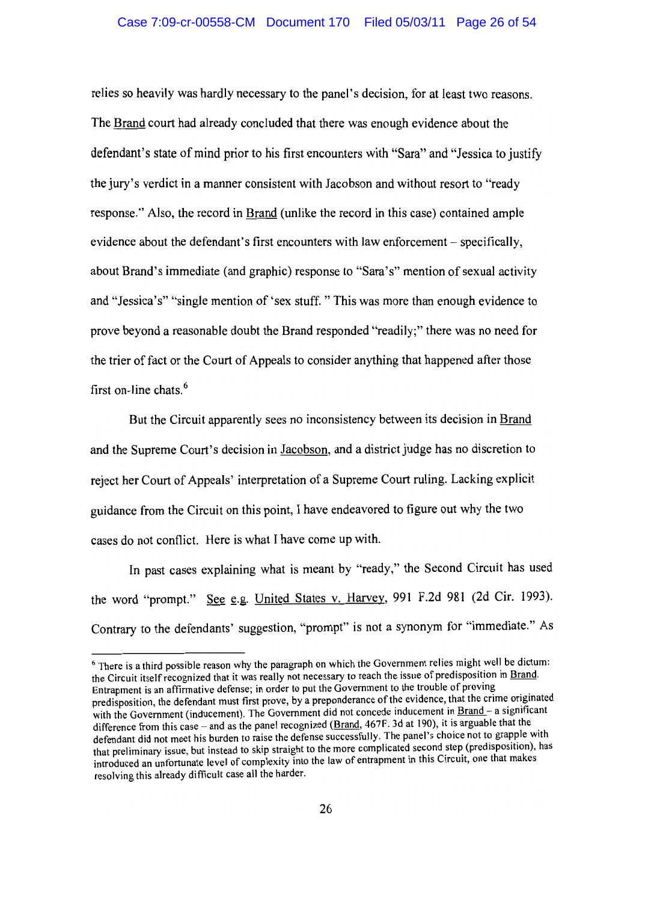relies so heavily was hardly necessary to the panel's decision, for at least two reasons. The Brand court had already concluded that there was enough evidence about the defendant's state of mind prior to his first encounters with "Sara" and "Jessica to justify the jury's verdict in a manner consistent with Jacobson and without resort to "ready response." Also, the record in Brand (unlike the record in this case) contained ample evidence about the defendant's first encounters with law enforcement – specifically, about Brand's immediate (and graphic) response to "Sara's" mention of sexual activity and "Jessica's" "single mention of 'sex stuff. " This was more than enough evidence to prove beyond a reasonable doubt the Brand responded "readily;" there was no need for the trier of fact or the Court of Appeals to consider anything that happened after those first on-line chats.[6]

But the Circuit apparently sees no inconsistency between its decision in Brand and the Supreme Court's decision in Jacobson, and a district judge has no discretion to reject her Court of Appeals' interpretation of a Supreme Court ruling. Lacking explicit guidance from the Circuit on this point, I have endeavored to figure out why the two cases do not conflict. Here is what I have come up with.

In past cases explaining what is meant by "ready," the Second Circuit has used the word "prompt." See e.g. United States v. Harvey, 991 F.2d 981 (2d Cir. 1993). Contrary to the defendants' suggestion, "prompt" is not a synonym for "immediate." As

---

[6] There is a third possible reason why the paragraph on which the Government relies might well be dictum: the Circuit itself recognized that it was really not necessary to reach the issue of predisposition in Brand. Entrapment is an affirmative defense; in order to put the Government to the trouble of proving predisposition, the defendant must first prove, by a preponderance of the evidence, that the crime originated with the Government (inducement). The Government did not concede inducement in Brand – a significant difference from this case – and as the panel recognized (Brand, 467F. 3d at 190), it is arguable that the defendant did not meet his burden to raise the defense successfully. The panel's choice not to grapple with that preliminary issue, but instead to skip straight to the more complicated second step (predisposition), has introduced an unfortunate level of complexity into the law of entrapment in this Circuit, one that makes resolving this already difficult case all the harder.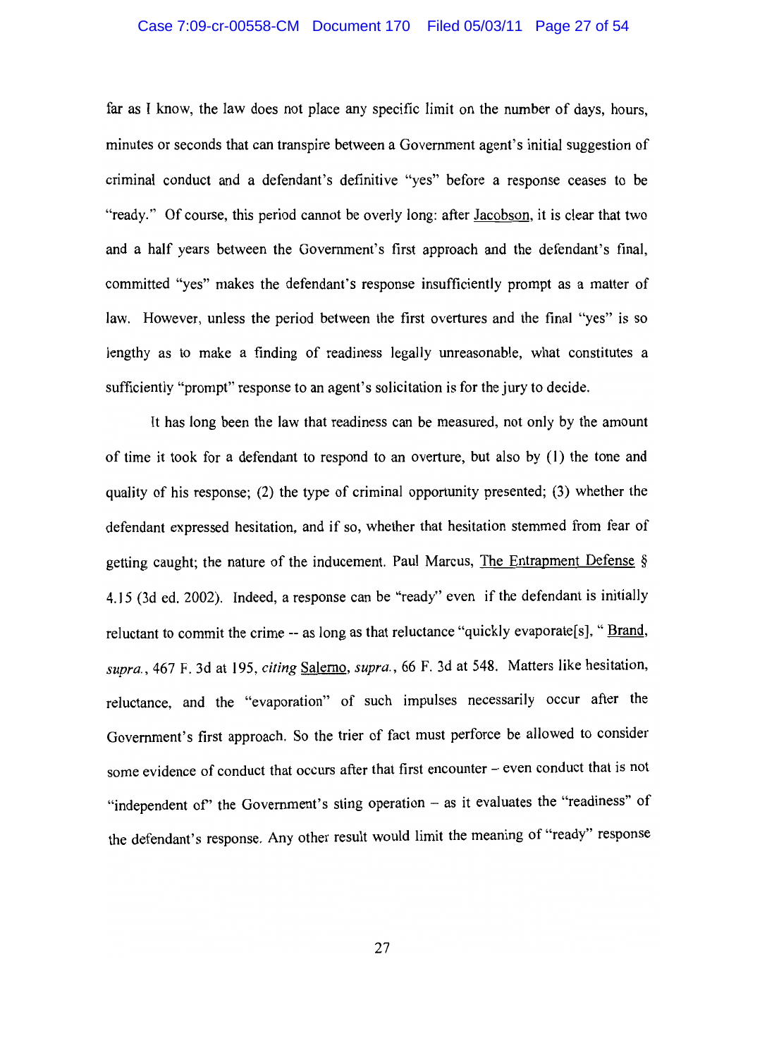far as I know, the law does not place any specific limit on the number of days, hours, minutes or seconds that can transpire between a Government agent's initial suggestion of criminal conduct and a defendant's definitive "yes" before a response ceases to be "ready." Of course, this period cannot be overly long: after Jacobson, it is clear that two and a half years between the Government's first approach and the defendant's final, committed "yes" makes the defendant's response insufficiently prompt as a matter of law. However, unless the period between the first overtures and the final "yes" is so lengthy as to make a finding of readiness legally unreasonable, what constitutes a sufficiently "prompt" response to an agent's solicitation is for the jury to decide.

It has long been the law that readiness can be measured, not only by the amount of time it took for a defendant to respond to an overture, but also by (1) the tone and quality of his response; (2) the type of criminal opportunity presented; (3) whether the defendant expressed hesitation, and if so, whether that hesitation stemmed from fear of getting caught; the nature of the inducement. Paul Marcus, The Entrapment Defense § 4.15 (3d ed. 2002). Indeed, a response can be "ready" even if the defendant is initially reluctant to commit the crime -- as long as that reluctance "quickly evaporate[s], " Brand, *supra.*, 467 F. 3d at 195, *citing* Salerno, *supra.*, 66 F. 3d at 548. Matters like hesitation, reluctance, and the "evaporation" of such impulses necessarily occur after the Government's first approach. So the trier of fact must perforce be allowed to consider some evidence of conduct that occurs after that first encounter – even conduct that is not "independent of" the Government's sting operation – as it evaluates the "readiness" of the defendant's response. Any other result would limit the meaning of "ready" response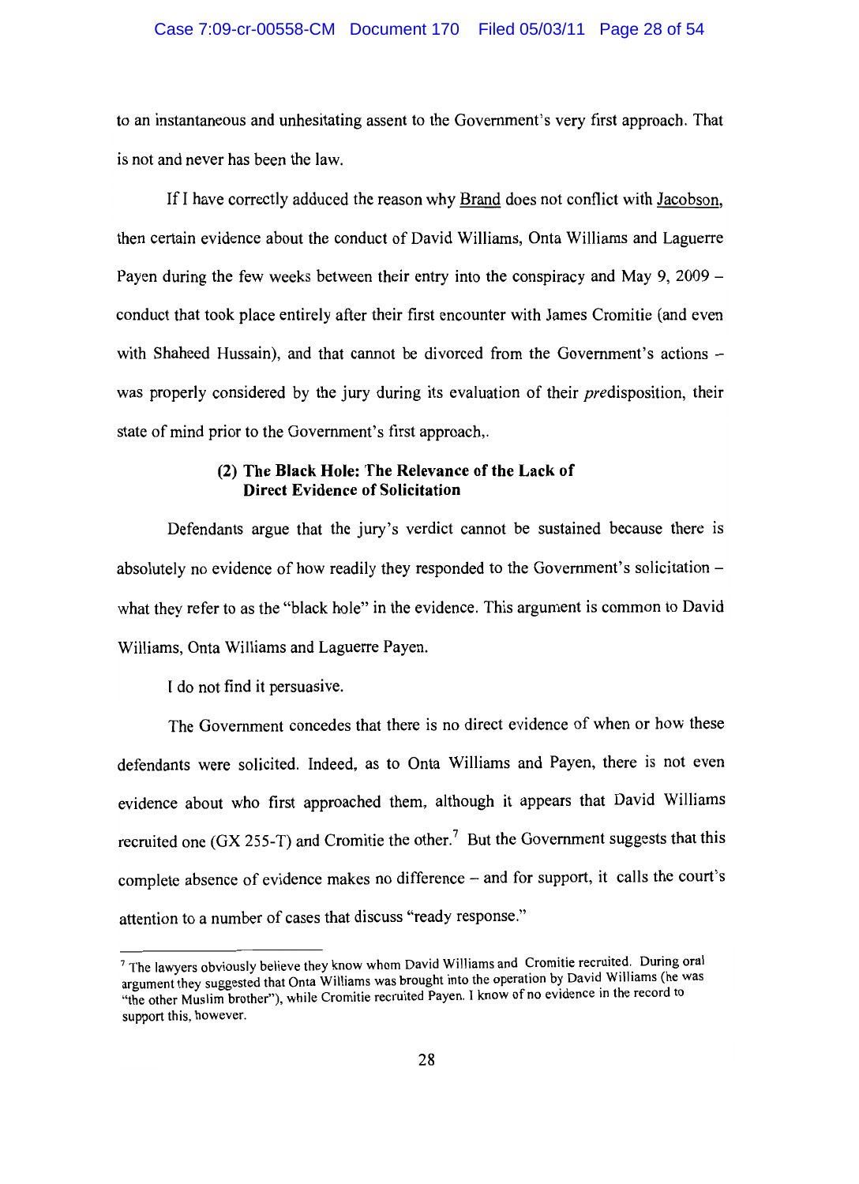to an instantaneous and unhesitating assent to the Government's very first approach. That is not and never has been the law.

If I have correctly adduced the reason why Brand does not conflict with Jacobson, then certain evidence about the conduct of David Williams, Onta Williams and Laguerre Payen during the few weeks between their entry into the conspiracy and May 9, 2009 – conduct that took place entirely after their first encounter with James Cromitie (and even with Shaheed Hussain), and that cannot be divorced from the Government's actions – was properly considered by the jury during its evaluation of their *pre*disposition, their state of mind prior to the Government's first approach,.

**(2) The Black Hole: The Relevance of the Lack of Direct Evidence of Solicitation**

Defendants argue that the jury's verdict cannot be sustained because there is absolutely no evidence of how readily they responded to the Government's solicitation – what they refer to as the "black hole" in the evidence. This argument is common to David Williams, Onta Williams and Laguerre Payen.

I do not find it persuasive.

The Government concedes that there is no direct evidence of when or how these defendants were solicited. Indeed, as to Onta Williams and Payen, there is not even evidence about who first approached them, although it appears that David Williams recruited one (GX 255-T) and Cromitie the other.[7] But the Government suggests that this complete absence of evidence makes no difference – and for support, it calls the court's attention to a number of cases that discuss "ready response."

[7] The lawyers obviously believe they know whom David Williams and Cromitie recruited. During oral argument they suggested that Onta Williams was brought into the operation by David Williams (he was "the other Muslim brother"), while Cromitie recruited Payen. I know of no evidence in the record to support this, however.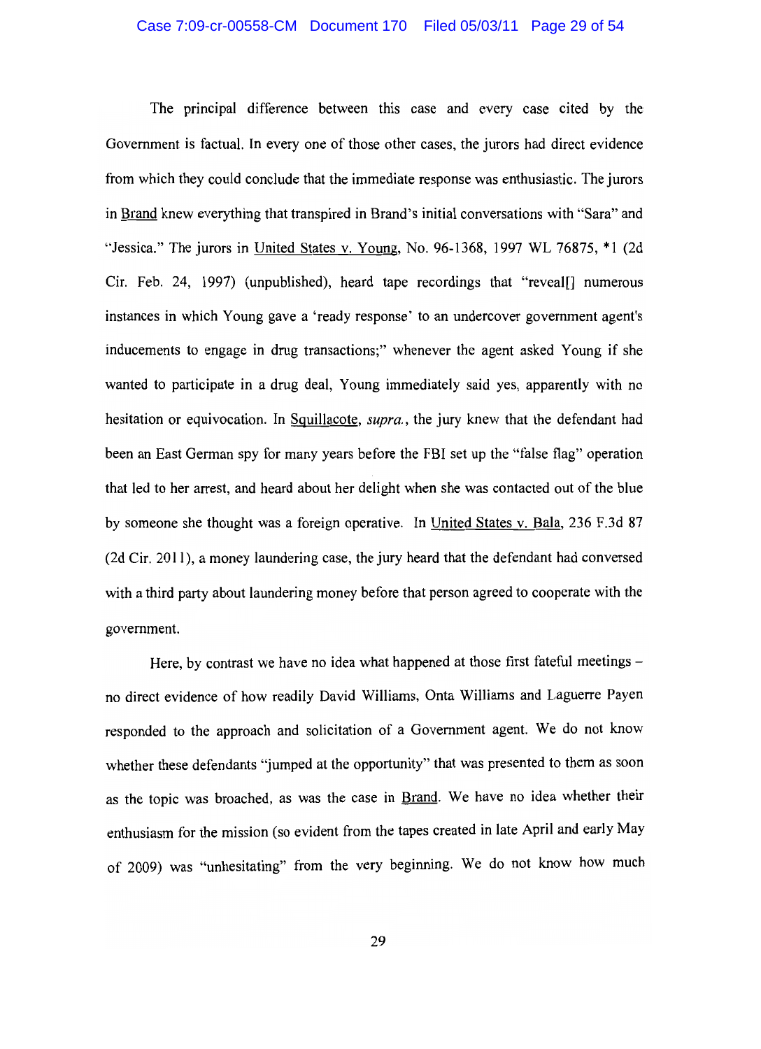The principal difference between this case and every case cited by the Government is factual. In every one of those other cases, the jurors had direct evidence from which they could conclude that the immediate response was enthusiastic. The jurors in Brand knew everything that transpired in Brand's initial conversations with "Sara" and "Jessica." The jurors in United States v. Young, No. 96-1368, 1997 WL 76875, *1 (2d Cir. Feb. 24, 1997) (unpublished), heard tape recordings that "reveal[] numerous instances in which Young gave a 'ready response' to an undercover government agent's inducements to engage in drug transactions;" whenever the agent asked Young if she wanted to participate in a drug deal, Young immediately said yes, apparently with no hesitation or equivocation. In Squillacote, *supra.*, the jury knew that the defendant had been an East German spy for many years before the FBI set up the "false flag" operation that led to her arrest, and heard about her delight when she was contacted out of the blue by someone she thought was a foreign operative. In United States v. Bala, 236 F.3d 87 (2d Cir. 2011), a money laundering case, the jury heard that the defendant had conversed with a third party about laundering money before that person agreed to cooperate with the government.

Here, by contrast we have no idea what happened at those first fateful meetings – no direct evidence of how readily David Williams, Onta Williams and Laguerre Payen responded to the approach and solicitation of a Government agent. We do not know whether these defendants "jumped at the opportunity" that was presented to them as soon as the topic was broached, as was the case in Brand. We have no idea whether their enthusiasm for the mission (so evident from the tapes created in late April and early May of 2009) was "unhesitating" from the very beginning. We do not know how much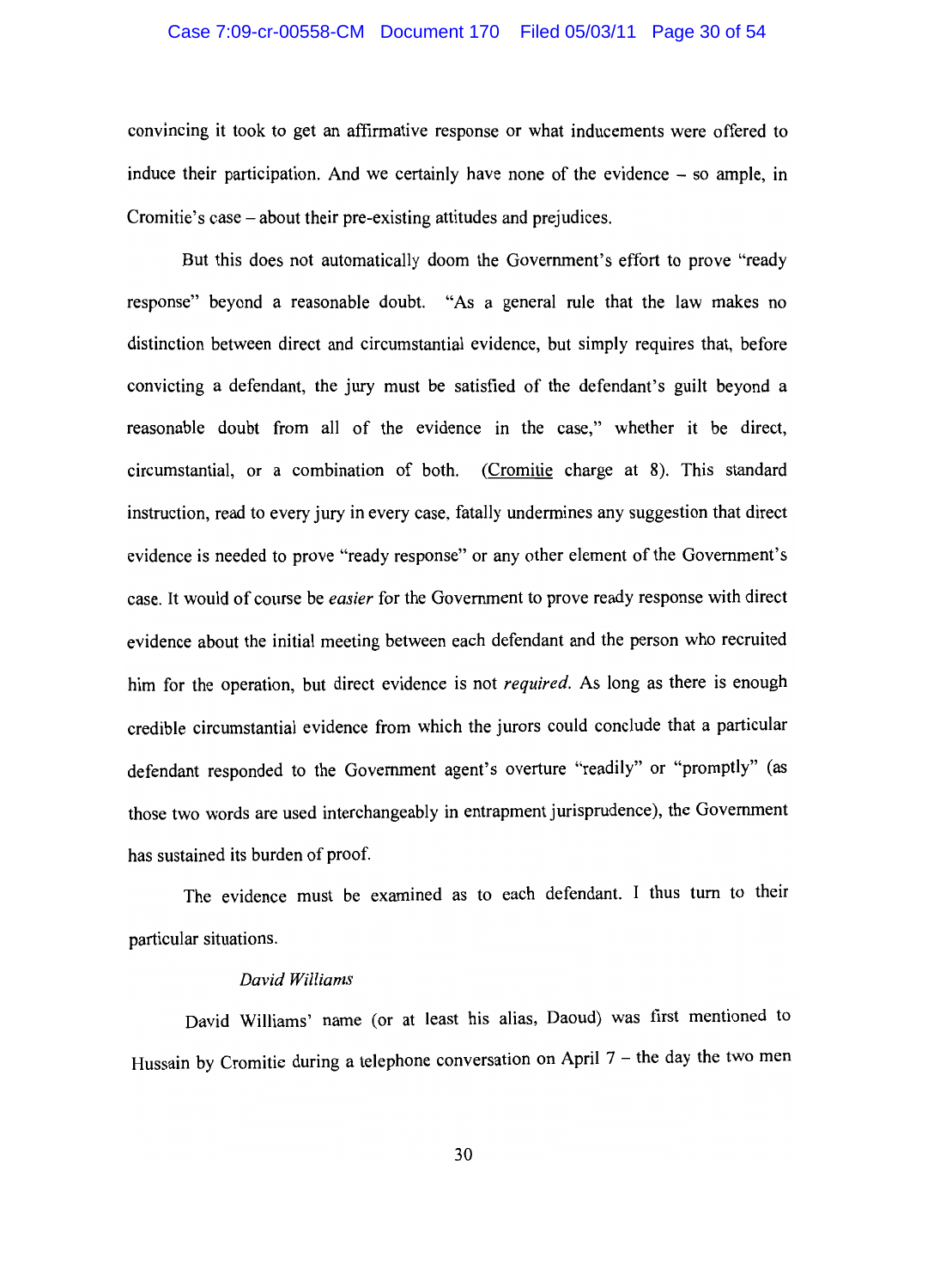convincing it took to get an affirmative response or what inducements were offered to induce their participation. And we certainly have none of the evidence – so ample, in Cromitie's case – about their pre-existing attitudes and prejudices.

But this does not automatically doom the Government's effort to prove "ready response" beyond a reasonable doubt. "As a general rule that the law makes no distinction between direct and circumstantial evidence, but simply requires that, before convicting a defendant, the jury must be satisfied of the defendant's guilt beyond a reasonable doubt from all of the evidence in the case," whether it be direct, circumstantial, or a combination of both. (Cromitie charge at 8). This standard instruction, read to every jury in every case, fatally undermines any suggestion that direct evidence is needed to prove "ready response" or any other element of the Government's case. It would of course be *easier* for the Government to prove ready response with direct evidence about the initial meeting between each defendant and the person who recruited him for the operation, but direct evidence is not *required*. As long as there is enough credible circumstantial evidence from which the jurors could conclude that a particular defendant responded to the Government agent's overture "readily" or "promptly" (as those two words are used interchangeably in entrapment jurisprudence), the Government has sustained its burden of proof.

The evidence must be examined as to each defendant. I thus turn to their particular situations.

*David Williams*

David Williams' name (or at least his alias, Daoud) was first mentioned to Hussain by Cromitie during a telephone conversation on April 7 – the day the two men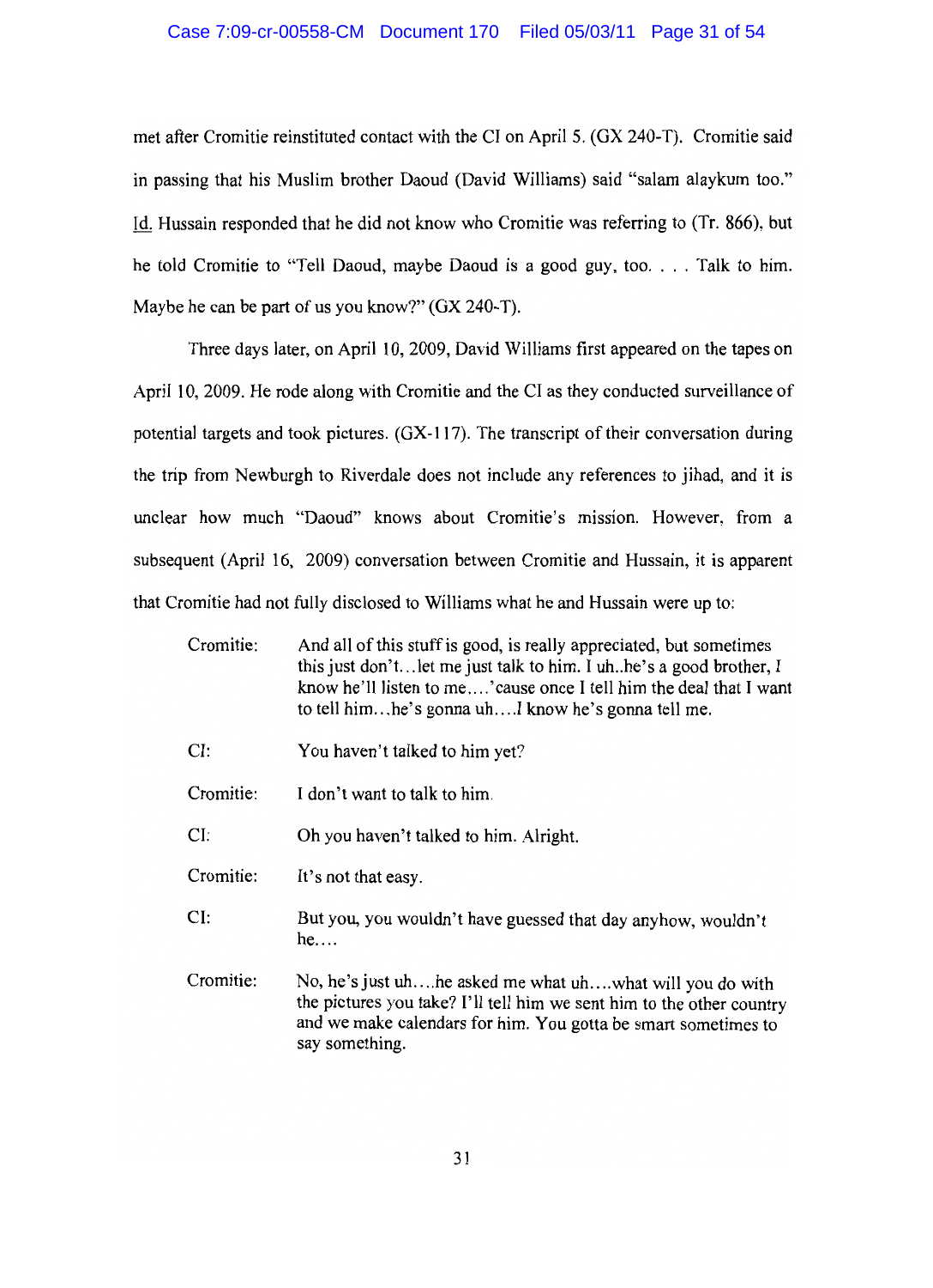met after Cromitie reinstituted contact with the CI on April 5. (GX 240-T). Cromitie said in passing that his Muslim brother Daoud (David Williams) said "salam alaykum too." Id. Hussain responded that he did not know who Cromitie was referring to (Tr. 866), but he told Cromitie to "Tell Daoud, maybe Daoud is a good guy, too. . . . Talk to him. Maybe he can be part of us you know?" (GX 240-T).

Three days later, on April 10, 2009, David Williams first appeared on the tapes on April 10, 2009. He rode along with Cromitie and the CI as they conducted surveillance of potential targets and took pictures. (GX-117). The transcript of their conversation during the trip from Newburgh to Riverdale does not include any references to jihad, and it is unclear how much "Daoud" knows about Cromitie's mission. However, from a subsequent (April 16, 2009) conversation between Cromitie and Hussain, it is apparent that Cromitie had not fully disclosed to Williams what he and Hussain were up to:

> Cromitie: And all of this stuff is good, is really appreciated, but sometimes this just don't…let me just talk to him. I uh..he's a good brother, I know he'll listen to me….'cause once I tell him the deal that I want to tell him…he's gonna uh….I know he's gonna tell me.
>
> CI: You haven't talked to him yet?
>
> Cromitie: I don't want to talk to him.
>
> CI: Oh you haven't talked to him. Alright.
>
> Cromitie: It's not that easy.
>
> CI: But you, you wouldn't have guessed that day anyhow, wouldn't he….
>
> Cromitie: No, he's just uh….he asked me what uh….what will you do with the pictures you take? I'll tell him we sent him to the other country and we make calendars for him. You gotta be smart sometimes to say something.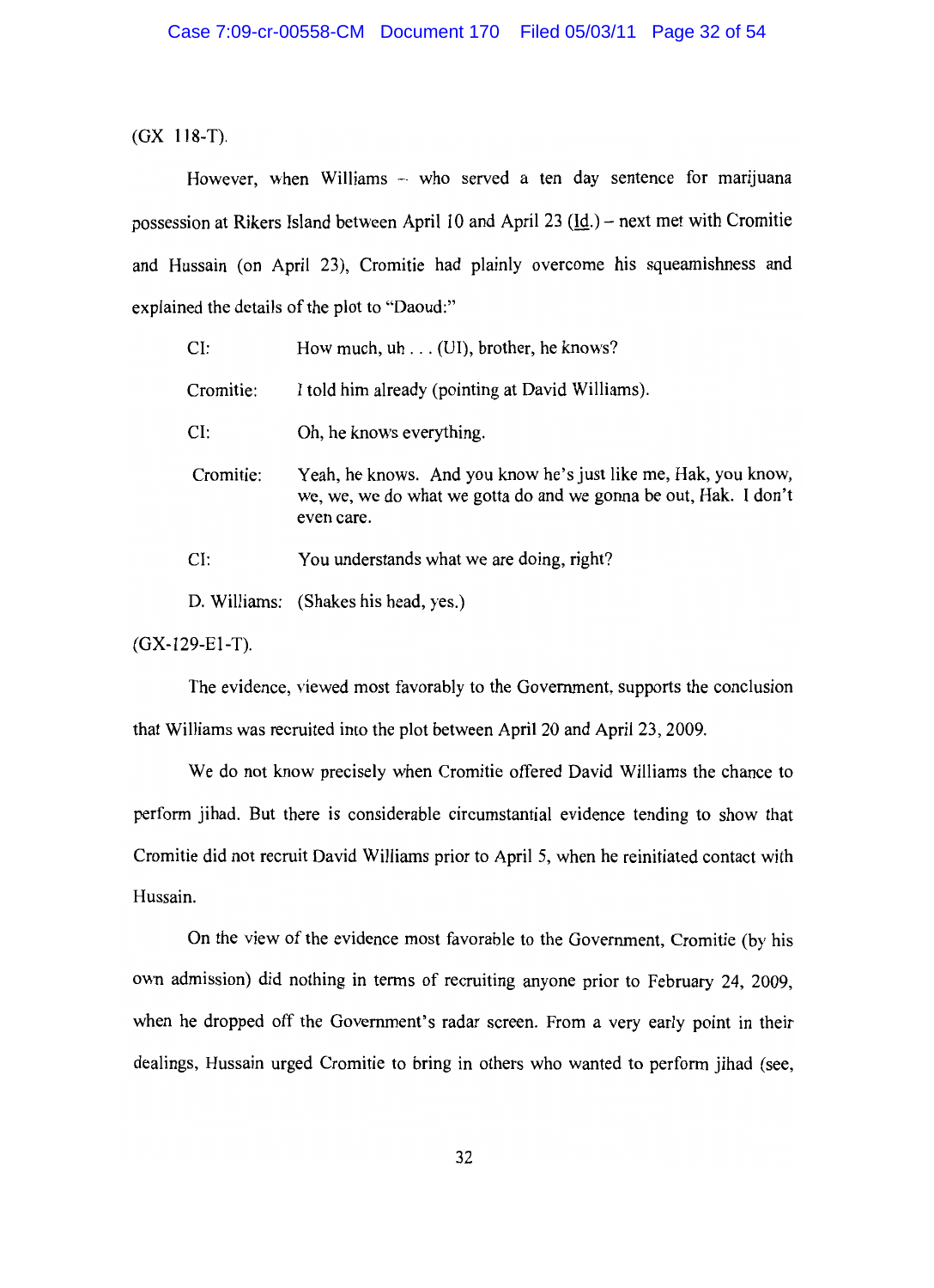(GX 118-T).

However, when Williams – who served a ten day sentence for marijuana possession at Rikers Island between April 10 and April 23 (Id.) – next met with Cromitie and Hussain (on April 23), Cromitie had plainly overcome his squeamishness and explained the details of the plot to "Daoud:"

| | |
|---|---|
| CI: | How much, uh . . . (UI), brother, he knows? |
| Cromitie: | I told him already (pointing at David Williams). |
| CI: | Oh, he knows everything. |
| Cromitie: | Yeah, he knows. And you know he's just like me, Hak, you know, we, we, we do what we gotta do and we gonna be out, Hak. I don't even care. |
| CI: | You understands what we are doing, right? |
| D. Williams: | (Shakes his head, yes.) |

(GX-129-E1-T).

The evidence, viewed most favorably to the Government, supports the conclusion that Williams was recruited into the plot between April 20 and April 23, 2009.

We do not know precisely when Cromitie offered David Williams the chance to perform jihad. But there is considerable circumstantial evidence tending to show that Cromitie did not recruit David Williams prior to April 5, when he reinitiated contact with Hussain.

On the view of the evidence most favorable to the Government, Cromitie (by his own admission) did nothing in terms of recruiting anyone prior to February 24, 2009, when he dropped off the Government's radar screen. From a very early point in their dealings, Hussain urged Cromitie to bring in others who wanted to perform jihad (see,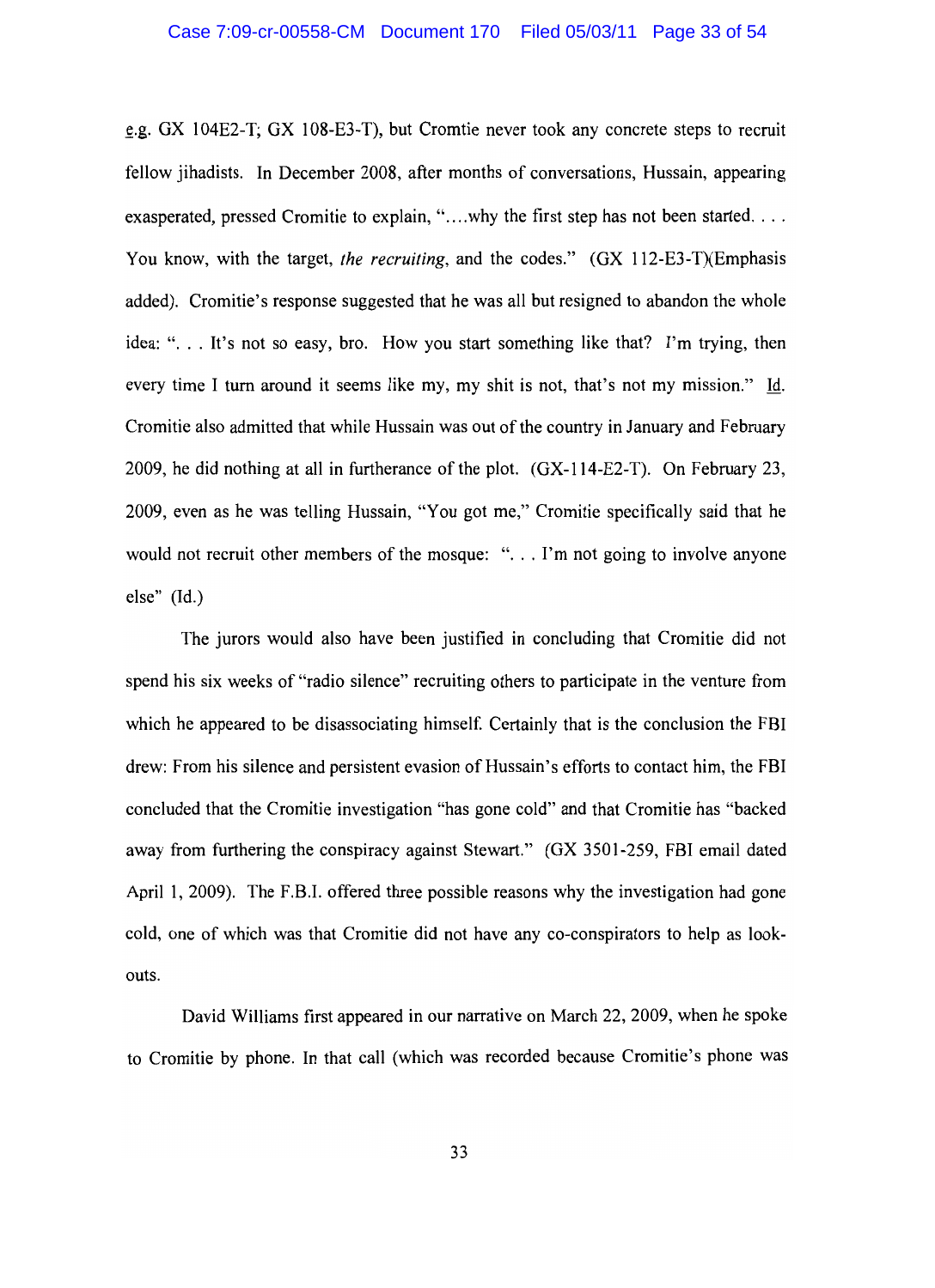e.g. GX 104E2-T; GX 108-E3-T), but Cromtie never took any concrete steps to recruit fellow jihadists. In December 2008, after months of conversations, Hussain, appearing exasperated, pressed Cromitie to explain, "....why the first step has not been started. . . . You know, with the target, *the recruiting*, and the codes." (GX 112-E3-T)(Emphasis added). Cromitie's response suggested that he was all but resigned to abandon the whole idea: ". . . It's not so easy, bro. How you start something like that? I'm trying, then every time I turn around it seems like my, my shit is not, that's not my mission." Id. Cromitie also admitted that while Hussain was out of the country in January and February 2009, he did nothing at all in furtherance of the plot. (GX-114-E2-T). On February 23, 2009, even as he was telling Hussain, "You got me," Cromitie specifically said that he would not recruit other members of the mosque: ". . . I'm not going to involve anyone else" (Id.)

The jurors would also have been justified in concluding that Cromitie did not spend his six weeks of "radio silence" recruiting others to participate in the venture from which he appeared to be disassociating himself. Certainly that is the conclusion the FBI drew: From his silence and persistent evasion of Hussain's efforts to contact him, the FBI concluded that the Cromitie investigation "has gone cold" and that Cromitie has "backed away from furthering the conspiracy against Stewart." (GX 3501-259, FBI email dated April 1, 2009). The F.B.I. offered three possible reasons why the investigation had gone cold, one of which was that Cromitie did not have any co-conspirators to help as look-outs.

David Williams first appeared in our narrative on March 22, 2009, when he spoke to Cromitie by phone. In that call (which was recorded because Cromitie's phone was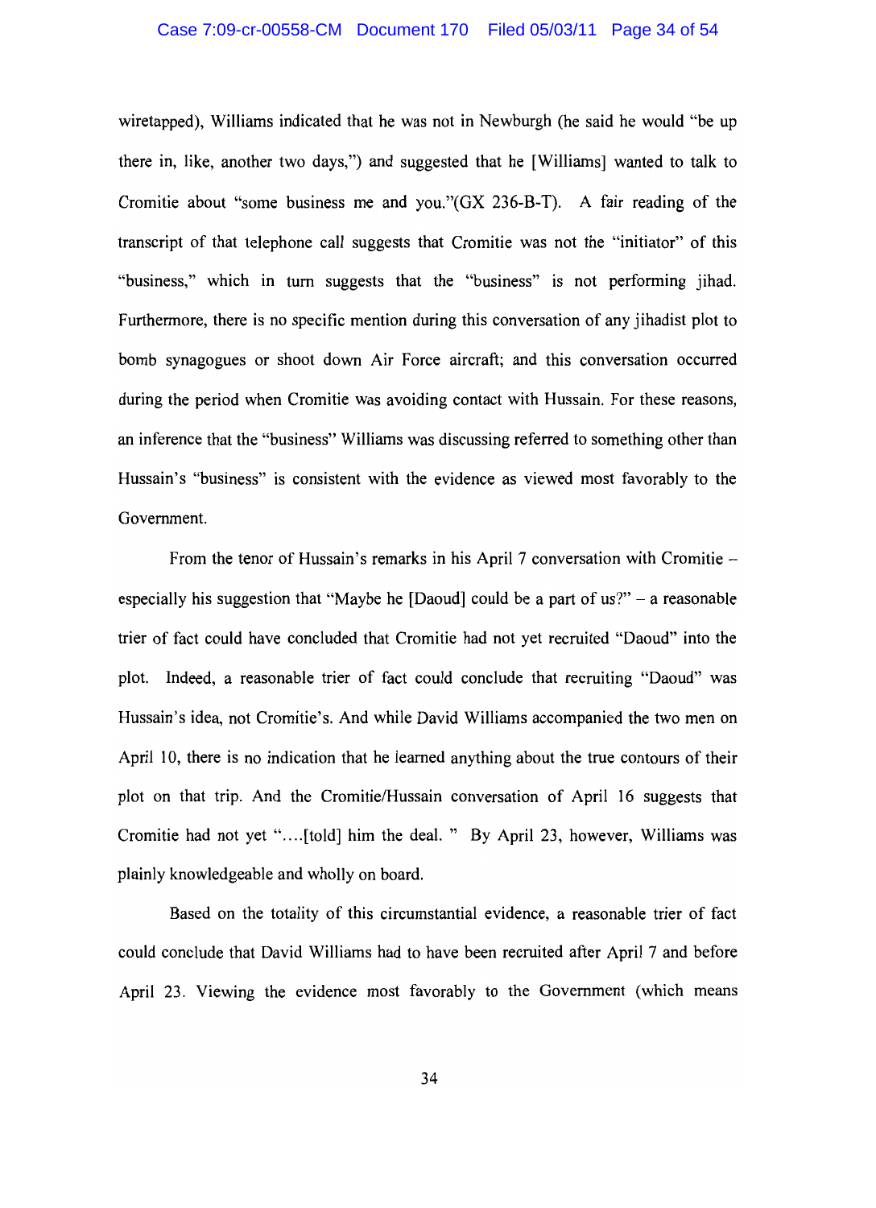wiretapped), Williams indicated that he was not in Newburgh (he said he would "be up there in, like, another two days,") and suggested that he [Williams] wanted to talk to Cromitie about "some business me and you."(GX 236-B-T). A fair reading of the transcript of that telephone call suggests that Cromitie was not the "initiator" of this "business," which in turn suggests that the "business" is not performing jihad. Furthermore, there is no specific mention during this conversation of any jihadist plot to bomb synagogues or shoot down Air Force aircraft; and this conversation occurred during the period when Cromitie was avoiding contact with Hussain. For these reasons, an inference that the "business" Williams was discussing referred to something other than Hussain's "business" is consistent with the evidence as viewed most favorably to the Government.

From the tenor of Hussain's remarks in his April 7 conversation with Cromitie – especially his suggestion that "Maybe he [Daoud] could be a part of us?" – a reasonable trier of fact could have concluded that Cromitie had not yet recruited "Daoud" into the plot. Indeed, a reasonable trier of fact could conclude that recruiting "Daoud" was Hussain's idea, not Cromitie's. And while David Williams accompanied the two men on April 10, there is no indication that he learned anything about the true contours of their plot on that trip. And the Cromitie/Hussain conversation of April 16 suggests that Cromitie had not yet "....[told] him the deal. " By April 23, however, Williams was plainly knowledgeable and wholly on board.

Based on the totality of this circumstantial evidence, a reasonable trier of fact could conclude that David Williams had to have been recruited after April 7 and before April 23. Viewing the evidence most favorably to the Government (which means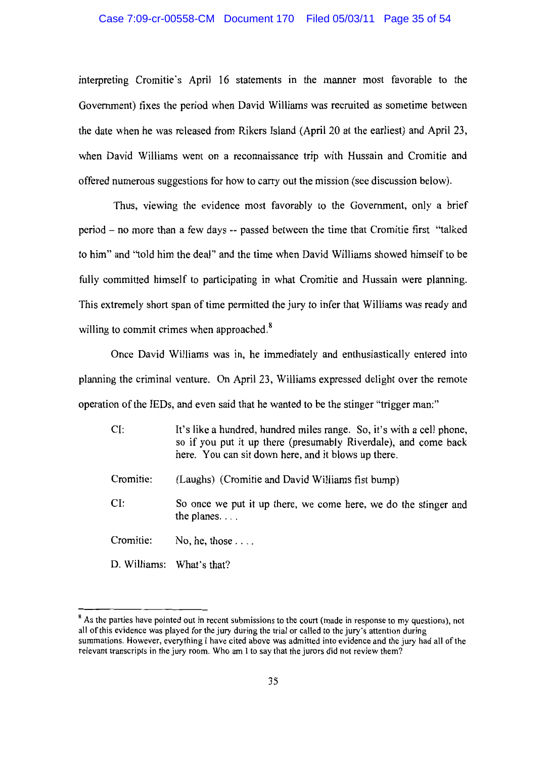interpreting Cromitie's April 16 statements in the manner most favorable to the Government) fixes the period when David Williams was recruited as sometime between the date when he was released from Rikers Island (April 20 at the earliest) and April 23, when David Williams went on a reconnaissance trip with Hussain and Cromitie and offered numerous suggestions for how to carry out the mission (see discussion below).

Thus, viewing the evidence most favorably to the Government, only a brief period – no more than a few days -- passed between the time that Cromitie first "talked to him" and "told him the deal" and the time when David Williams showed himself to be fully committed himself to participating in what Cromitie and Hussain were planning. This extremely short span of time permitted the jury to infer that Williams was ready and willing to commit crimes when approached.[8]

Once David Williams was in, he immediately and enthusiastically entered into planning the criminal venture. On April 23, Williams expressed delight over the remote operation of the IEDs, and even said that he wanted to be the stinger "trigger man:"

> CI: It's like a hundred, hundred miles range. So, it's with a cell phone, so if you put it up there (presumably Riverdale), and come back here. You can sit down here, and it blows up there.
>
> Cromitie: (Laughs) (Cromitie and David Williams fist bump)
>
> CI: So once we put it up there, we come here, we do the stinger and the planes. . . .
>
> Cromitie: No, he, those . . . .
>
> D. Williams: What's that?

---

[8] As the parties have pointed out in recent submissions to the court (made in response to my questions), not all of this evidence was played for the jury during the trial or called to the jury's attention during summations. However, everything I have cited above was admitted into evidence and the jury had all of the relevant transcripts in the jury room. Who am I to say that the jurors did not review them?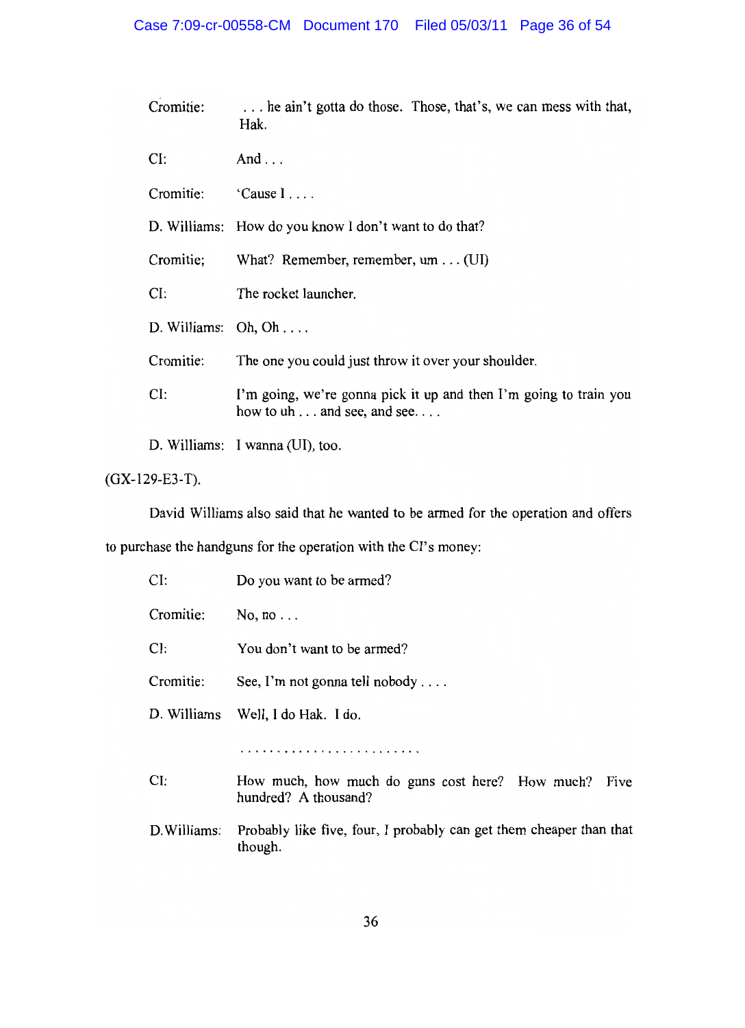Cromitie: . . . he ain't gotta do those. Those, that's, we can mess with that, Hak.

CI: And . . .

Cromitie: 'Cause I . . . .

D. Williams: How do you know I don't want to do that?

Cromitie; What? Remember, remember, um . . . (UI)

CI: The rocket launcher.

D. Williams: Oh, Oh . . . .

Cromitie: The one you could just throw it over your shoulder.

CI: I'm going, we're gonna pick it up and then I'm going to train you how to uh . . . and see, and see. . . .

D. Williams: I wanna (UI), too.

(GX-129-E3-T).

David Williams also said that he wanted to be armed for the operation and offers to purchase the handguns for the operation with the CI's money:

CI: Do you want to be armed?

Cromitie: No, no . . .

CI: You don't want to be armed?

Cromitie: See, I'm not gonna tell nobody . . . .

D. Williams Well, I do Hak. I do.

. . . . . . . . . . . . . . . . . . . . . . . . .

CI: How much, how much do guns cost here? How much? Five hundred? A thousand?

D.Williams: Probably like five, four, I probably can get them cheaper than that though.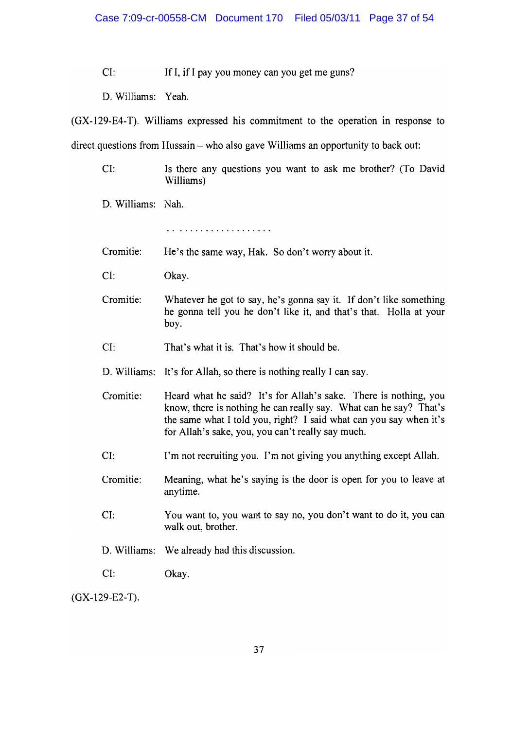| | |
|---|---|
| CI: | If I, if I pay you money can you get me guns? |
| D. Williams: | Yeah. |

(GX-129-E4-T). Williams expressed his commitment to the operation in response to direct questions from Hussain – who also gave Williams an opportunity to back out:

| | |
|---|---|
| CI: | Is there any questions you want to ask me brother? (To David Williams) |
| D. Williams: | Nah. |
| | . . . . . . . . . . . . . . . . . . . . |
| Cromitie: | He's the same way, Hak. So don't worry about it. |
| CI: | Okay. |
| Cromitie: | Whatever he got to say, he's gonna say it. If don't like something he gonna tell you he don't like it, and that's that. Holla at your boy. |
| CI: | That's what it is. That's how it should be. |
| D. Williams: | It's for Allah, so there is nothing really I can say. |
| Cromitie: | Heard what he said? It's for Allah's sake. There is nothing, you know, there is nothing he can really say. What can he say? That's the same what I told you, right? I said what can you say when it's for Allah's sake, you, you can't really say much. |
| CI: | I'm not recruiting you. I'm not giving you anything except Allah. |
| Cromitie: | Meaning, what he's saying is the door is open for you to leave at anytime. |
| CI: | You want to, you want to say no, you don't want to do it, you can walk out, brother. |
| D. Williams: | We already had this discussion. |
| CI: | Okay. |

(GX-129-E2-T).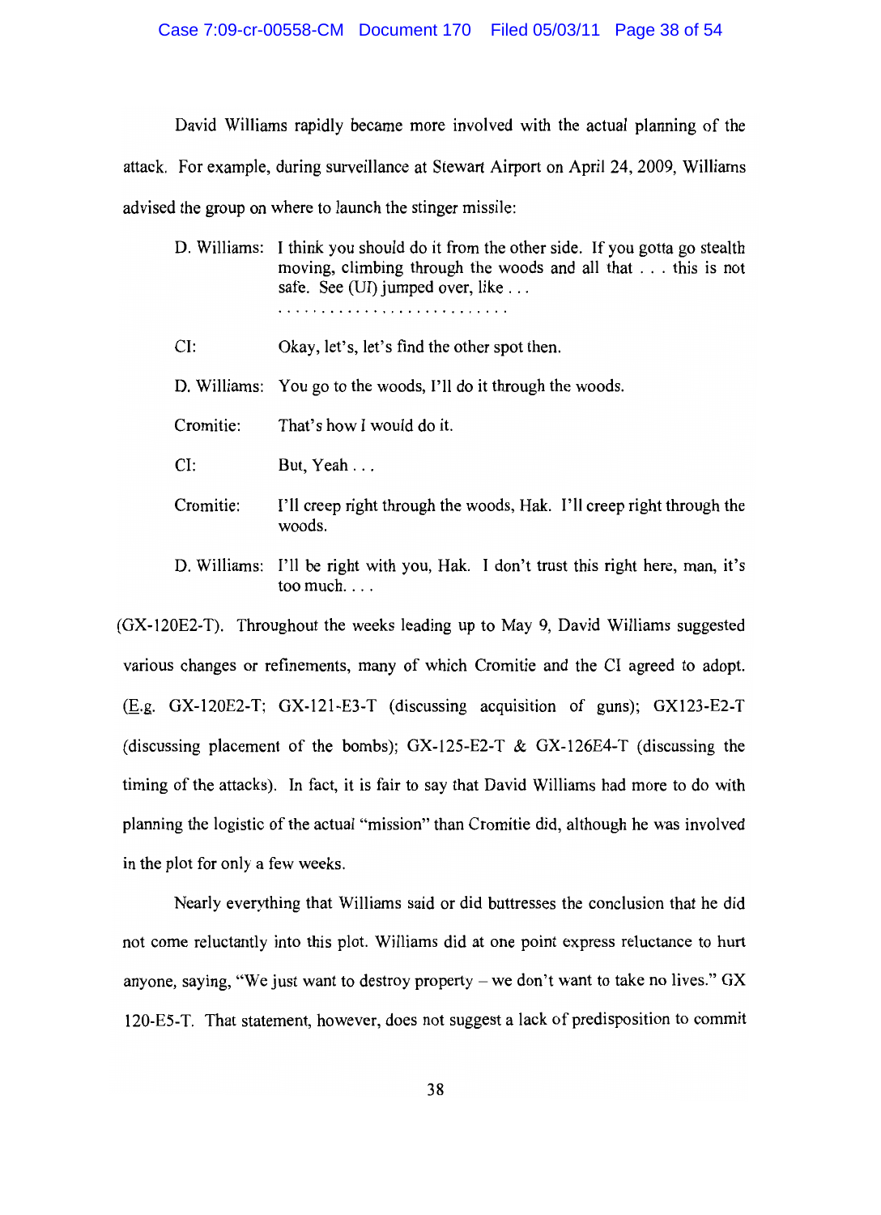David Williams rapidly became more involved with the actual planning of the attack. For example, during surveillance at Stewart Airport on April 24, 2009, Williams advised the group on where to launch the stinger missile:

| | |
|---|---|
| D. Williams: | I think you should do it from the other side. If you gotta go stealth moving, climbing through the woods and all that . . . this is not safe. See (UI) jumped over, like . . . . . . . . . . . . . . . . . . . . . . . . . . . . |
| CI: | Okay, let's, let's find the other spot then. |
| D. Williams: | You go to the woods, I'll do it through the woods. |
| Cromitie: | That's how I would do it. |
| CI: | But, Yeah . . . |
| Cromitie: | I'll creep right through the woods, Hak. I'll creep right through the woods. |
| D. Williams: | I'll be right with you, Hak. I don't trust this right here, man, it's too much. . . . |

(GX-120E2-T). Throughout the weeks leading up to May 9, David Williams suggested various changes or refinements, many of which Cromitie and the CI agreed to adopt. (E.g. GX-120E2-T; GX-121-E3-T (discussing acquisition of guns); GX123-E2-T (discussing placement of the bombs); GX-125-E2-T & GX-126E4-T (discussing the timing of the attacks). In fact, it is fair to say that David Williams had more to do with planning the logistic of the actual "mission" than Cromitie did, although he was involved in the plot for only a few weeks.

Nearly everything that Williams said or did buttresses the conclusion that he did not come reluctantly into this plot. Williams did at one point express reluctance to hurt anyone, saying, "We just want to destroy property – we don't want to take no lives." GX 120-E5-T. That statement, however, does not suggest a lack of predisposition to commit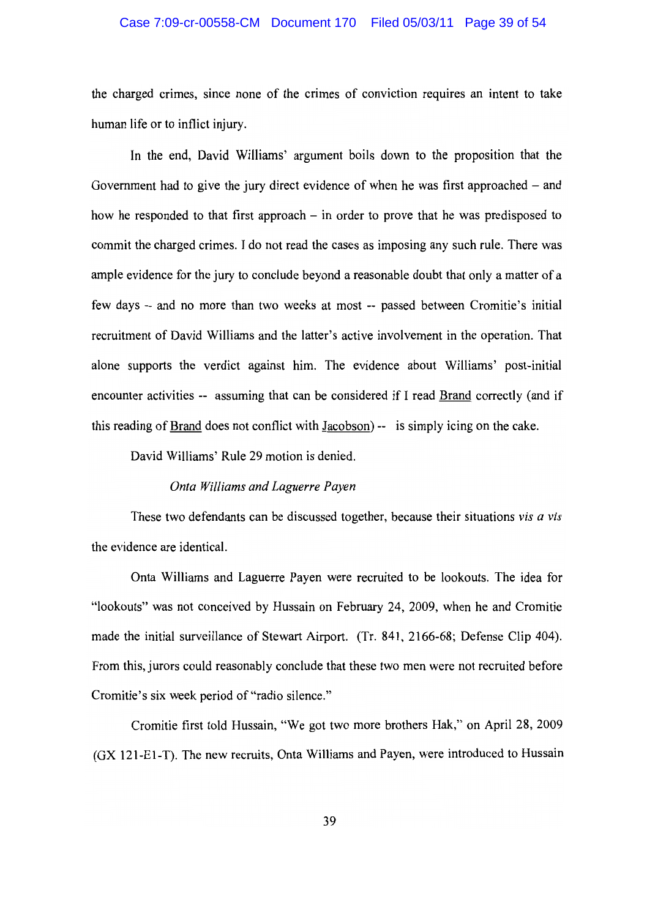the charged crimes, since none of the crimes of conviction requires an intent to take human life or to inflict injury.

In the end, David Williams' argument boils down to the proposition that the Government had to give the jury direct evidence of when he was first approached – and how he responded to that first approach – in order to prove that he was predisposed to commit the charged crimes. I do not read the cases as imposing any such rule. There was ample evidence for the jury to conclude beyond a reasonable doubt that only a matter of a few days -- and no more than two weeks at most -- passed between Cromitie's initial recruitment of David Williams and the latter's active involvement in the operation. That alone supports the verdict against him. The evidence about Williams' post-initial encounter activities -- assuming that can be considered if I read Brand correctly (and if this reading of Brand does not conflict with Jacobson) -- is simply icing on the cake.

David Williams' Rule 29 motion is denied.

*Onta Williams and Laguerre Payen*

These two defendants can be discussed together, because their situations *vis a vis* the evidence are identical.

Onta Williams and Laguerre Payen were recruited to be lookouts. The idea for "lookouts" was not conceived by Hussain on February 24, 2009, when he and Cromitie made the initial surveillance of Stewart Airport. (Tr. 841, 2166-68; Defense Clip 404). From this, jurors could reasonably conclude that these two men were not recruited before Cromitie's six week period of "radio silence."

Cromitie first told Hussain, "We got two more brothers Hak," on April 28, 2009 (GX 121-E1-T). The new recruits, Onta Williams and Payen, were introduced to Hussain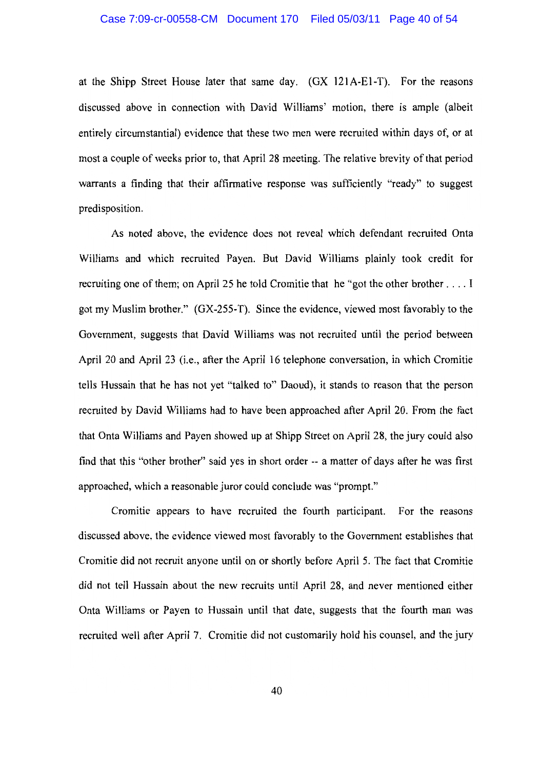at the Shipp Street House later that same day. (GX 121A-E1-T). For the reasons discussed above in connection with David Williams' motion, there is ample (albeit entirely circumstantial) evidence that these two men were recruited within days of, or at most a couple of weeks prior to, that April 28 meeting. The relative brevity of that period warrants a finding that their affirmative response was sufficiently "ready" to suggest predisposition.

As noted above, the evidence does not reveal which defendant recruited Onta Williams and which recruited Payen. But David Williams plainly took credit for recruiting one of them; on April 25 he told Cromitie that he "got the other brother . . . . I got my Muslim brother." (GX-255-T). Since the evidence, viewed most favorably to the Government, suggests that David Williams was not recruited until the period between April 20 and April 23 (i.e., after the April 16 telephone conversation, in which Cromitie tells Hussain that he has not yet "talked to" Daoud), it stands to reason that the person recruited by David Williams had to have been approached after April 20. From the fact that Onta Williams and Payen showed up at Shipp Street on April 28, the jury could also find that this "other brother" said yes in short order -- a matter of days after he was first approached, which a reasonable juror could conclude was "prompt."

Cromitie appears to have recruited the fourth participant. For the reasons discussed above, the evidence viewed most favorably to the Government establishes that Cromitie did not recruit anyone until on or shortly before April 5. The fact that Cromitie did not tell Hussain about the new recruits until April 28, and never mentioned either Onta Williams or Payen to Hussain until that date, suggests that the fourth man was recruited well after April 7. Cromitie did not customarily hold his counsel, and the jury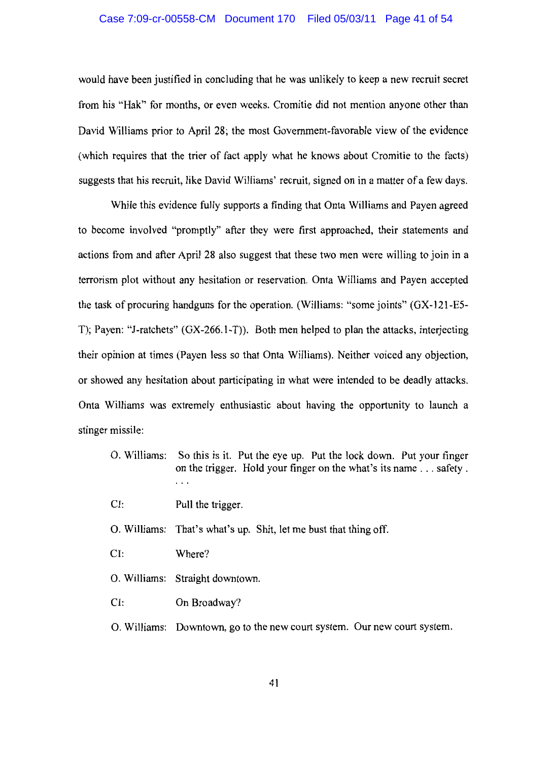would have been justified in concluding that he was unlikely to keep a new recruit secret from his "Hak" for months, or even weeks. Cromitie did not mention anyone other than David Williams prior to April 28; the most Government-favorable view of the evidence (which requires that the trier of fact apply what he knows about Cromitie to the facts) suggests that his recruit, like David Williams' recruit, signed on in a matter of a few days.

While this evidence fully supports a finding that Onta Williams and Payen agreed to become involved "promptly" after they were first approached, their statements and actions from and after April 28 also suggest that these two men were willing to join in a terrorism plot without any hesitation or reservation. Onta Williams and Payen accepted the task of procuring handguns for the operation. (Williams: "some joints" (GX-121-E5-T); Payen: "J-ratchets" (GX-266.1-T)). Both men helped to plan the attacks, interjecting their opinion at times (Payen less so that Onta Williams). Neither voiced any objection, or showed any hesitation about participating in what were intended to be deadly attacks. Onta Williams was extremely enthusiastic about having the opportunity to launch a stinger missile:

> O. Williams: So this is it. Put the eye up. Put the lock down. Put your finger on the trigger. Hold your finger on the what's its name . . . safety . . . .
>
> CI: Pull the trigger.
>
> O. Williams: That's what's up. Shit, let me bust that thing off.
>
> CI: Where?
>
> O. Williams: Straight downtown.
>
> CI: On Broadway?
>
> O. Williams: Downtown, go to the new court system. Our new court system.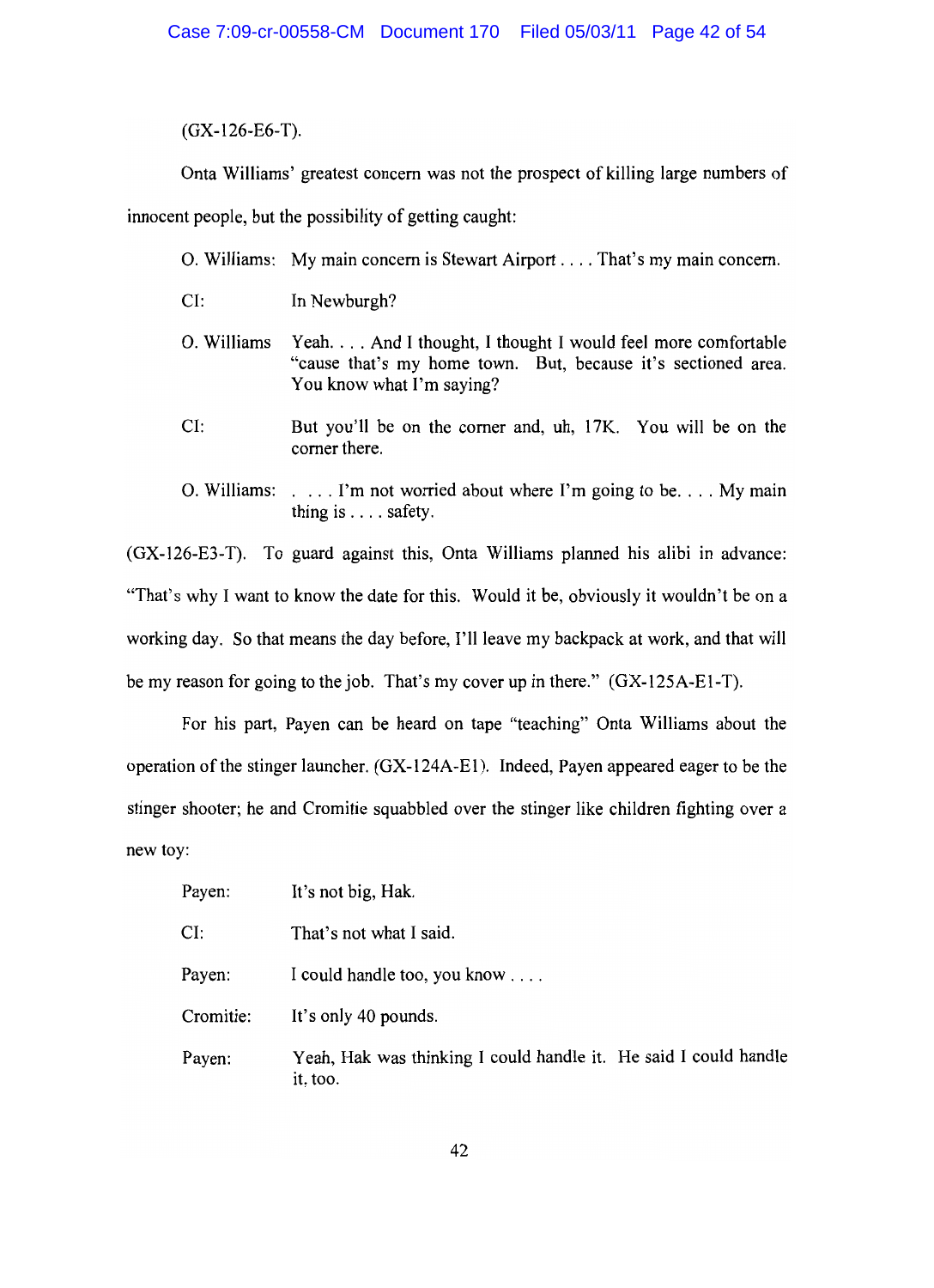(GX-126-E6-T).

Onta Williams' greatest concern was not the prospect of killing large numbers of innocent people, but the possibility of getting caught:

| | |
|---|---|
| O. Williams: | My main concern is Stewart Airport . . . . That's my main concern. |
| CI: | In Newburgh? |
| O. Williams | Yeah. . . . And I thought, I thought I would feel more comfortable "cause that's my home town. But, because it's sectioned area. You know what I'm saying? |
| CI: | But you'll be on the corner and, uh, 17K. You will be on the corner there. |
| O. Williams: | . . . . I'm not worried about where I'm going to be. . . . My main thing is . . . . safety. |

(GX-126-E3-T). To guard against this, Onta Williams planned his alibi in advance: "That's why I want to know the date for this. Would it be, obviously it wouldn't be on a working day. So that means the day before, I'll leave my backpack at work, and that will be my reason for going to the job. That's my cover up in there." (GX-125A-E1-T).

For his part, Payen can be heard on tape "teaching" Onta Williams about the operation of the stinger launcher. (GX-124A-E1). Indeed, Payen appeared eager to be the stinger shooter; he and Cromitie squabbled over the stinger like children fighting over a new toy:

| | |
|---|---|
| Payen: | It's not big, Hak. |
| CI: | That's not what I said. |
| Payen: | I could handle too, you know . . . . |
| Cromitie: | It's only 40 pounds. |
| Payen: | Yeah, Hak was thinking I could handle it. He said I could handle it, too. |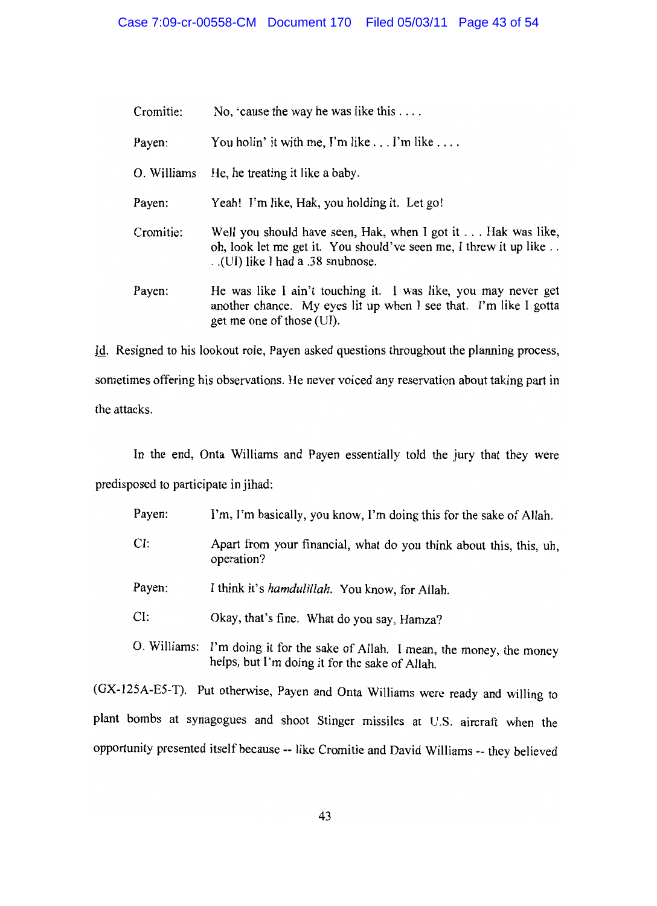| | |
|---|---|
| Cromitie: | No, 'cause the way he was like this . . . . |
| Payen: | You holin' it with me, I'm like . . . I'm like . . . . |
| O. Williams | He, he treating it like a baby. |
| Payen: | Yeah! I'm like, Hak, you holding it. Let go! |
| Cromitie: | Well you should have seen, Hak, when I got it . . . Hak was like, oh, look let me get it. You should've seen me, I threw it up like . . . (UI) like I had a .38 snubnose. |
| Payen: | He was like I ain't touching it. I was like, you may never get another chance. My eyes lit up when I see that. I'm like I gotta get me one of those (UI). |

Id. Resigned to his lookout role, Payen asked questions throughout the planning process, sometimes offering his observations. He never voiced any reservation about taking part in the attacks.

In the end, Onta Williams and Payen essentially told the jury that they were predisposed to participate in jihad:

| | |
|---|---|
| Payen: | I'm, I'm basically, you know, I'm doing this for the sake of Allah. |
| CI: | Apart from your financial, what do you think about this, this, uh, operation? |
| Payen: | I think it's *hamdulillah*. You know, for Allah. |
| CI: | Okay, that's fine. What do you say, Hamza? |
| O. Williams: | I'm doing it for the sake of Allah. I mean, the money, the money helps, but I'm doing it for the sake of Allah. |

(GX-125A-E5-T). Put otherwise, Payen and Onta Williams were ready and willing to plant bombs at synagogues and shoot Stinger missiles at U.S. aircraft when the opportunity presented itself because -- like Cromitie and David Williams -- they believed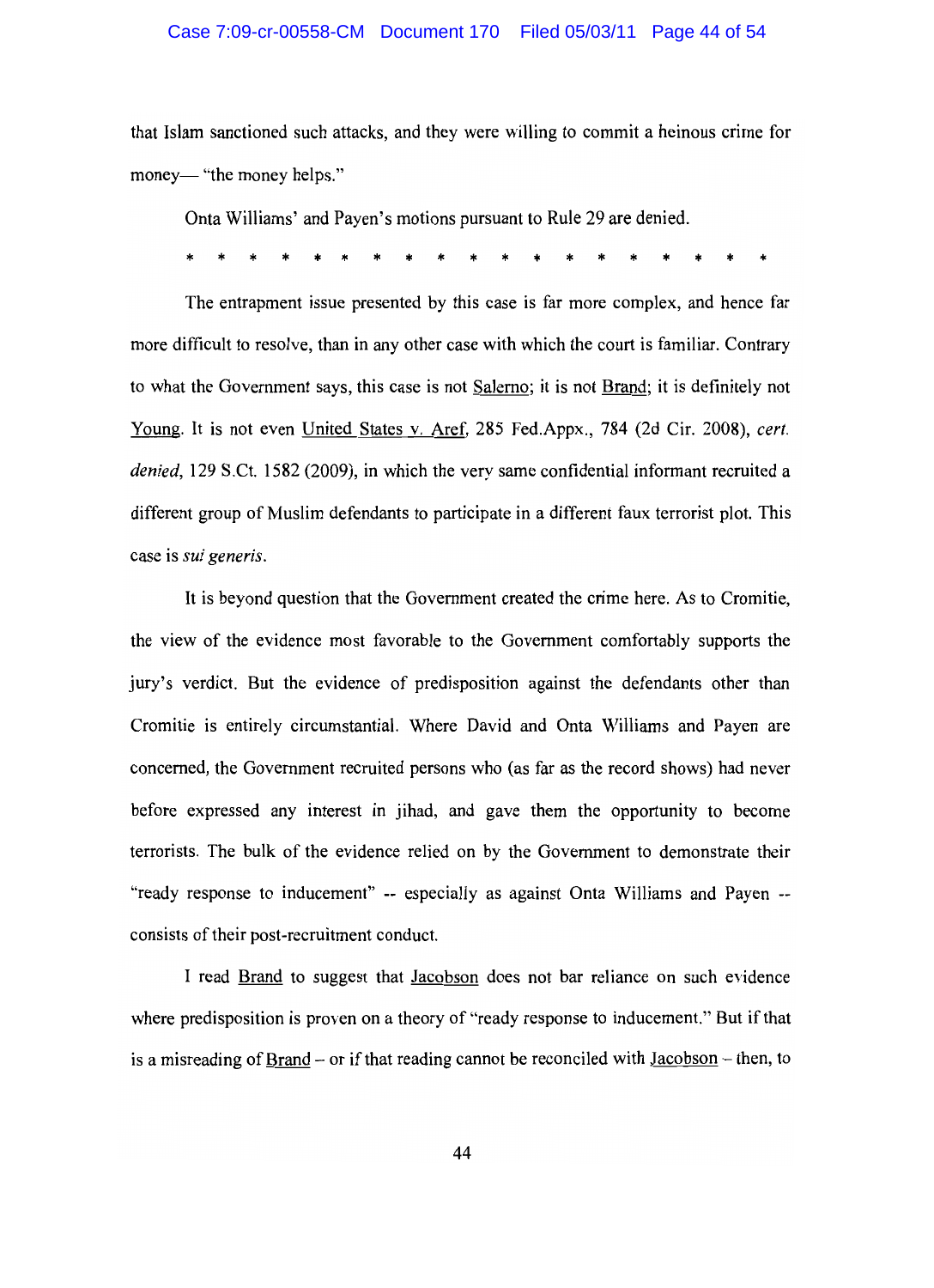that Islam sanctioned such attacks, and they were willing to commit a heinous crime for money— "the money helps."

Onta Williams' and Payen's motions pursuant to Rule 29 are denied.

\* \* \* \* \* \* \* \* \* \* \* \* \* \* \* \* \* \* \*

The entrapment issue presented by this case is far more complex, and hence far more difficult to resolve, than in any other case with which the court is familiar. Contrary to what the Government says, this case is not Salerno; it is not Brand; it is definitely not Young. It is not even United States v. Aref, 285 Fed.Appx., 784 (2d Cir. 2008), *cert. denied*, 129 S.Ct. 1582 (2009), in which the very same confidential informant recruited a different group of Muslim defendants to participate in a different faux terrorist plot. This case is *sui generis*.

It is beyond question that the Government created the crime here. As to Cromitie, the view of the evidence most favorable to the Government comfortably supports the jury's verdict. But the evidence of predisposition against the defendants other than Cromitie is entirely circumstantial. Where David and Onta Williams and Payen are concerned, the Government recruited persons who (as far as the record shows) had never before expressed any interest in jihad, and gave them the opportunity to become terrorists. The bulk of the evidence relied on by the Government to demonstrate their "ready response to inducement" -- especially as against Onta Williams and Payen -- consists of their post-recruitment conduct.

I read Brand to suggest that Jacobson does not bar reliance on such evidence where predisposition is proven on a theory of "ready response to inducement." But if that is a misreading of Brand – or if that reading cannot be reconciled with Jacobson – then, to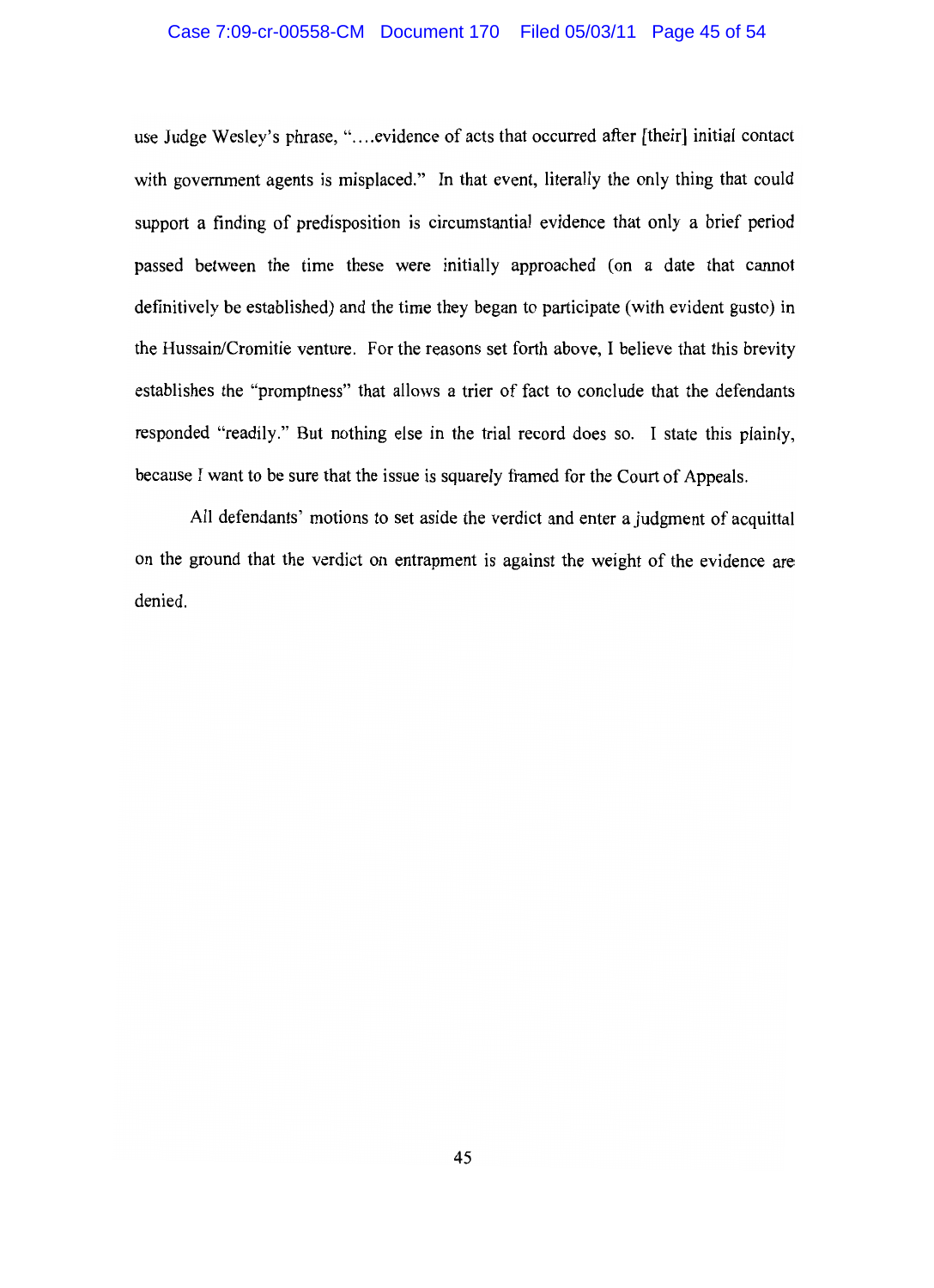use Judge Wesley's phrase, "….evidence of acts that occurred after [their] initial contact with government agents is misplaced." In that event, literally the only thing that could support a finding of predisposition is circumstantial evidence that only a brief period passed between the time these were initially approached (on a date that cannot definitively be established) and the time they began to participate (with evident gusto) in the Hussain/Cromitie venture. For the reasons set forth above, I believe that this brevity establishes the "promptness" that allows a trier of fact to conclude that the defendants responded "readily." But nothing else in the trial record does so. I state this plainly, because I want to be sure that the issue is squarely framed for the Court of Appeals.

All defendants' motions to set aside the verdict and enter a judgment of acquittal on the ground that the verdict on entrapment is against the weight of the evidence are denied.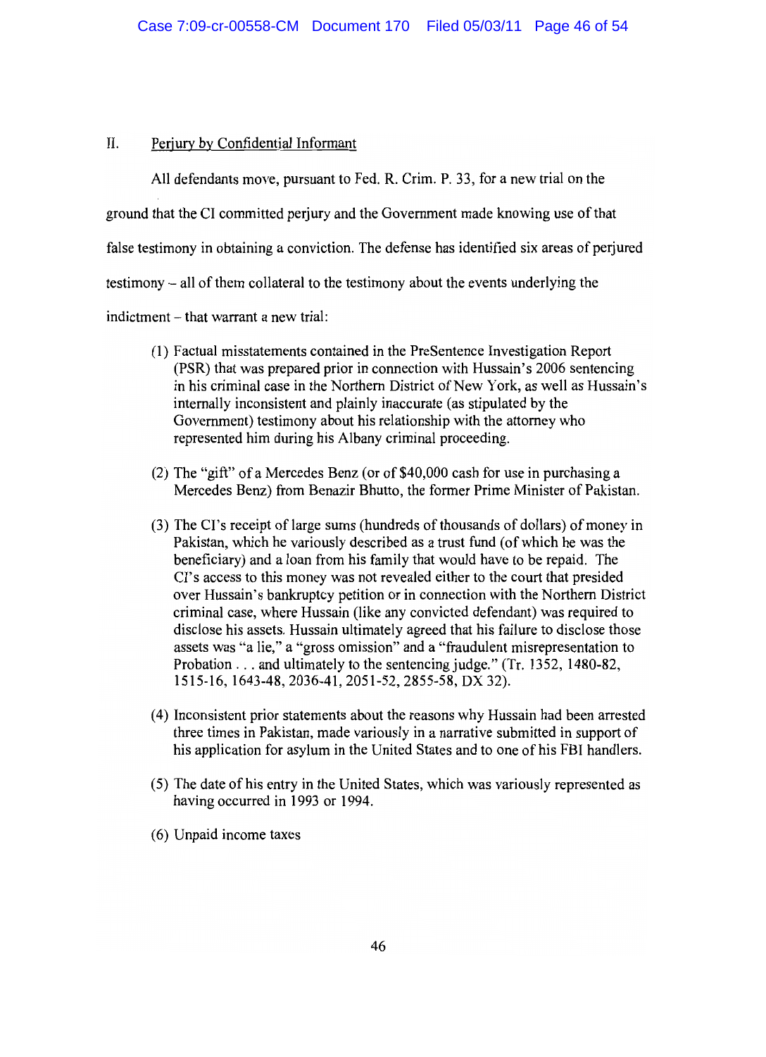## II. Perjury by Confidential Informant

All defendants move, pursuant to Fed. R. Crim. P. 33, for a new trial on the ground that the CI committed perjury and the Government made knowing use of that false testimony in obtaining a conviction. The defense has identified six areas of perjured testimony – all of them collateral to the testimony about the events underlying the indictment – that warrant a new trial:

(1) Factual misstatements contained in the PreSentence Investigation Report (PSR) that was prepared prior in connection with Hussain's 2006 sentencing in his criminal case in the Northern District of New York, as well as Hussain's internally inconsistent and plainly inaccurate (as stipulated by the Government) testimony about his relationship with the attorney who represented him during his Albany criminal proceeding.

(2) The "gift" of a Mercedes Benz (or of $40,000 cash for use in purchasing a Mercedes Benz) from Benazir Bhutto, the former Prime Minister of Pakistan.

(3) The CI's receipt of large sums (hundreds of thousands of dollars) of money in Pakistan, which he variously described as a trust fund (of which he was the beneficiary) and a loan from his family that would have to be repaid. The CI's access to this money was not revealed either to the court that presided over Hussain's bankruptcy petition or in connection with the Northern District criminal case, where Hussain (like any convicted defendant) was required to disclose his assets. Hussain ultimately agreed that his failure to disclose those assets was "a lie," a "gross omission" and a "fraudulent misrepresentation to Probation . . . and ultimately to the sentencing judge." (Tr. 1352, 1480-82, 1515-16, 1643-48, 2036-41, 2051-52, 2855-58, DX 32).

(4) Inconsistent prior statements about the reasons why Hussain had been arrested three times in Pakistan, made variously in a narrative submitted in support of his application for asylum in the United States and to one of his FBI handlers.

(5) The date of his entry in the United States, which was variously represented as having occurred in 1993 or 1994.

(6) Unpaid income taxes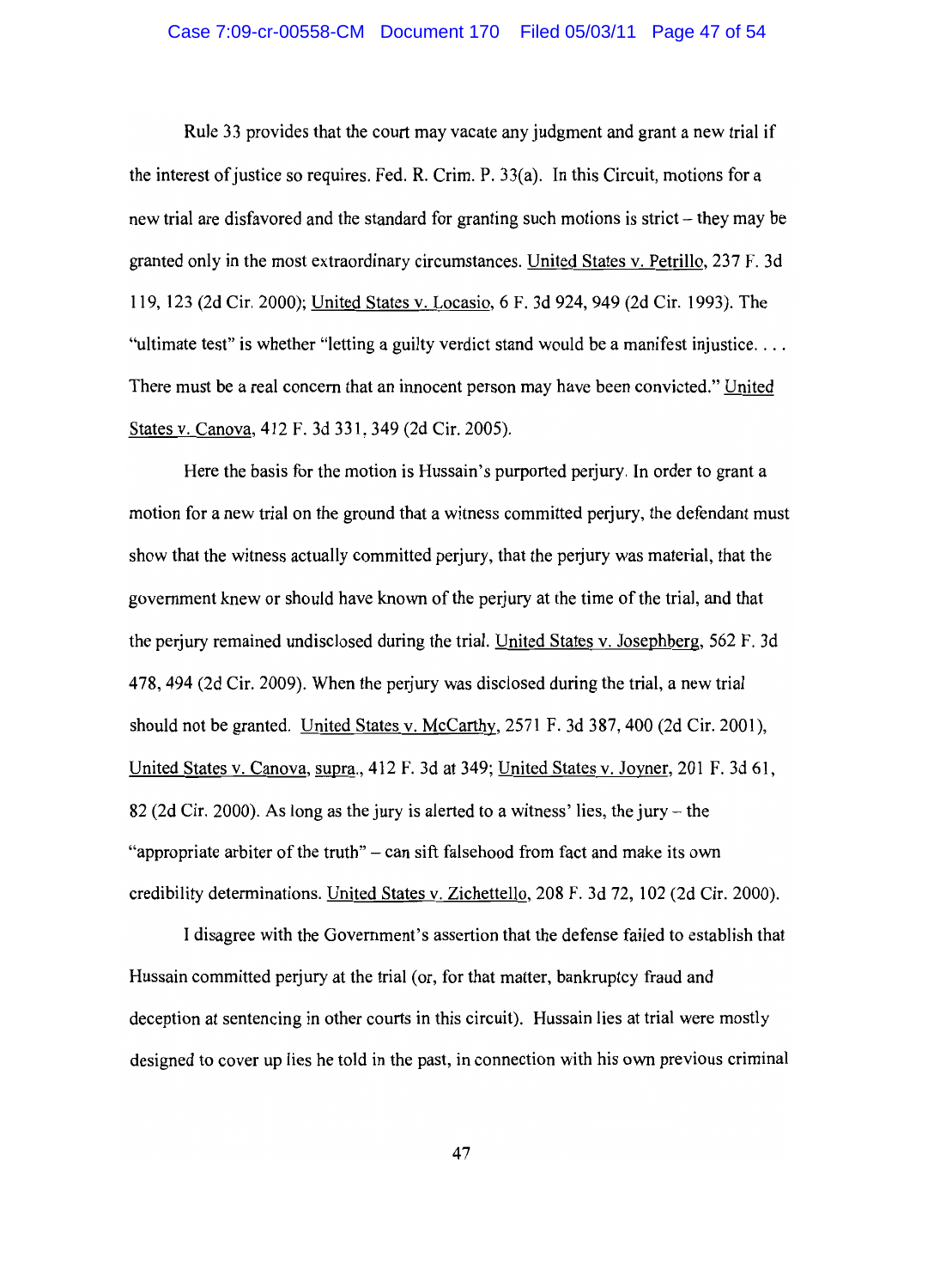Rule 33 provides that the court may vacate any judgment and grant a new trial if the interest of justice so requires. Fed. R. Crim. P. 33(a). In this Circuit, motions for a new trial are disfavored and the standard for granting such motions is strict – they may be granted only in the most extraordinary circumstances. United States v. Petrillo, 237 F. 3d 119, 123 (2d Cir. 2000); United States v. Locasio, 6 F. 3d 924, 949 (2d Cir. 1993). The "ultimate test" is whether "letting a guilty verdict stand would be a manifest injustice. . . . There must be a real concern that an innocent person may have been convicted." United States v. Canova, 412 F. 3d 331, 349 (2d Cir. 2005).

Here the basis for the motion is Hussain's purported perjury. In order to grant a motion for a new trial on the ground that a witness committed perjury, the defendant must show that the witness actually committed perjury, that the perjury was material, that the government knew or should have known of the perjury at the time of the trial, and that the perjury remained undisclosed during the trial. United States v. Josephberg, 562 F. 3d 478, 494 (2d Cir. 2009). When the perjury was disclosed during the trial, a new trial should not be granted. United States v. McCarthy, 2571 F. 3d 387, 400 (2d Cir. 2001), United States v. Canova, supra., 412 F. 3d at 349; United States v. Joyner, 201 F. 3d 61, 82 (2d Cir. 2000). As long as the jury is alerted to a witness' lies, the jury – the "appropriate arbiter of the truth" – can sift falsehood from fact and make its own credibility determinations. United States v. Zichettello, 208 F. 3d 72, 102 (2d Cir. 2000).

I disagree with the Government's assertion that the defense failed to establish that Hussain committed perjury at the trial (or, for that matter, bankruptcy fraud and deception at sentencing in other courts in this circuit). Hussain lies at trial were mostly designed to cover up lies he told in the past, in connection with his own previous criminal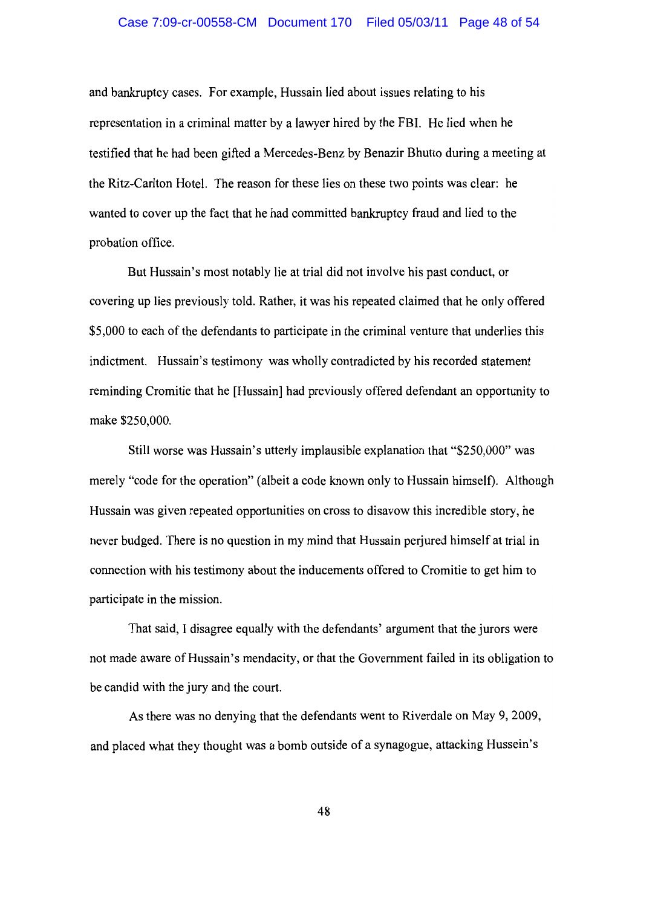and bankruptcy cases. For example, Hussain lied about issues relating to his representation in a criminal matter by a lawyer hired by the FBI. He lied when he testified that he had been gifted a Mercedes-Benz by Benazir Bhutto during a meeting at the Ritz-Carlton Hotel. The reason for these lies on these two points was clear: he wanted to cover up the fact that he had committed bankruptcy fraud and lied to the probation office.

But Hussain's most notably lie at trial did not involve his past conduct, or covering up lies previously told. Rather, it was his repeated claimed that he only offered $5,000 to each of the defendants to participate in the criminal venture that underlies this indictment. Hussain's testimony was wholly contradicted by his recorded statement reminding Cromitie that he [Hussain] had previously offered defendant an opportunity to make $250,000.

Still worse was Hussain's utterly implausible explanation that "$250,000" was merely "code for the operation" (albeit a code known only to Hussain himself). Although Hussain was given repeated opportunities on cross to disavow this incredible story, he never budged. There is no question in my mind that Hussain perjured himself at trial in connection with his testimony about the inducements offered to Cromitie to get him to participate in the mission.

That said, I disagree equally with the defendants' argument that the jurors were not made aware of Hussain's mendacity, or that the Government failed in its obligation to be candid with the jury and the court.

As there was no denying that the defendants went to Riverdale on May 9, 2009, and placed what they thought was a bomb outside of a synagogue, attacking Hussein's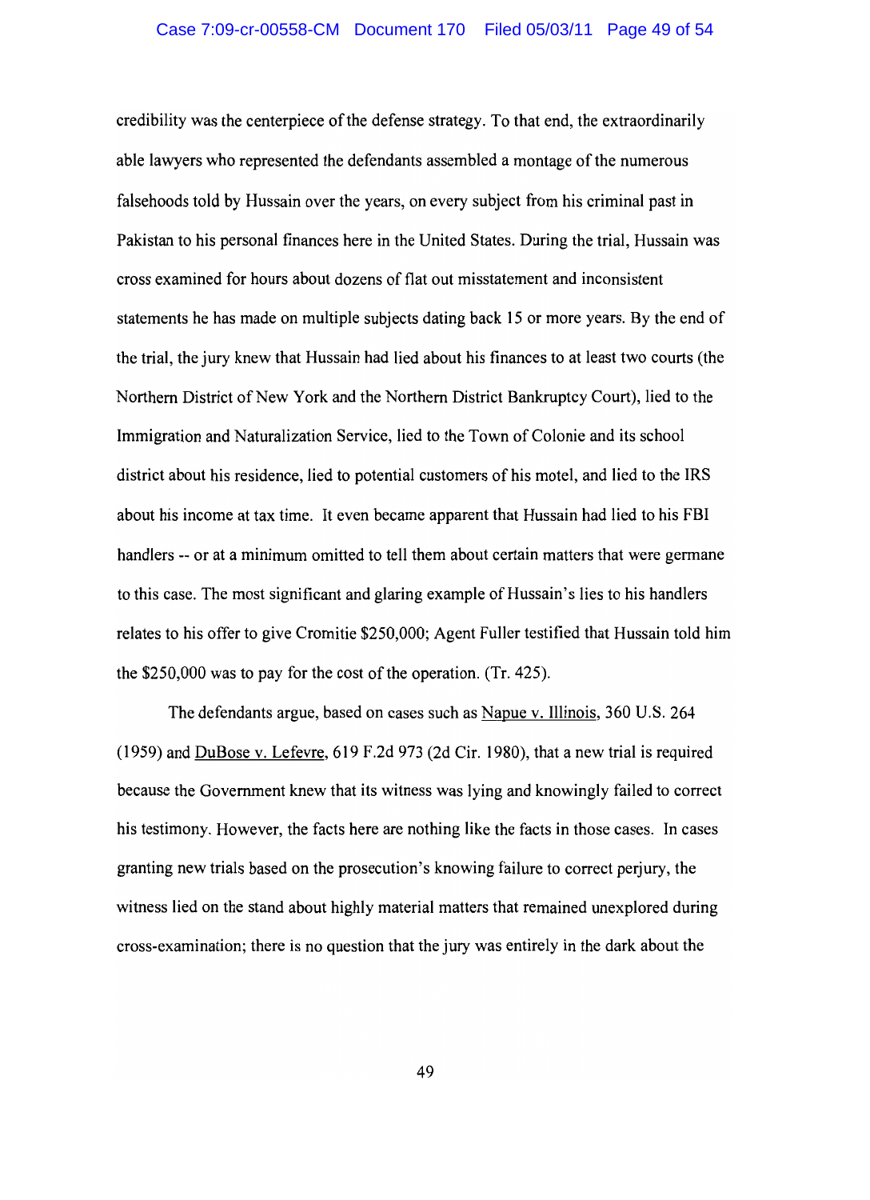credibility was the centerpiece of the defense strategy. To that end, the extraordinarily able lawyers who represented the defendants assembled a montage of the numerous falsehoods told by Hussain over the years, on every subject from his criminal past in Pakistan to his personal finances here in the United States. During the trial, Hussain was cross examined for hours about dozens of flat out misstatement and inconsistent statements he has made on multiple subjects dating back 15 or more years. By the end of the trial, the jury knew that Hussain had lied about his finances to at least two courts (the Northern District of New York and the Northern District Bankruptcy Court), lied to the Immigration and Naturalization Service, lied to the Town of Colonie and its school district about his residence, lied to potential customers of his motel, and lied to the IRS about his income at tax time. It even became apparent that Hussain had lied to his FBI handlers -- or at a minimum omitted to tell them about certain matters that were germane to this case. The most significant and glaring example of Hussain's lies to his handlers relates to his offer to give Cromitie $250,000; Agent Fuller testified that Hussain told him the $250,000 was to pay for the cost of the operation. (Tr. 425).

The defendants argue, based on cases such as Napue v. Illinois, 360 U.S. 264 (1959) and DuBose v. Lefevre, 619 F.2d 973 (2d Cir. 1980), that a new trial is required because the Government knew that its witness was lying and knowingly failed to correct his testimony. However, the facts here are nothing like the facts in those cases. In cases granting new trials based on the prosecution's knowing failure to correct perjury, the witness lied on the stand about highly material matters that remained unexplored during cross-examination; there is no question that the jury was entirely in the dark about the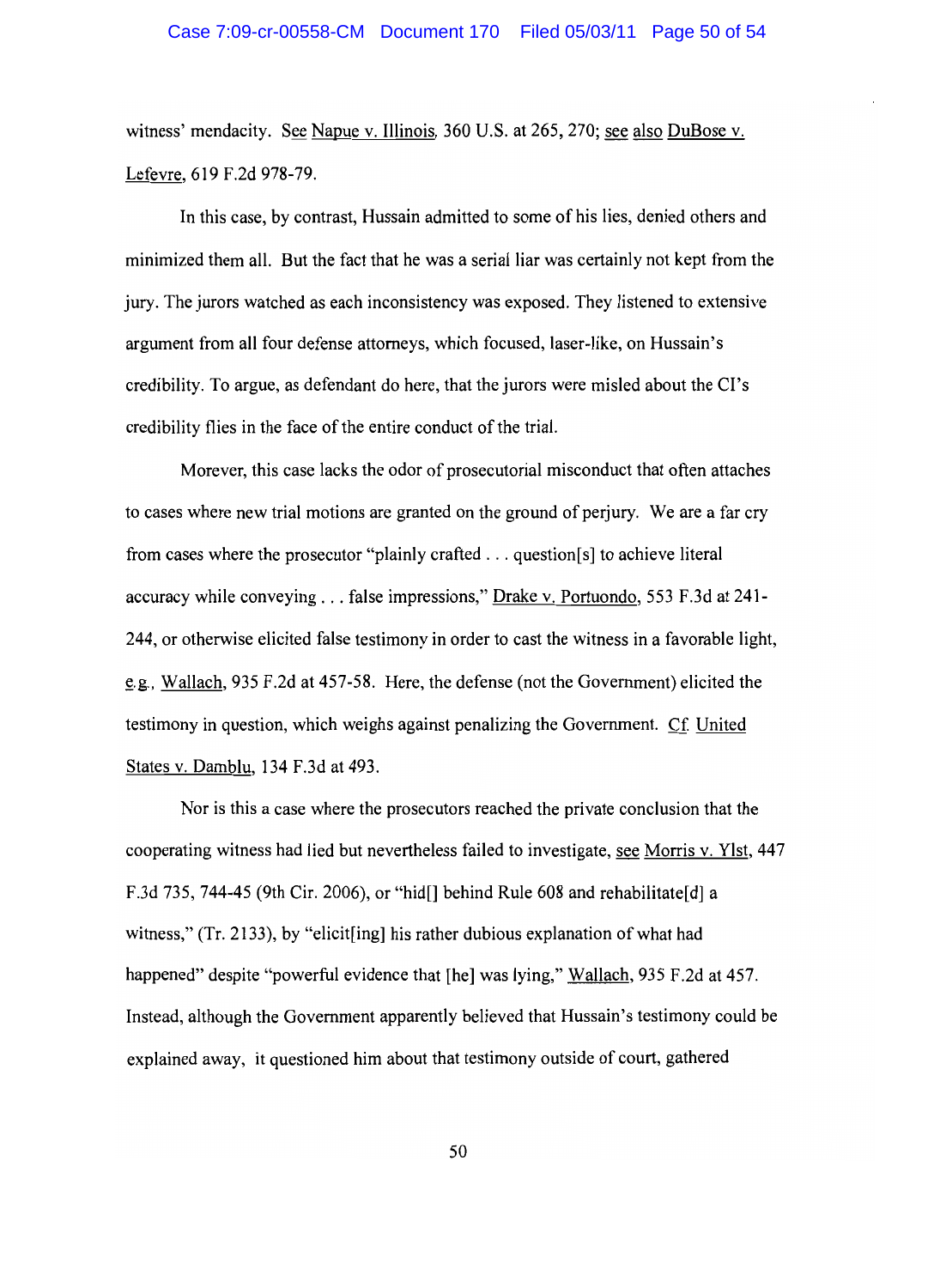witness' mendacity. See Napue v. Illinois, 360 U.S. at 265, 270; see also DuBose v. Lefevre, 619 F.2d 978-79.

In this case, by contrast, Hussain admitted to some of his lies, denied others and minimized them all. But the fact that he was a serial liar was certainly not kept from the jury. The jurors watched as each inconsistency was exposed. They listened to extensive argument from all four defense attorneys, which focused, laser-like, on Hussain's credibility. To argue, as defendant do here, that the jurors were misled about the CI's credibility flies in the face of the entire conduct of the trial.

Morever, this case lacks the odor of prosecutorial misconduct that often attaches to cases where new trial motions are granted on the ground of perjury. We are a far cry from cases where the prosecutor "plainly crafted . . . question[s] to achieve literal accuracy while conveying . . . false impressions," Drake v. Portuondo, 553 F.3d at 241-244, or otherwise elicited false testimony in order to cast the witness in a favorable light, e.g., Wallach, 935 F.2d at 457-58. Here, the defense (not the Government) elicited the testimony in question, which weighs against penalizing the Government. Cf. United States v. Damblu, 134 F.3d at 493.

Nor is this a case where the prosecutors reached the private conclusion that the cooperating witness had lied but nevertheless failed to investigate, see Morris v. Ylst, 447 F.3d 735, 744-45 (9th Cir. 2006), or "hid[] behind Rule 608 and rehabilitate[d] a witness," (Tr. 2133), by "elicit[ing] his rather dubious explanation of what had happened" despite "powerful evidence that [he] was lying," Wallach, 935 F.2d at 457. Instead, although the Government apparently believed that Hussain's testimony could be explained away, it questioned him about that testimony outside of court, gathered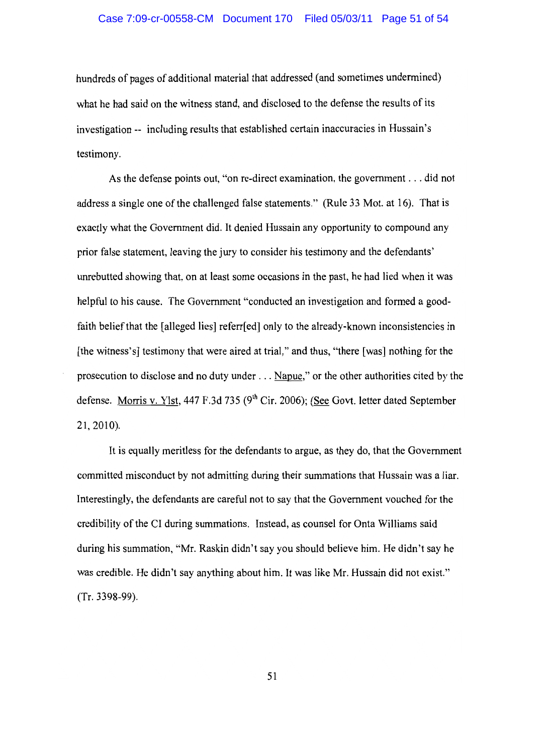hundreds of pages of additional material that addressed (and sometimes undermined) what he had said on the witness stand, and disclosed to the defense the results of its investigation -- including results that established certain inaccuracies in Hussain's testimony.

As the defense points out, "on re-direct examination, the government . . . did not address a single one of the challenged false statements." (Rule 33 Mot. at 16). That is exactly what the Government did. It denied Hussain any opportunity to compound any prior false statement, leaving the jury to consider his testimony and the defendants' unrebutted showing that, on at least some occasions in the past, he had lied when it was helpful to his cause. The Government "conducted an investigation and formed a good-faith belief that the [alleged lies] referr[ed] only to the already-known inconsistencies in [the witness's] testimony that were aired at trial," and thus, "there [was] nothing for the prosecution to disclose and no duty under . . . Napue," or the other authorities cited by the defense. Morris v. Ylst, 447 F.3d 735 (9th Cir. 2006); (See Govt. letter dated September 21, 2010).

It is equally meritless for the defendants to argue, as they do, that the Government committed misconduct by not admitting during their summations that Hussain was a liar. Interestingly, the defendants are careful not to say that the Government vouched for the credibility of the CI during summations. Instead, as counsel for Onta Williams said during his summation, "Mr. Raskin didn't say you should believe him. He didn't say he was credible. He didn't say anything about him. It was like Mr. Hussain did not exist." (Tr. 3398-99).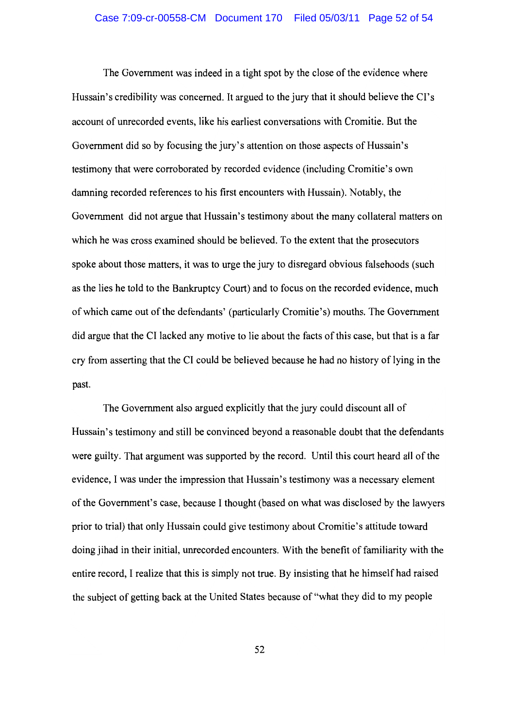The Government was indeed in a tight spot by the close of the evidence where Hussain's credibility was concerned. It argued to the jury that it should believe the CI's account of unrecorded events, like his earliest conversations with Cromitie. But the Government did so by focusing the jury's attention on those aspects of Hussain's testimony that were corroborated by recorded evidence (including Cromitie's own damning recorded references to his first encounters with Hussain). Notably, the Government did not argue that Hussain's testimony about the many collateral matters on which he was cross examined should be believed. To the extent that the prosecutors spoke about those matters, it was to urge the jury to disregard obvious falsehoods (such as the lies he told to the Bankruptcy Court) and to focus on the recorded evidence, much of which came out of the defendants' (particularly Cromitie's) mouths. The Government did argue that the CI lacked any motive to lie about the facts of this case, but that is a far cry from asserting that the CI could be believed because he had no history of lying in the past.

The Government also argued explicitly that the jury could discount all of Hussain's testimony and still be convinced beyond a reasonable doubt that the defendants were guilty. That argument was supported by the record. Until this court heard all of the evidence, I was under the impression that Hussain's testimony was a necessary element of the Government's case, because I thought (based on what was disclosed by the lawyers prior to trial) that only Hussain could give testimony about Cromitie's attitude toward doing jihad in their initial, unrecorded encounters. With the benefit of familiarity with the entire record, I realize that this is simply not true. By insisting that he himself had raised the subject of getting back at the United States because of "what they did to my people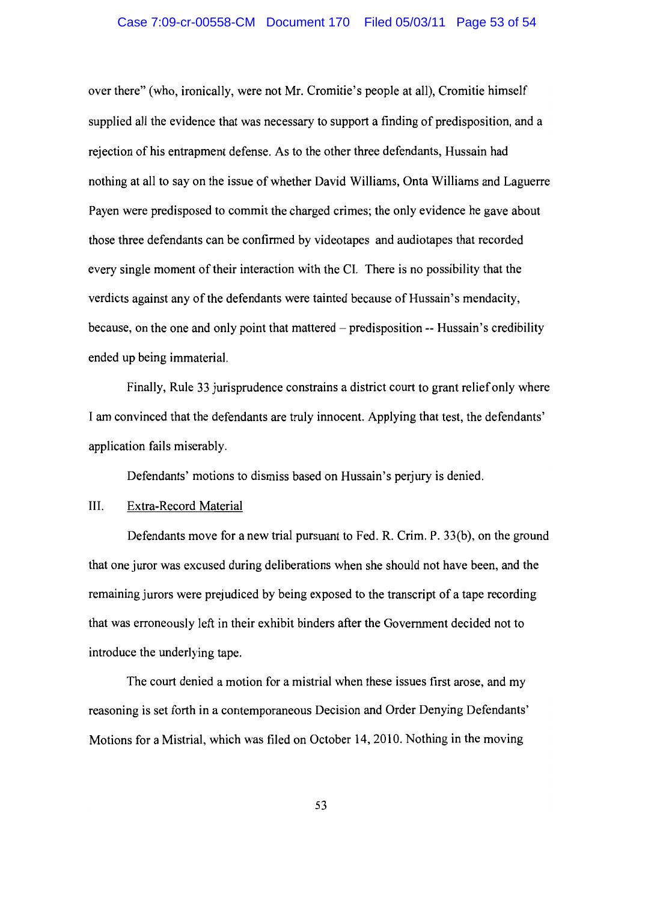over there" (who, ironically, were not Mr. Cromitie's people at all), Cromitie himself supplied all the evidence that was necessary to support a finding of predisposition, and a rejection of his entrapment defense. As to the other three defendants, Hussain had nothing at all to say on the issue of whether David Williams, Onta Williams and Laguerre Payen were predisposed to commit the charged crimes; the only evidence he gave about those three defendants can be confirmed by videotapes and audiotapes that recorded every single moment of their interaction with the CI. There is no possibility that the verdicts against any of the defendants were tainted because of Hussain's mendacity, because, on the one and only point that mattered – predisposition -- Hussain's credibility ended up being immaterial.

Finally, Rule 33 jurisprudence constrains a district court to grant relief only where I am convinced that the defendants are truly innocent. Applying that test, the defendants' application fails miserably.

Defendants' motions to dismiss based on Hussain's perjury is denied.

## III. Extra-Record Material

Defendants move for a new trial pursuant to Fed. R. Crim. P. 33(b), on the ground that one juror was excused during deliberations when she should not have been, and the remaining jurors were prejudiced by being exposed to the transcript of a tape recording that was erroneously left in their exhibit binders after the Government decided not to introduce the underlying tape.

The court denied a motion for a mistrial when these issues first arose, and my reasoning is set forth in a contemporaneous Decision and Order Denying Defendants' Motions for a Mistrial, which was filed on October 14, 2010. Nothing in the moving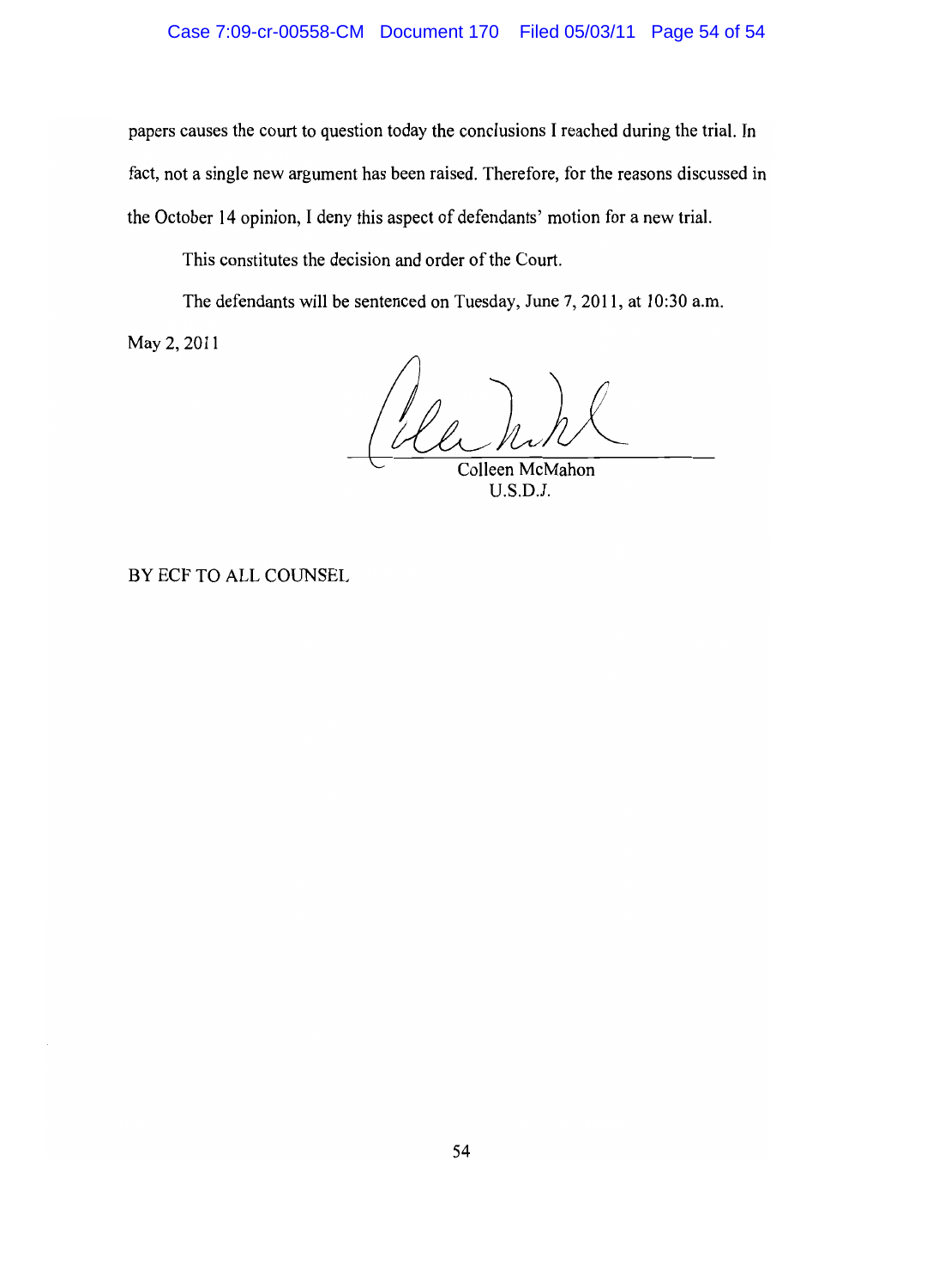papers causes the court to question today the conclusions I reached during the trial. In fact, not a single new argument has been raised. Therefore, for the reasons discussed in the October 14 opinion, I deny this aspect of defendants' motion for a new trial.

This constitutes the decision and order of the Court.

The defendants will be sentenced on Tuesday, June 7, 2011, at 10:30 a.m.

May 2, 2011

Colleen McMahon
U.S.D.J.

BY ECF TO ALL COUNSEL